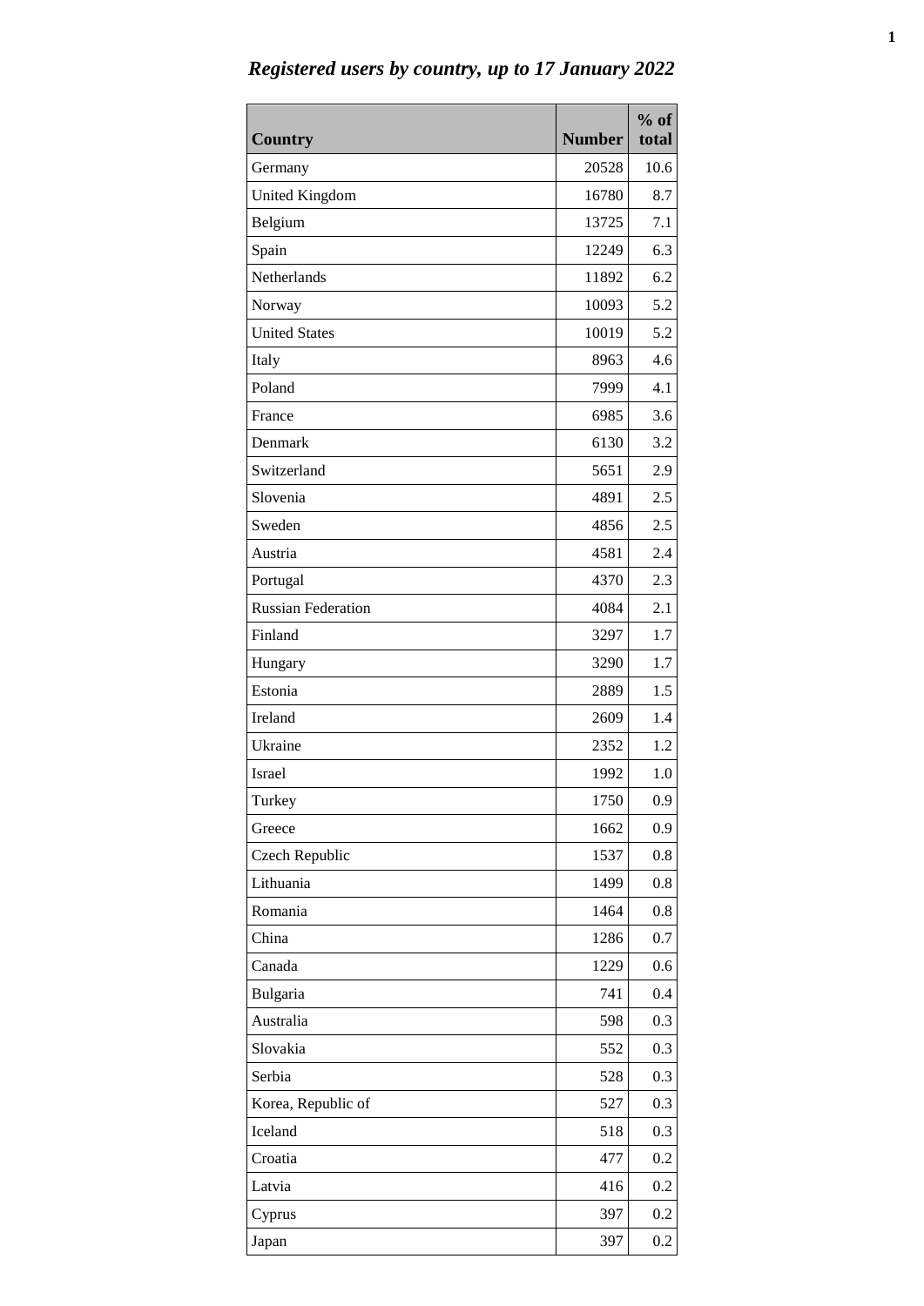## *Registered users by country, up to 17 January 2022*

| Country | Number | % of total |
|---|---|---|
| Germany | 20528 | 10.6 |
| United Kingdom | 16780 | 8.7 |
| Belgium | 13725 | 7.1 |
| Spain | 12249 | 6.3 |
| Netherlands | 11892 | 6.2 |
| Norway | 10093 | 5.2 |
| United States | 10019 | 5.2 |
| Italy | 8963 | 4.6 |
| Poland | 7999 | 4.1 |
| France | 6985 | 3.6 |
| Denmark | 6130 | 3.2 |
| Switzerland | 5651 | 2.9 |
| Slovenia | 4891 | 2.5 |
| Sweden | 4856 | 2.5 |
| Austria | 4581 | 2.4 |
| Portugal | 4370 | 2.3 |
| Russian Federation | 4084 | 2.1 |
| Finland | 3297 | 1.7 |
| Hungary | 3290 | 1.7 |
| Estonia | 2889 | 1.5 |
| Ireland | 2609 | 1.4 |
| Ukraine | 2352 | 1.2 |
| Israel | 1992 | 1.0 |
| Turkey | 1750 | 0.9 |
| Greece | 1662 | 0.9 |
| Czech Republic | 1537 | 0.8 |
| Lithuania | 1499 | 0.8 |
| Romania | 1464 | 0.8 |
| China | 1286 | 0.7 |
| Canada | 1229 | 0.6 |
| Bulgaria | 741 | 0.4 |
| Australia | 598 | 0.3 |
| Slovakia | 552 | 0.3 |
| Serbia | 528 | 0.3 |
| Korea, Republic of | 527 | 0.3 |
| Iceland | 518 | 0.3 |
| Croatia | 477 | 0.2 |
| Latvia | 416 | 0.2 |
| Cyprus | 397 | 0.2 |
| Japan | 397 | 0.2 |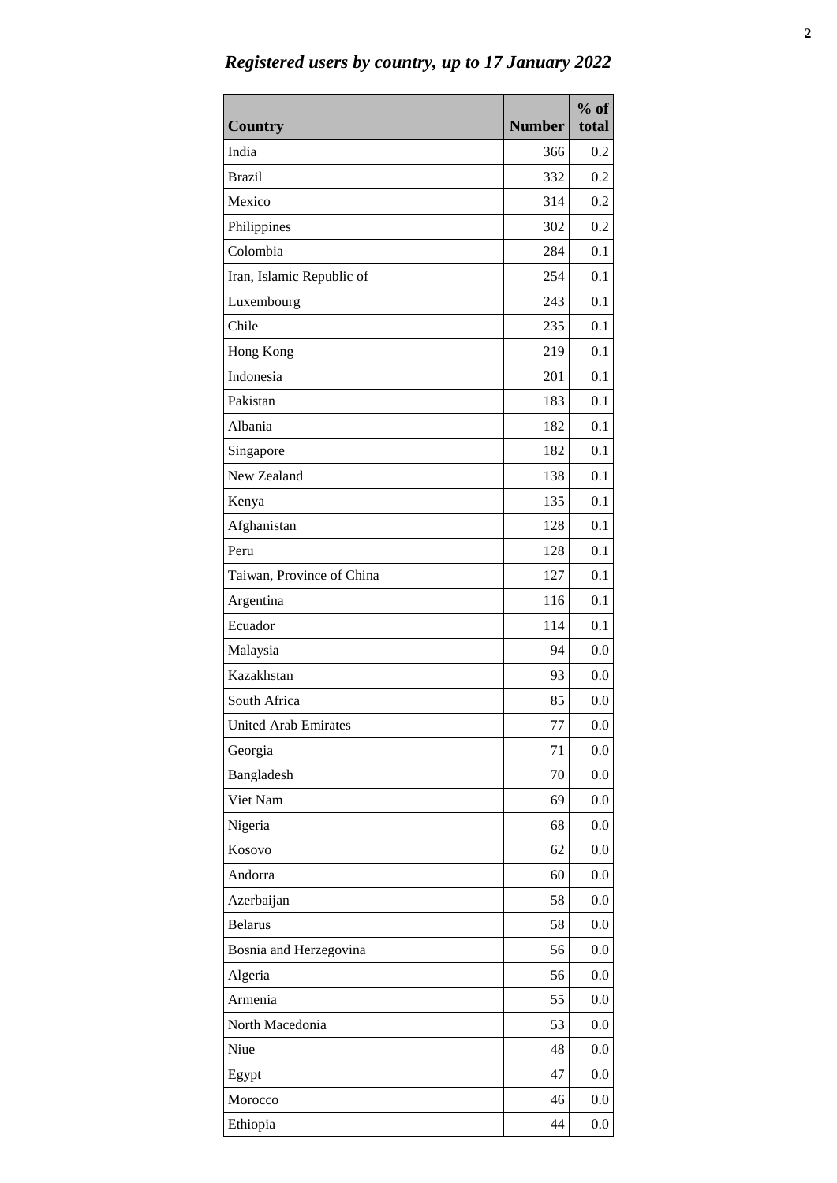## *Registered users by country, up to 17 January 2022*

| Country | Number | % of total |
|---|---|---|
| India | 366 | 0.2 |
| Brazil | 332 | 0.2 |
| Mexico | 314 | 0.2 |
| Philippines | 302 | 0.2 |
| Colombia | 284 | 0.1 |
| Iran, Islamic Republic of | 254 | 0.1 |
| Luxembourg | 243 | 0.1 |
| Chile | 235 | 0.1 |
| Hong Kong | 219 | 0.1 |
| Indonesia | 201 | 0.1 |
| Pakistan | 183 | 0.1 |
| Albania | 182 | 0.1 |
| Singapore | 182 | 0.1 |
| New Zealand | 138 | 0.1 |
| Kenya | 135 | 0.1 |
| Afghanistan | 128 | 0.1 |
| Peru | 128 | 0.1 |
| Taiwan, Province of China | 127 | 0.1 |
| Argentina | 116 | 0.1 |
| Ecuador | 114 | 0.1 |
| Malaysia | 94 | 0.0 |
| Kazakhstan | 93 | 0.0 |
| South Africa | 85 | 0.0 |
| United Arab Emirates | 77 | 0.0 |
| Georgia | 71 | 0.0 |
| Bangladesh | 70 | 0.0 |
| Viet Nam | 69 | 0.0 |
| Nigeria | 68 | 0.0 |
| Kosovo | 62 | 0.0 |
| Andorra | 60 | 0.0 |
| Azerbaijan | 58 | 0.0 |
| Belarus | 58 | 0.0 |
| Bosnia and Herzegovina | 56 | 0.0 |
| Algeria | 56 | 0.0 |
| Armenia | 55 | 0.0 |
| North Macedonia | 53 | 0.0 |
| Niue | 48 | 0.0 |
| Egypt | 47 | 0.0 |
| Morocco | 46 | 0.0 |
| Ethiopia | 44 | 0.0 |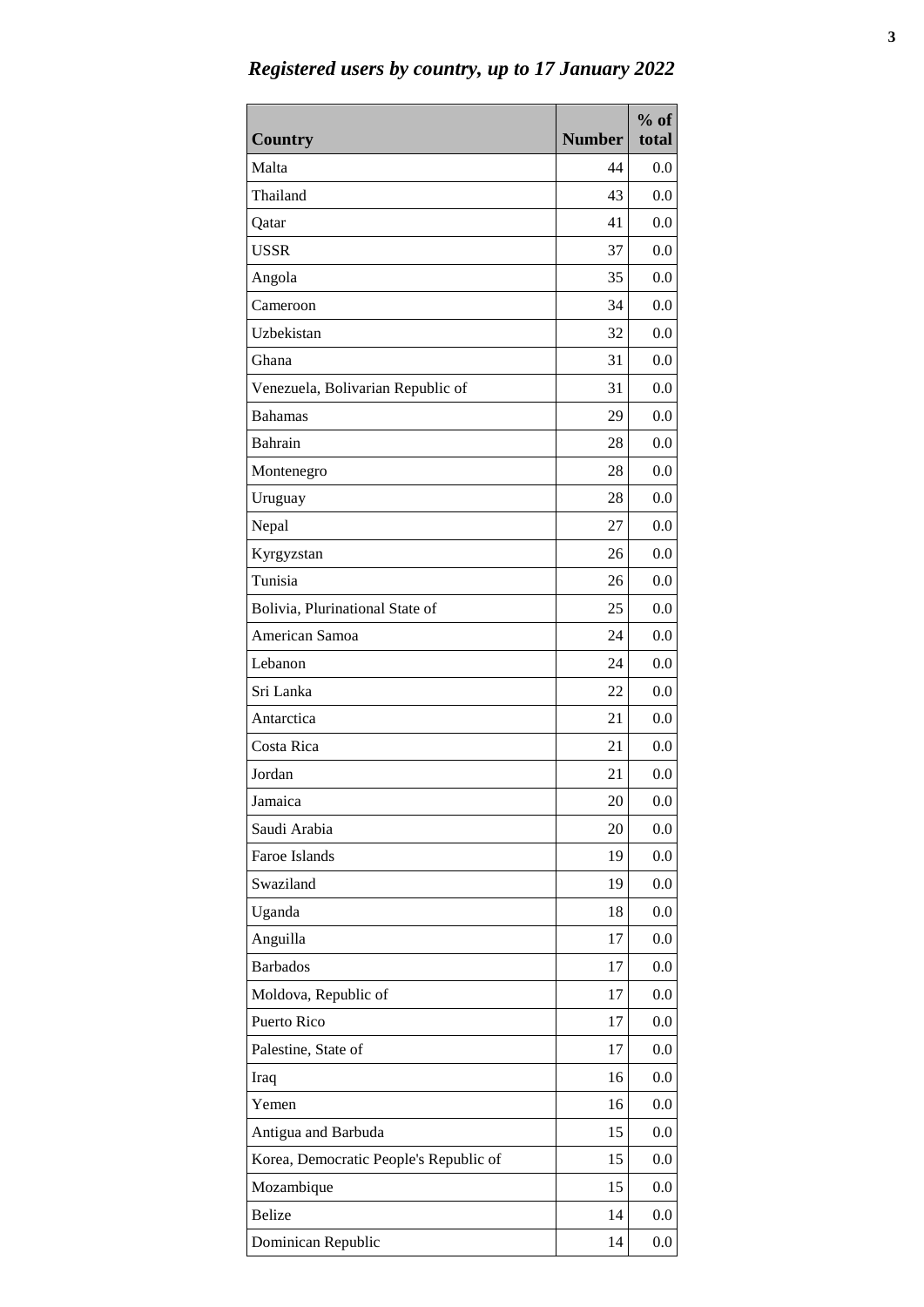*Registered users by country, up to 17 January 2022*

| Country | Number | % of total |
|---|---|---|
| Malta | 44 | 0.0 |
| Thailand | 43 | 0.0 |
| Qatar | 41 | 0.0 |
| USSR | 37 | 0.0 |
| Angola | 35 | 0.0 |
| Cameroon | 34 | 0.0 |
| Uzbekistan | 32 | 0.0 |
| Ghana | 31 | 0.0 |
| Venezuela, Bolivarian Republic of | 31 | 0.0 |
| Bahamas | 29 | 0.0 |
| Bahrain | 28 | 0.0 |
| Montenegro | 28 | 0.0 |
| Uruguay | 28 | 0.0 |
| Nepal | 27 | 0.0 |
| Kyrgyzstan | 26 | 0.0 |
| Tunisia | 26 | 0.0 |
| Bolivia, Plurinational State of | 25 | 0.0 |
| American Samoa | 24 | 0.0 |
| Lebanon | 24 | 0.0 |
| Sri Lanka | 22 | 0.0 |
| Antarctica | 21 | 0.0 |
| Costa Rica | 21 | 0.0 |
| Jordan | 21 | 0.0 |
| Jamaica | 20 | 0.0 |
| Saudi Arabia | 20 | 0.0 |
| Faroe Islands | 19 | 0.0 |
| Swaziland | 19 | 0.0 |
| Uganda | 18 | 0.0 |
| Anguilla | 17 | 0.0 |
| Barbados | 17 | 0.0 |
| Moldova, Republic of | 17 | 0.0 |
| Puerto Rico | 17 | 0.0 |
| Palestine, State of | 17 | 0.0 |
| Iraq | 16 | 0.0 |
| Yemen | 16 | 0.0 |
| Antigua and Barbuda | 15 | 0.0 |
| Korea, Democratic People's Republic of | 15 | 0.0 |
| Mozambique | 15 | 0.0 |
| Belize | 14 | 0.0 |
| Dominican Republic | 14 | 0.0 |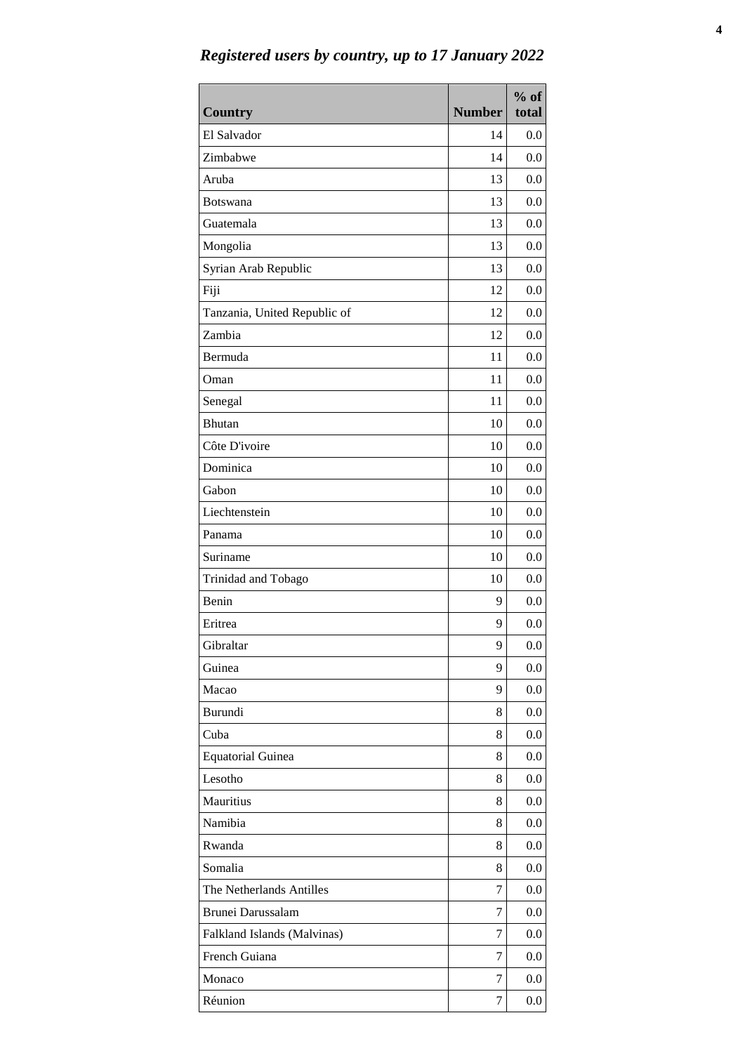*Registered users by country, up to 17 January 2022*

| Country | Number | % of total |
|---|---|---|
| El Salvador | 14 | 0.0 |
| Zimbabwe | 14 | 0.0 |
| Aruba | 13 | 0.0 |
| Botswana | 13 | 0.0 |
| Guatemala | 13 | 0.0 |
| Mongolia | 13 | 0.0 |
| Syrian Arab Republic | 13 | 0.0 |
| Fiji | 12 | 0.0 |
| Tanzania, United Republic of | 12 | 0.0 |
| Zambia | 12 | 0.0 |
| Bermuda | 11 | 0.0 |
| Oman | 11 | 0.0 |
| Senegal | 11 | 0.0 |
| Bhutan | 10 | 0.0 |
| Côte D'ivoire | 10 | 0.0 |
| Dominica | 10 | 0.0 |
| Gabon | 10 | 0.0 |
| Liechtenstein | 10 | 0.0 |
| Panama | 10 | 0.0 |
| Suriname | 10 | 0.0 |
| Trinidad and Tobago | 10 | 0.0 |
| Benin | 9 | 0.0 |
| Eritrea | 9 | 0.0 |
| Gibraltar | 9 | 0.0 |
| Guinea | 9 | 0.0 |
| Macao | 9 | 0.0 |
| Burundi | 8 | 0.0 |
| Cuba | 8 | 0.0 |
| Equatorial Guinea | 8 | 0.0 |
| Lesotho | 8 | 0.0 |
| Mauritius | 8 | 0.0 |
| Namibia | 8 | 0.0 |
| Rwanda | 8 | 0.0 |
| Somalia | 8 | 0.0 |
| The Netherlands Antilles | 7 | 0.0 |
| Brunei Darussalam | 7 | 0.0 |
| Falkland Islands (Malvinas) | 7 | 0.0 |
| French Guiana | 7 | 0.0 |
| Monaco | 7 | 0.0 |
| Réunion | 7 | 0.0 |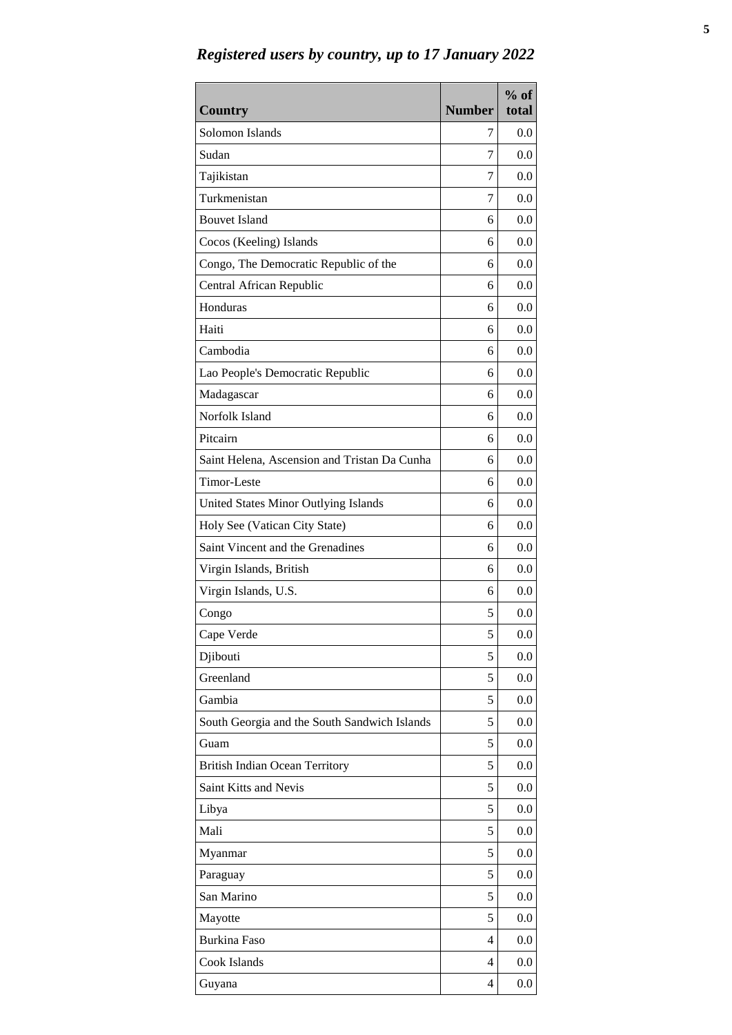## *Registered users by country, up to 17 January 2022*

| Country | Number | % of total |
|---|---|---|
| Solomon Islands | 7 | 0.0 |
| Sudan | 7 | 0.0 |
| Tajikistan | 7 | 0.0 |
| Turkmenistan | 7 | 0.0 |
| Bouvet Island | 6 | 0.0 |
| Cocos (Keeling) Islands | 6 | 0.0 |
| Congo, The Democratic Republic of the | 6 | 0.0 |
| Central African Republic | 6 | 0.0 |
| Honduras | 6 | 0.0 |
| Haiti | 6 | 0.0 |
| Cambodia | 6 | 0.0 |
| Lao People's Democratic Republic | 6 | 0.0 |
| Madagascar | 6 | 0.0 |
| Norfolk Island | 6 | 0.0 |
| Pitcairn | 6 | 0.0 |
| Saint Helena, Ascension and Tristan Da Cunha | 6 | 0.0 |
| Timor-Leste | 6 | 0.0 |
| United States Minor Outlying Islands | 6 | 0.0 |
| Holy See (Vatican City State) | 6 | 0.0 |
| Saint Vincent and the Grenadines | 6 | 0.0 |
| Virgin Islands, British | 6 | 0.0 |
| Virgin Islands, U.S. | 6 | 0.0 |
| Congo | 5 | 0.0 |
| Cape Verde | 5 | 0.0 |
| Djibouti | 5 | 0.0 |
| Greenland | 5 | 0.0 |
| Gambia | 5 | 0.0 |
| South Georgia and the South Sandwich Islands | 5 | 0.0 |
| Guam | 5 | 0.0 |
| British Indian Ocean Territory | 5 | 0.0 |
| Saint Kitts and Nevis | 5 | 0.0 |
| Libya | 5 | 0.0 |
| Mali | 5 | 0.0 |
| Myanmar | 5 | 0.0 |
| Paraguay | 5 | 0.0 |
| San Marino | 5 | 0.0 |
| Mayotte | 5 | 0.0 |
| Burkina Faso | 4 | 0.0 |
| Cook Islands | 4 | 0.0 |
| Guyana | 4 | 0.0 |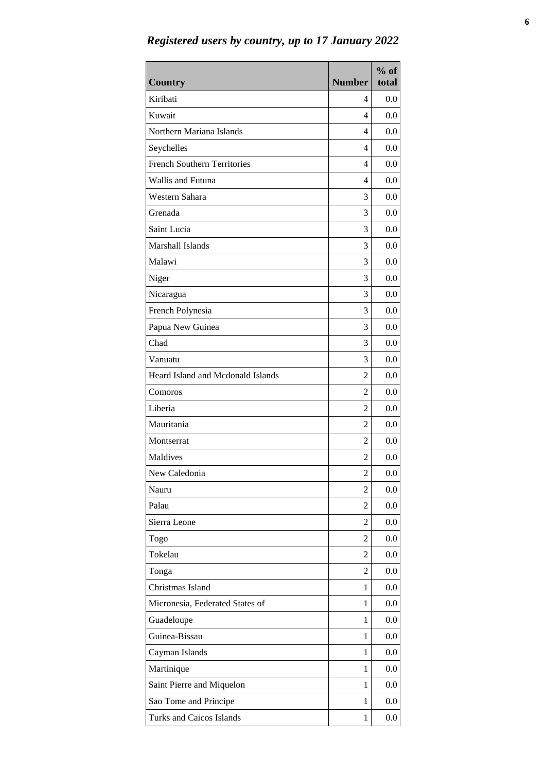*Registered users by country, up to 17 January 2022*

| Country | Number | % of total |
|---|---|---|
| Kiribati | 4 | 0.0 |
| Kuwait | 4 | 0.0 |
| Northern Mariana Islands | 4 | 0.0 |
| Seychelles | 4 | 0.0 |
| French Southern Territories | 4 | 0.0 |
| Wallis and Futuna | 4 | 0.0 |
| Western Sahara | 3 | 0.0 |
| Grenada | 3 | 0.0 |
| Saint Lucia | 3 | 0.0 |
| Marshall Islands | 3 | 0.0 |
| Malawi | 3 | 0.0 |
| Niger | 3 | 0.0 |
| Nicaragua | 3 | 0.0 |
| French Polynesia | 3 | 0.0 |
| Papua New Guinea | 3 | 0.0 |
| Chad | 3 | 0.0 |
| Vanuatu | 3 | 0.0 |
| Heard Island and Mcdonald Islands | 2 | 0.0 |
| Comoros | 2 | 0.0 |
| Liberia | 2 | 0.0 |
| Mauritania | 2 | 0.0 |
| Montserrat | 2 | 0.0 |
| Maldives | 2 | 0.0 |
| New Caledonia | 2 | 0.0 |
| Nauru | 2 | 0.0 |
| Palau | 2 | 0.0 |
| Sierra Leone | 2 | 0.0 |
| Togo | 2 | 0.0 |
| Tokelau | 2 | 0.0 |
| Tonga | 2 | 0.0 |
| Christmas Island | 1 | 0.0 |
| Micronesia, Federated States of | 1 | 0.0 |
| Guadeloupe | 1 | 0.0 |
| Guinea-Bissau | 1 | 0.0 |
| Cayman Islands | 1 | 0.0 |
| Martinique | 1 | 0.0 |
| Saint Pierre and Miquelon | 1 | 0.0 |
| Sao Tome and Principe | 1 | 0.0 |
| Turks and Caicos Islands | 1 | 0.0 |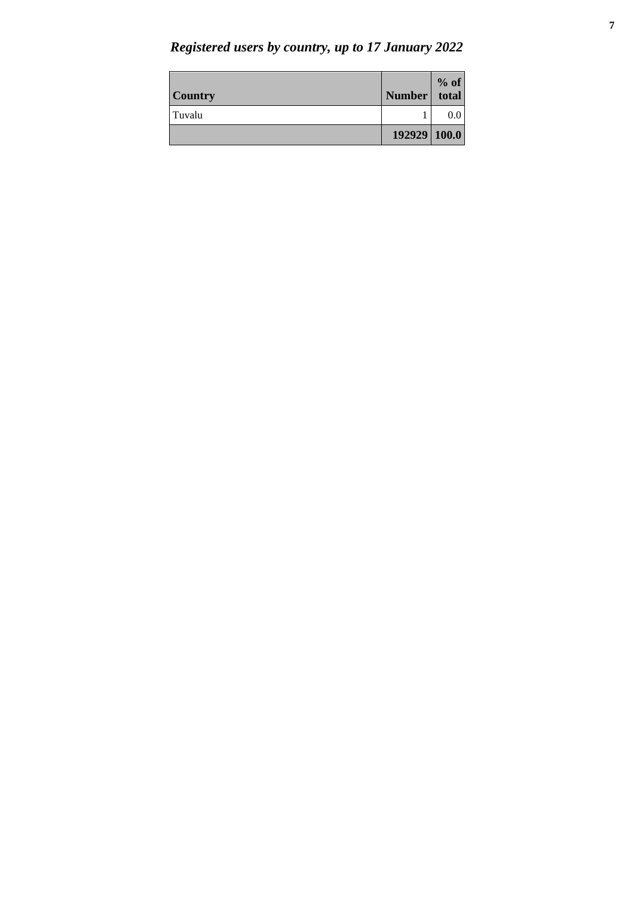## *Registered users by country, up to 17 January 2022*

| Country | Number | % of total |
|---|---|---|
| Tuvalu | 1 | 0.0 |
| | **192929** | **100.0** |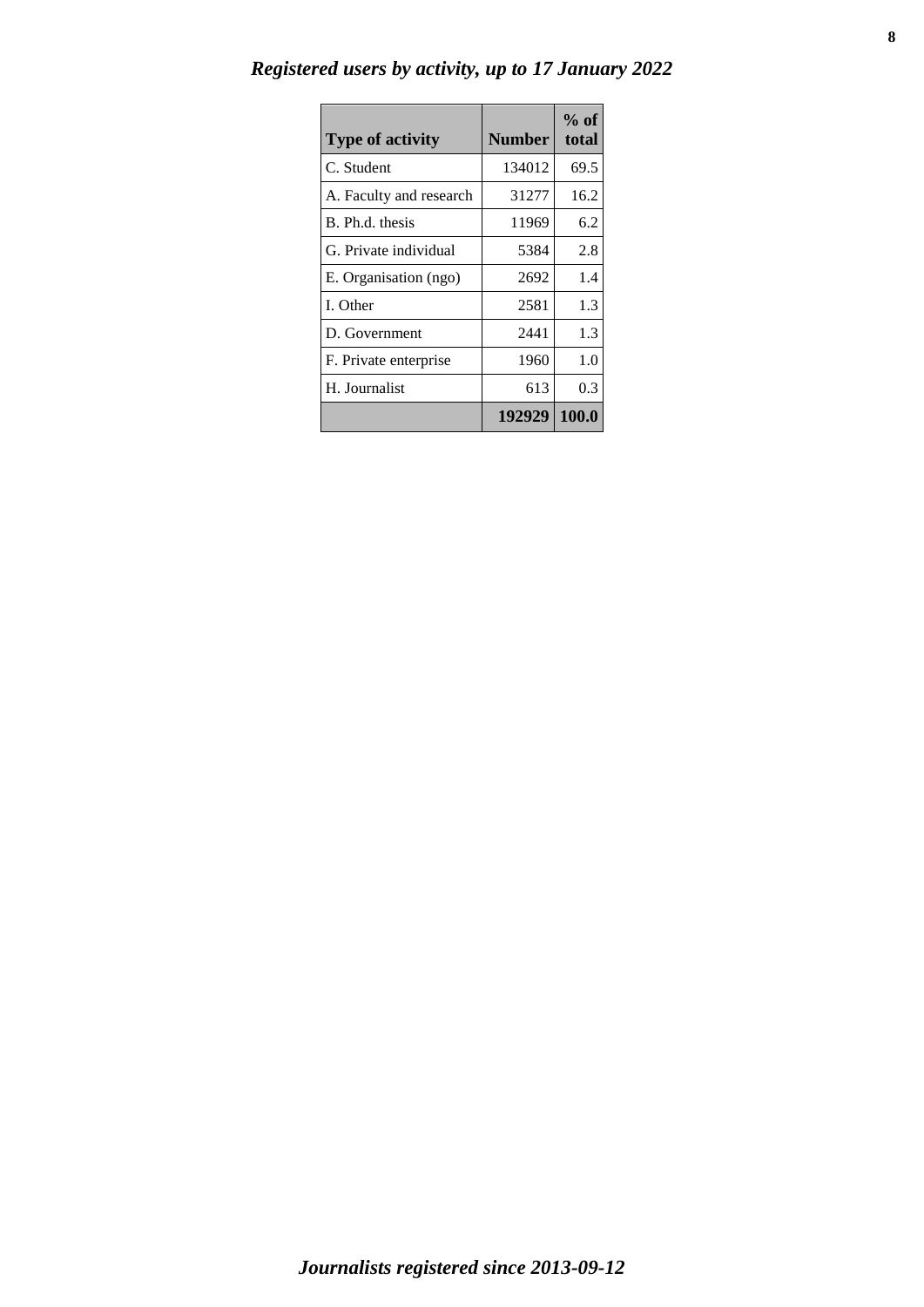## *Registered users by activity, up to 17 January 2022*

| Type of activity | Number | % of total |
|---|---|---|
| C. Student | 134012 | 69.5 |
| A. Faculty and research | 31277 | 16.2 |
| B. Ph.d. thesis | 11969 | 6.2 |
| G. Private individual | 5384 | 2.8 |
| E. Organisation (ngo) | 2692 | 1.4 |
| I. Other | 2581 | 1.3 |
| D. Government | 2441 | 1.3 |
| F. Private enterprise | 1960 | 1.0 |
| H. Journalist | 613 | 0.3 |
| | **192929** | **100.0** |

## *Journalists registered since 2013-09-12*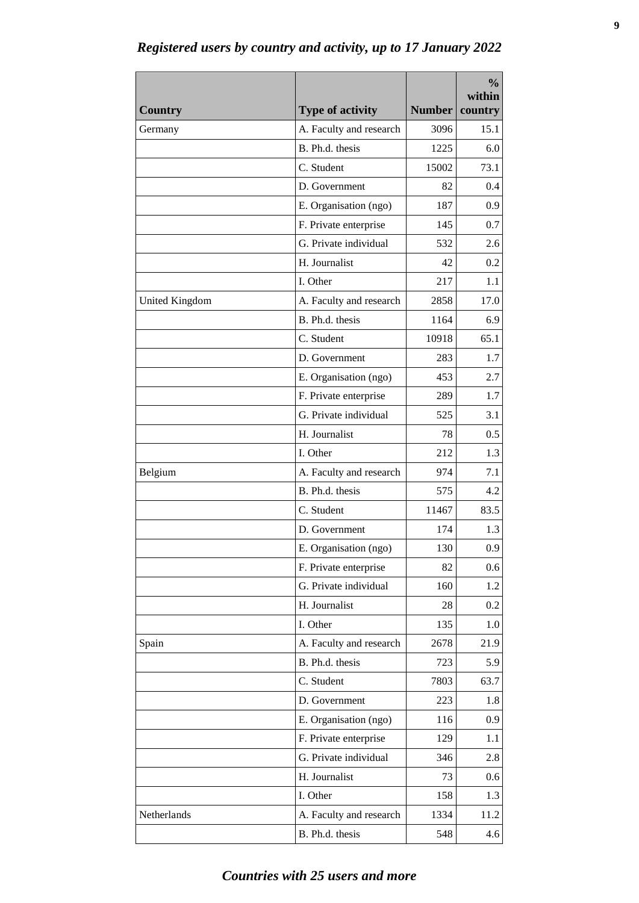*Registered users by country and activity, up to 17 January 2022*

| Country | Type of activity | Number | % within country |
|---|---|---|---|
| Germany | A. Faculty and research | 3096 | 15.1 |
| | B. Ph.d. thesis | 1225 | 6.0 |
| | C. Student | 15002 | 73.1 |
| | D. Government | 82 | 0.4 |
| | E. Organisation (ngo) | 187 | 0.9 |
| | F. Private enterprise | 145 | 0.7 |
| | G. Private individual | 532 | 2.6 |
| | H. Journalist | 42 | 0.2 |
| | I. Other | 217 | 1.1 |
| United Kingdom | A. Faculty and research | 2858 | 17.0 |
| | B. Ph.d. thesis | 1164 | 6.9 |
| | C. Student | 10918 | 65.1 |
| | D. Government | 283 | 1.7 |
| | E. Organisation (ngo) | 453 | 2.7 |
| | F. Private enterprise | 289 | 1.7 |
| | G. Private individual | 525 | 3.1 |
| | H. Journalist | 78 | 0.5 |
| | I. Other | 212 | 1.3 |
| Belgium | A. Faculty and research | 974 | 7.1 |
| | B. Ph.d. thesis | 575 | 4.2 |
| | C. Student | 11467 | 83.5 |
| | D. Government | 174 | 1.3 |
| | E. Organisation (ngo) | 130 | 0.9 |
| | F. Private enterprise | 82 | 0.6 |
| | G. Private individual | 160 | 1.2 |
| | H. Journalist | 28 | 0.2 |
| | I. Other | 135 | 1.0 |
| Spain | A. Faculty and research | 2678 | 21.9 |
| | B. Ph.d. thesis | 723 | 5.9 |
| | C. Student | 7803 | 63.7 |
| | D. Government | 223 | 1.8 |
| | E. Organisation (ngo) | 116 | 0.9 |
| | F. Private enterprise | 129 | 1.1 |
| | G. Private individual | 346 | 2.8 |
| | H. Journalist | 73 | 0.6 |
| | I. Other | 158 | 1.3 |
| Netherlands | A. Faculty and research | 1334 | 11.2 |
| | B. Ph.d. thesis | 548 | 4.6 |

*Countries with 25 users and more*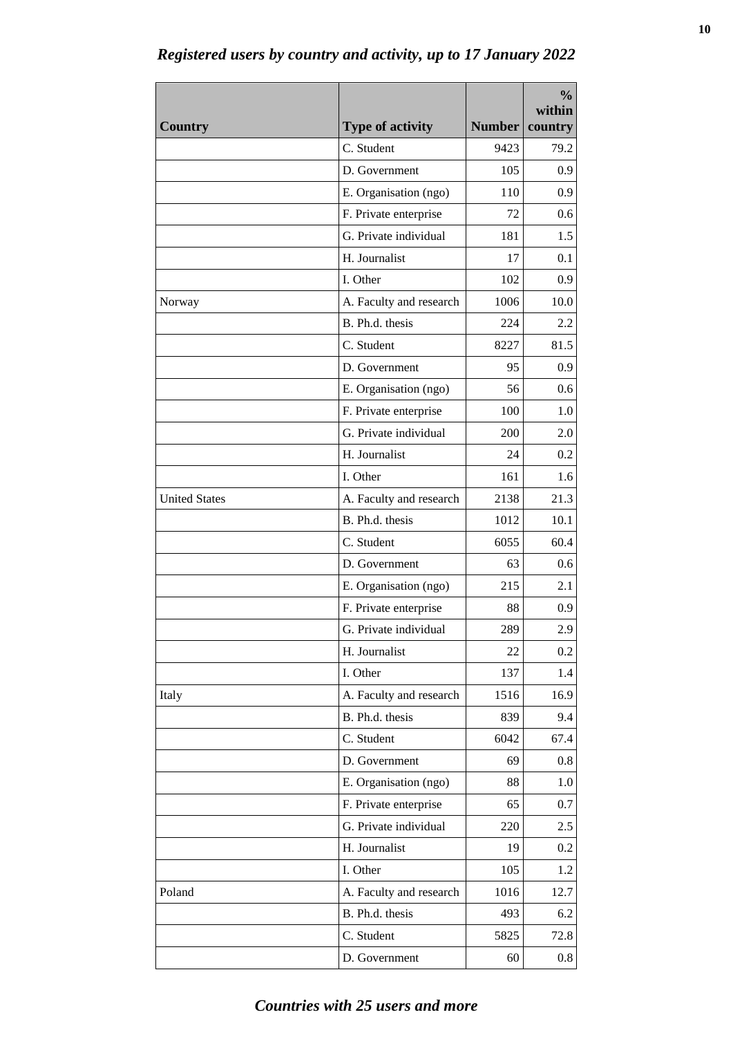*Registered users by country and activity, up to 17 January 2022*

| Country | Type of activity | Number | % within country |
|---|---|---|---|
| | C. Student | 9423 | 79.2 |
| | D. Government | 105 | 0.9 |
| | E. Organisation (ngo) | 110 | 0.9 |
| | F. Private enterprise | 72 | 0.6 |
| | G. Private individual | 181 | 1.5 |
| | H. Journalist | 17 | 0.1 |
| | I. Other | 102 | 0.9 |
| Norway | A. Faculty and research | 1006 | 10.0 |
| | B. Ph.d. thesis | 224 | 2.2 |
| | C. Student | 8227 | 81.5 |
| | D. Government | 95 | 0.9 |
| | E. Organisation (ngo) | 56 | 0.6 |
| | F. Private enterprise | 100 | 1.0 |
| | G. Private individual | 200 | 2.0 |
| | H. Journalist | 24 | 0.2 |
| | I. Other | 161 | 1.6 |
| United States | A. Faculty and research | 2138 | 21.3 |
| | B. Ph.d. thesis | 1012 | 10.1 |
| | C. Student | 6055 | 60.4 |
| | D. Government | 63 | 0.6 |
| | E. Organisation (ngo) | 215 | 2.1 |
| | F. Private enterprise | 88 | 0.9 |
| | G. Private individual | 289 | 2.9 |
| | H. Journalist | 22 | 0.2 |
| | I. Other | 137 | 1.4 |
| Italy | A. Faculty and research | 1516 | 16.9 |
| | B. Ph.d. thesis | 839 | 9.4 |
| | C. Student | 6042 | 67.4 |
| | D. Government | 69 | 0.8 |
| | E. Organisation (ngo) | 88 | 1.0 |
| | F. Private enterprise | 65 | 0.7 |
| | G. Private individual | 220 | 2.5 |
| | H. Journalist | 19 | 0.2 |
| | I. Other | 105 | 1.2 |
| Poland | A. Faculty and research | 1016 | 12.7 |
| | B. Ph.d. thesis | 493 | 6.2 |
| | C. Student | 5825 | 72.8 |
| | D. Government | 60 | 0.8 |

*Countries with 25 users and more*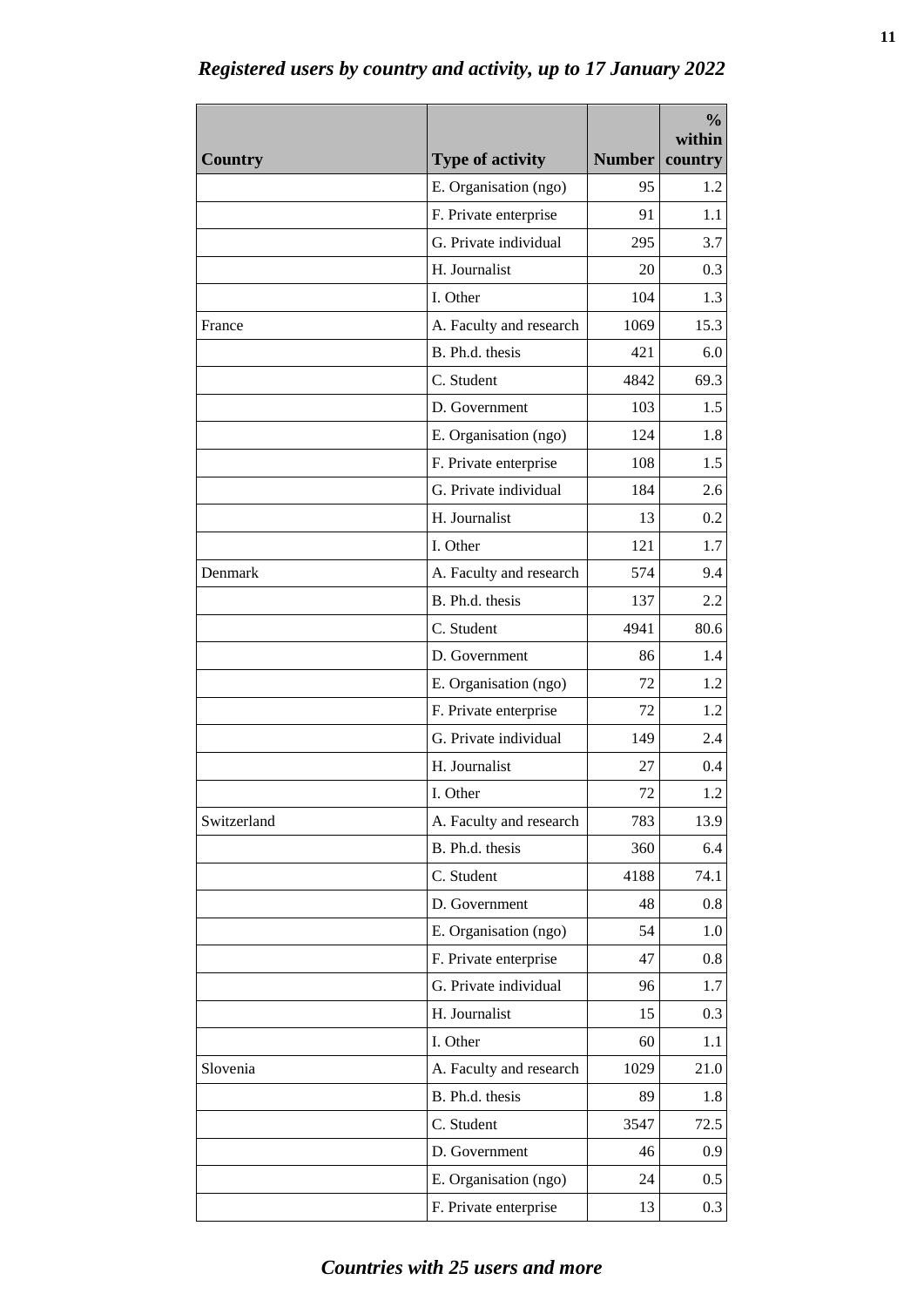*Registered users by country and activity, up to 17 January 2022*

| Country | Type of activity | Number | % within country |
|---|---|---|---|
| | E. Organisation (ngo) | 95 | 1.2 |
| | F. Private enterprise | 91 | 1.1 |
| | G. Private individual | 295 | 3.7 |
| | H. Journalist | 20 | 0.3 |
| | I. Other | 104 | 1.3 |
| France | A. Faculty and research | 1069 | 15.3 |
| | B. Ph.d. thesis | 421 | 6.0 |
| | C. Student | 4842 | 69.3 |
| | D. Government | 103 | 1.5 |
| | E. Organisation (ngo) | 124 | 1.8 |
| | F. Private enterprise | 108 | 1.5 |
| | G. Private individual | 184 | 2.6 |
| | H. Journalist | 13 | 0.2 |
| | I. Other | 121 | 1.7 |
| Denmark | A. Faculty and research | 574 | 9.4 |
| | B. Ph.d. thesis | 137 | 2.2 |
| | C. Student | 4941 | 80.6 |
| | D. Government | 86 | 1.4 |
| | E. Organisation (ngo) | 72 | 1.2 |
| | F. Private enterprise | 72 | 1.2 |
| | G. Private individual | 149 | 2.4 |
| | H. Journalist | 27 | 0.4 |
| | I. Other | 72 | 1.2 |
| Switzerland | A. Faculty and research | 783 | 13.9 |
| | B. Ph.d. thesis | 360 | 6.4 |
| | C. Student | 4188 | 74.1 |
| | D. Government | 48 | 0.8 |
| | E. Organisation (ngo) | 54 | 1.0 |
| | F. Private enterprise | 47 | 0.8 |
| | G. Private individual | 96 | 1.7 |
| | H. Journalist | 15 | 0.3 |
| | I. Other | 60 | 1.1 |
| Slovenia | A. Faculty and research | 1029 | 21.0 |
| | B. Ph.d. thesis | 89 | 1.8 |
| | C. Student | 3547 | 72.5 |
| | D. Government | 46 | 0.9 |
| | E. Organisation (ngo) | 24 | 0.5 |
| | F. Private enterprise | 13 | 0.3 |

*Countries with 25 users and more*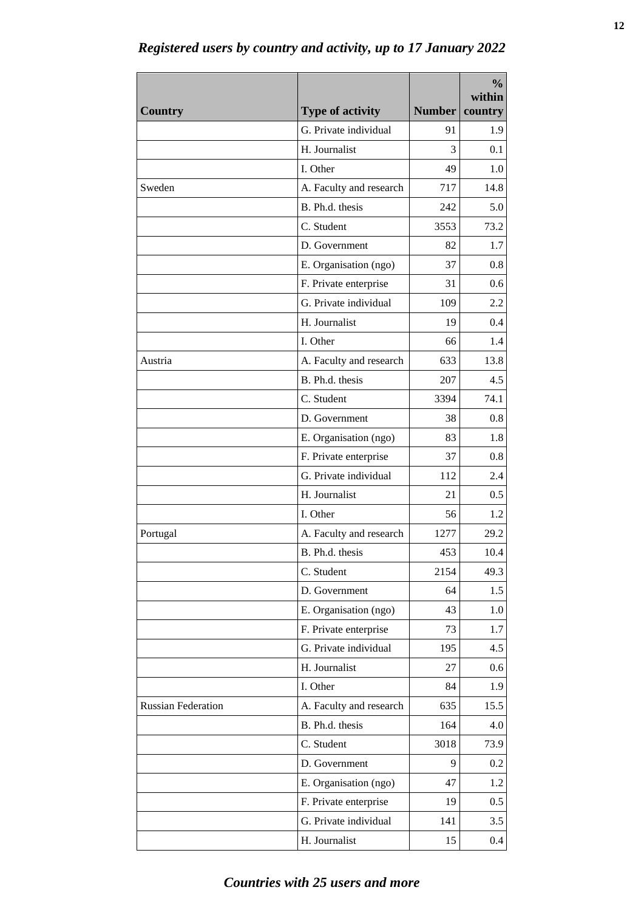*Registered users by country and activity, up to 17 January 2022*

| Country | Type of activity | Number | % within country |
|---|---|---|---|
| | G. Private individual | 91 | 1.9 |
| | H. Journalist | 3 | 0.1 |
| | I. Other | 49 | 1.0 |
| Sweden | A. Faculty and research | 717 | 14.8 |
| | B. Ph.d. thesis | 242 | 5.0 |
| | C. Student | 3553 | 73.2 |
| | D. Government | 82 | 1.7 |
| | E. Organisation (ngo) | 37 | 0.8 |
| | F. Private enterprise | 31 | 0.6 |
| | G. Private individual | 109 | 2.2 |
| | H. Journalist | 19 | 0.4 |
| | I. Other | 66 | 1.4 |
| Austria | A. Faculty and research | 633 | 13.8 |
| | B. Ph.d. thesis | 207 | 4.5 |
| | C. Student | 3394 | 74.1 |
| | D. Government | 38 | 0.8 |
| | E. Organisation (ngo) | 83 | 1.8 |
| | F. Private enterprise | 37 | 0.8 |
| | G. Private individual | 112 | 2.4 |
| | H. Journalist | 21 | 0.5 |
| | I. Other | 56 | 1.2 |
| Portugal | A. Faculty and research | 1277 | 29.2 |
| | B. Ph.d. thesis | 453 | 10.4 |
| | C. Student | 2154 | 49.3 |
| | D. Government | 64 | 1.5 |
| | E. Organisation (ngo) | 43 | 1.0 |
| | F. Private enterprise | 73 | 1.7 |
| | G. Private individual | 195 | 4.5 |
| | H. Journalist | 27 | 0.6 |
| | I. Other | 84 | 1.9 |
| Russian Federation | A. Faculty and research | 635 | 15.5 |
| | B. Ph.d. thesis | 164 | 4.0 |
| | C. Student | 3018 | 73.9 |
| | D. Government | 9 | 0.2 |
| | E. Organisation (ngo) | 47 | 1.2 |
| | F. Private enterprise | 19 | 0.5 |
| | G. Private individual | 141 | 3.5 |
| | H. Journalist | 15 | 0.4 |

*Countries with 25 users and more*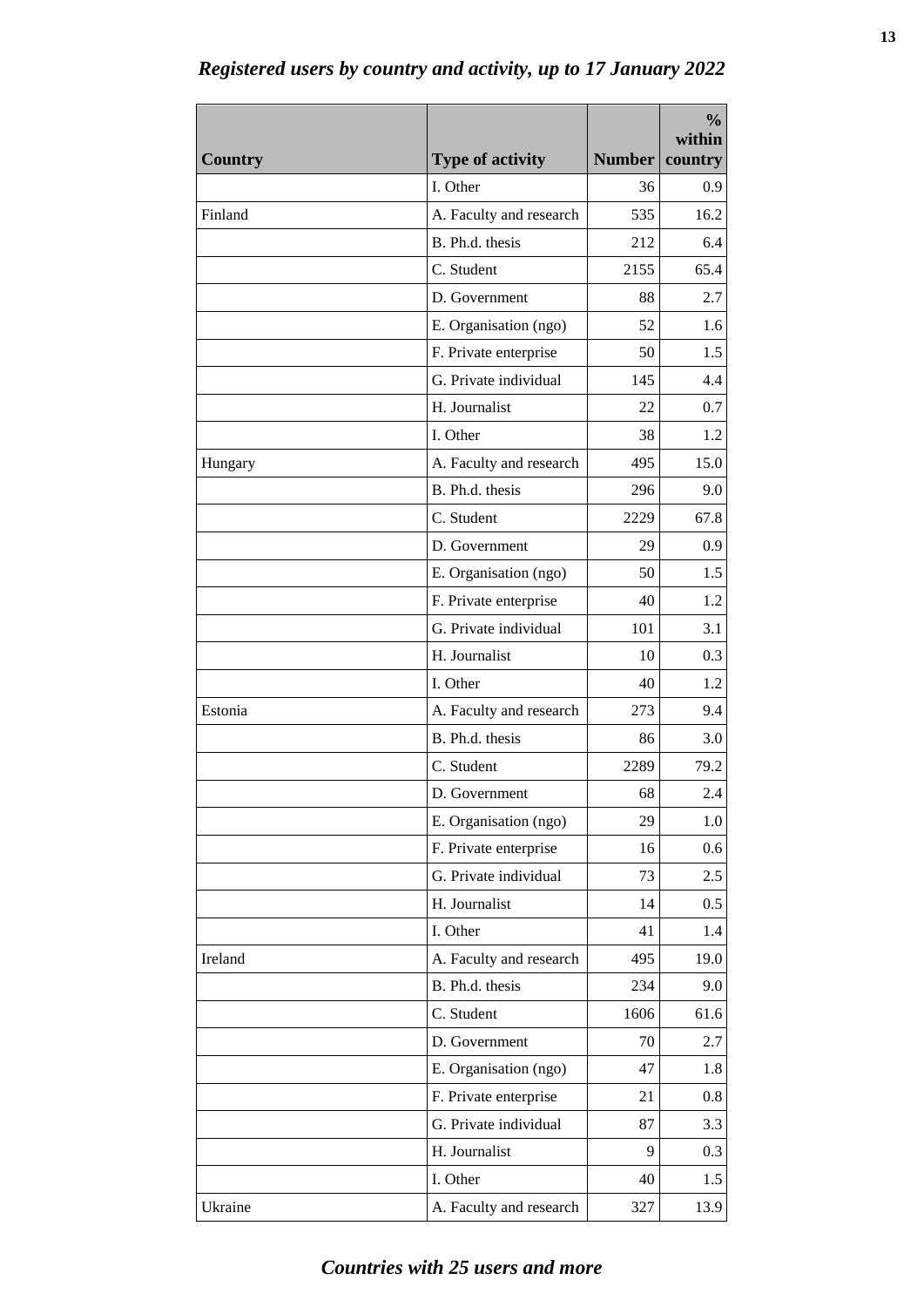## *Registered users by country and activity, up to 17 January 2022*

| Country | Type of activity | Number | % within country |
|---|---|---|---|
| | I. Other | 36 | 0.9 |
| Finland | A. Faculty and research | 535 | 16.2 |
| | B. Ph.d. thesis | 212 | 6.4 |
| | C. Student | 2155 | 65.4 |
| | D. Government | 88 | 2.7 |
| | E. Organisation (ngo) | 52 | 1.6 |
| | F. Private enterprise | 50 | 1.5 |
| | G. Private individual | 145 | 4.4 |
| | H. Journalist | 22 | 0.7 |
| | I. Other | 38 | 1.2 |
| Hungary | A. Faculty and research | 495 | 15.0 |
| | B. Ph.d. thesis | 296 | 9.0 |
| | C. Student | 2229 | 67.8 |
| | D. Government | 29 | 0.9 |
| | E. Organisation (ngo) | 50 | 1.5 |
| | F. Private enterprise | 40 | 1.2 |
| | G. Private individual | 101 | 3.1 |
| | H. Journalist | 10 | 0.3 |
| | I. Other | 40 | 1.2 |
| Estonia | A. Faculty and research | 273 | 9.4 |
| | B. Ph.d. thesis | 86 | 3.0 |
| | C. Student | 2289 | 79.2 |
| | D. Government | 68 | 2.4 |
| | E. Organisation (ngo) | 29 | 1.0 |
| | F. Private enterprise | 16 | 0.6 |
| | G. Private individual | 73 | 2.5 |
| | H. Journalist | 14 | 0.5 |
| | I. Other | 41 | 1.4 |
| Ireland | A. Faculty and research | 495 | 19.0 |
| | B. Ph.d. thesis | 234 | 9.0 |
| | C. Student | 1606 | 61.6 |
| | D. Government | 70 | 2.7 |
| | E. Organisation (ngo) | 47 | 1.8 |
| | F. Private enterprise | 21 | 0.8 |
| | G. Private individual | 87 | 3.3 |
| | H. Journalist | 9 | 0.3 |
| | I. Other | 40 | 1.5 |
| Ukraine | A. Faculty and research | 327 | 13.9 |

*Countries with 25 users and more*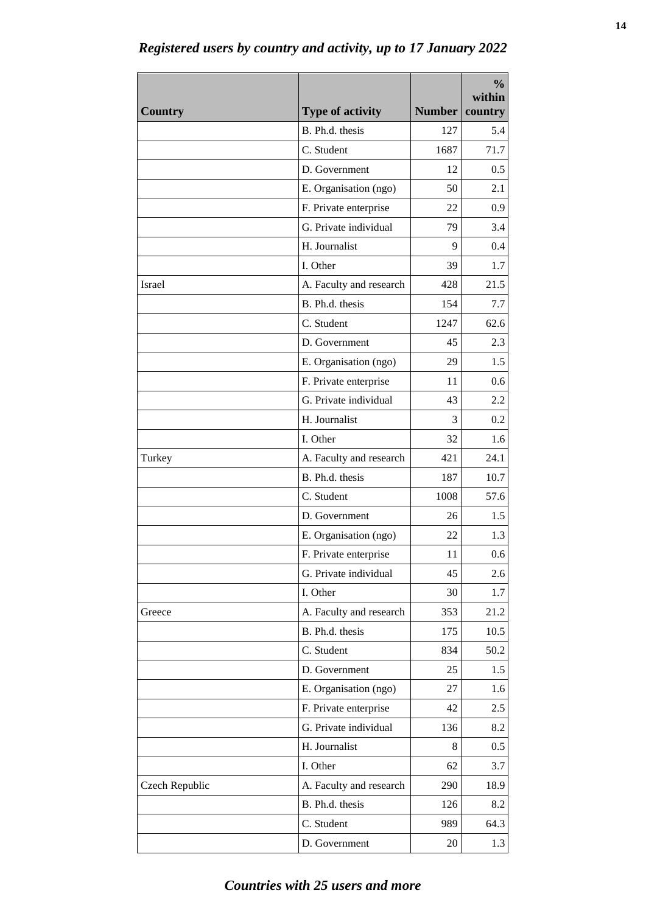## *Registered users by country and activity, up to 17 January 2022*

| Country | Type of activity | Number | % within country |
|---|---|---|---|
| | B. Ph.d. thesis | 127 | 5.4 |
| | C. Student | 1687 | 71.7 |
| | D. Government | 12 | 0.5 |
| | E. Organisation (ngo) | 50 | 2.1 |
| | F. Private enterprise | 22 | 0.9 |
| | G. Private individual | 79 | 3.4 |
| | H. Journalist | 9 | 0.4 |
| | I. Other | 39 | 1.7 |
| Israel | A. Faculty and research | 428 | 21.5 |
| | B. Ph.d. thesis | 154 | 7.7 |
| | C. Student | 1247 | 62.6 |
| | D. Government | 45 | 2.3 |
| | E. Organisation (ngo) | 29 | 1.5 |
| | F. Private enterprise | 11 | 0.6 |
| | G. Private individual | 43 | 2.2 |
| | H. Journalist | 3 | 0.2 |
| | I. Other | 32 | 1.6 |
| Turkey | A. Faculty and research | 421 | 24.1 |
| | B. Ph.d. thesis | 187 | 10.7 |
| | C. Student | 1008 | 57.6 |
| | D. Government | 26 | 1.5 |
| | E. Organisation (ngo) | 22 | 1.3 |
| | F. Private enterprise | 11 | 0.6 |
| | G. Private individual | 45 | 2.6 |
| | I. Other | 30 | 1.7 |
| Greece | A. Faculty and research | 353 | 21.2 |
| | B. Ph.d. thesis | 175 | 10.5 |
| | C. Student | 834 | 50.2 |
| | D. Government | 25 | 1.5 |
| | E. Organisation (ngo) | 27 | 1.6 |
| | F. Private enterprise | 42 | 2.5 |
| | G. Private individual | 136 | 8.2 |
| | H. Journalist | 8 | 0.5 |
| | I. Other | 62 | 3.7 |
| Czech Republic | A. Faculty and research | 290 | 18.9 |
| | B. Ph.d. thesis | 126 | 8.2 |
| | C. Student | 989 | 64.3 |
| | D. Government | 20 | 1.3 |

*Countries with 25 users and more*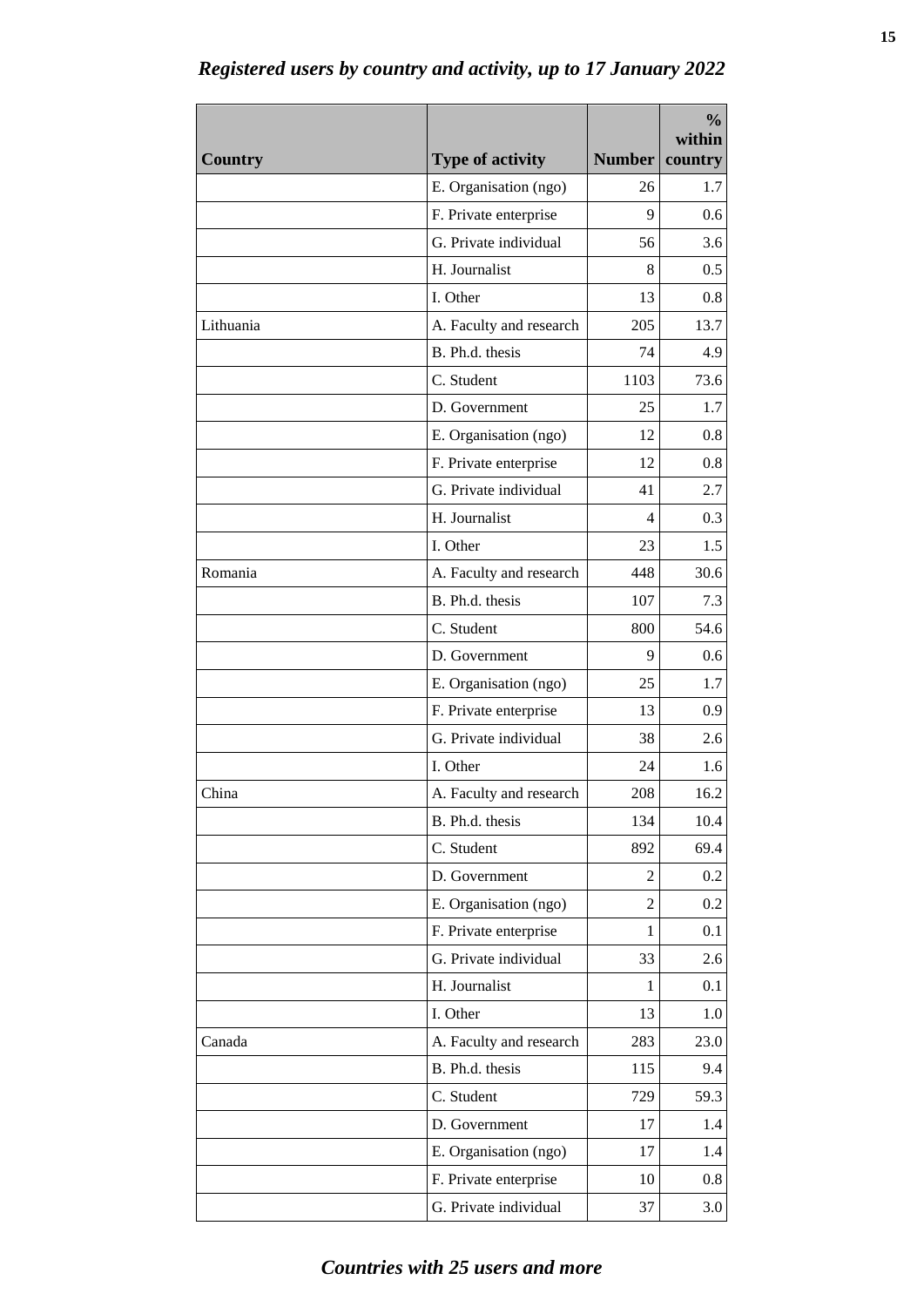## *Registered users by country and activity, up to 17 January 2022*

| Country | Type of activity | Number | % within country |
|---|---|---|---|
| | E. Organisation (ngo) | 26 | 1.7 |
| | F. Private enterprise | 9 | 0.6 |
| | G. Private individual | 56 | 3.6 |
| | H. Journalist | 8 | 0.5 |
| | I. Other | 13 | 0.8 |
| Lithuania | A. Faculty and research | 205 | 13.7 |
| | B. Ph.d. thesis | 74 | 4.9 |
| | C. Student | 1103 | 73.6 |
| | D. Government | 25 | 1.7 |
| | E. Organisation (ngo) | 12 | 0.8 |
| | F. Private enterprise | 12 | 0.8 |
| | G. Private individual | 41 | 2.7 |
| | H. Journalist | 4 | 0.3 |
| | I. Other | 23 | 1.5 |
| Romania | A. Faculty and research | 448 | 30.6 |
| | B. Ph.d. thesis | 107 | 7.3 |
| | C. Student | 800 | 54.6 |
| | D. Government | 9 | 0.6 |
| | E. Organisation (ngo) | 25 | 1.7 |
| | F. Private enterprise | 13 | 0.9 |
| | G. Private individual | 38 | 2.6 |
| | I. Other | 24 | 1.6 |
| China | A. Faculty and research | 208 | 16.2 |
| | B. Ph.d. thesis | 134 | 10.4 |
| | C. Student | 892 | 69.4 |
| | D. Government | 2 | 0.2 |
| | E. Organisation (ngo) | 2 | 0.2 |
| | F. Private enterprise | 1 | 0.1 |
| | G. Private individual | 33 | 2.6 |
| | H. Journalist | 1 | 0.1 |
| | I. Other | 13 | 1.0 |
| Canada | A. Faculty and research | 283 | 23.0 |
| | B. Ph.d. thesis | 115 | 9.4 |
| | C. Student | 729 | 59.3 |
| | D. Government | 17 | 1.4 |
| | E. Organisation (ngo) | 17 | 1.4 |
| | F. Private enterprise | 10 | 0.8 |
| | G. Private individual | 37 | 3.0 |

*Countries with 25 users and more*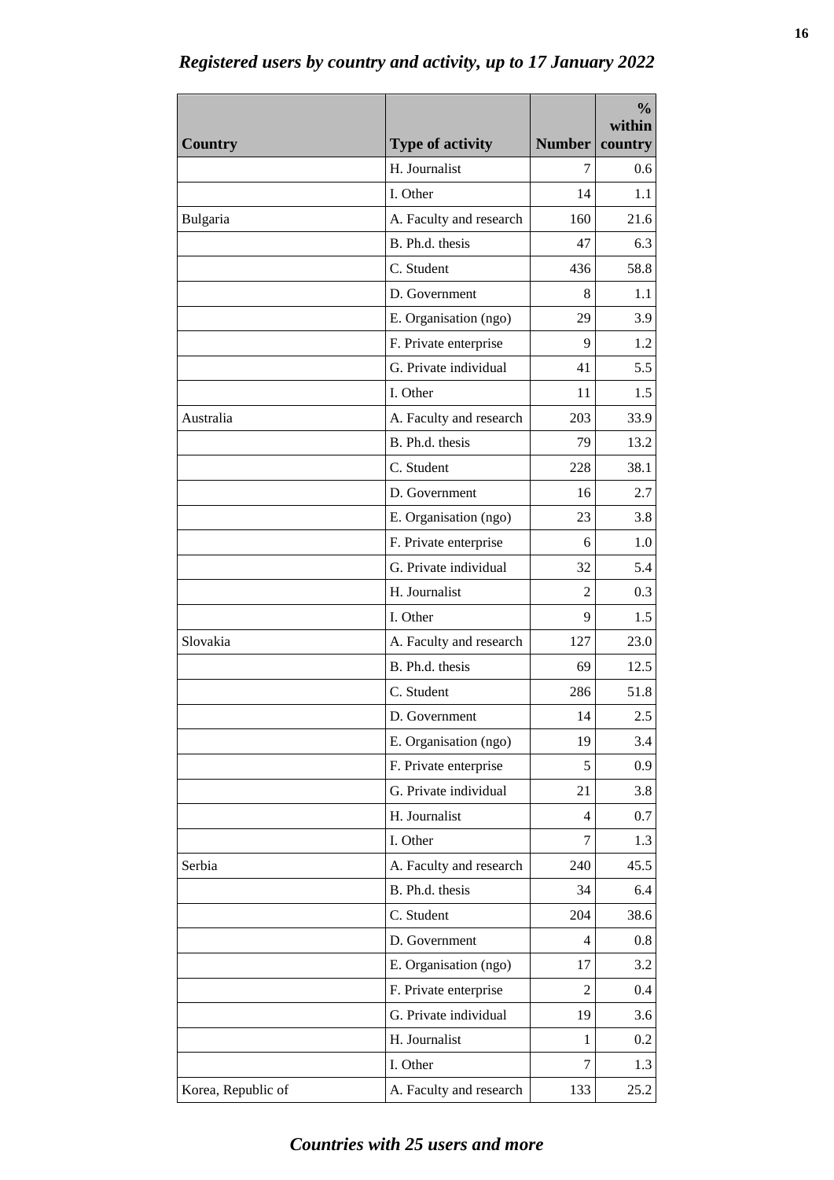*Registered users by country and activity, up to 17 January 2022*

| Country | Type of activity | Number | % within country |
|---|---|---|---|
| | H. Journalist | 7 | 0.6 |
| | I. Other | 14 | 1.1 |
| Bulgaria | A. Faculty and research | 160 | 21.6 |
| | B. Ph.d. thesis | 47 | 6.3 |
| | C. Student | 436 | 58.8 |
| | D. Government | 8 | 1.1 |
| | E. Organisation (ngo) | 29 | 3.9 |
| | F. Private enterprise | 9 | 1.2 |
| | G. Private individual | 41 | 5.5 |
| | I. Other | 11 | 1.5 |
| Australia | A. Faculty and research | 203 | 33.9 |
| | B. Ph.d. thesis | 79 | 13.2 |
| | C. Student | 228 | 38.1 |
| | D. Government | 16 | 2.7 |
| | E. Organisation (ngo) | 23 | 3.8 |
| | F. Private enterprise | 6 | 1.0 |
| | G. Private individual | 32 | 5.4 |
| | H. Journalist | 2 | 0.3 |
| | I. Other | 9 | 1.5 |
| Slovakia | A. Faculty and research | 127 | 23.0 |
| | B. Ph.d. thesis | 69 | 12.5 |
| | C. Student | 286 | 51.8 |
| | D. Government | 14 | 2.5 |
| | E. Organisation (ngo) | 19 | 3.4 |
| | F. Private enterprise | 5 | 0.9 |
| | G. Private individual | 21 | 3.8 |
| | H. Journalist | 4 | 0.7 |
| | I. Other | 7 | 1.3 |
| Serbia | A. Faculty and research | 240 | 45.5 |
| | B. Ph.d. thesis | 34 | 6.4 |
| | C. Student | 204 | 38.6 |
| | D. Government | 4 | 0.8 |
| | E. Organisation (ngo) | 17 | 3.2 |
| | F. Private enterprise | 2 | 0.4 |
| | G. Private individual | 19 | 3.6 |
| | H. Journalist | 1 | 0.2 |
| | I. Other | 7 | 1.3 |
| Korea, Republic of | A. Faculty and research | 133 | 25.2 |

*Countries with 25 users and more*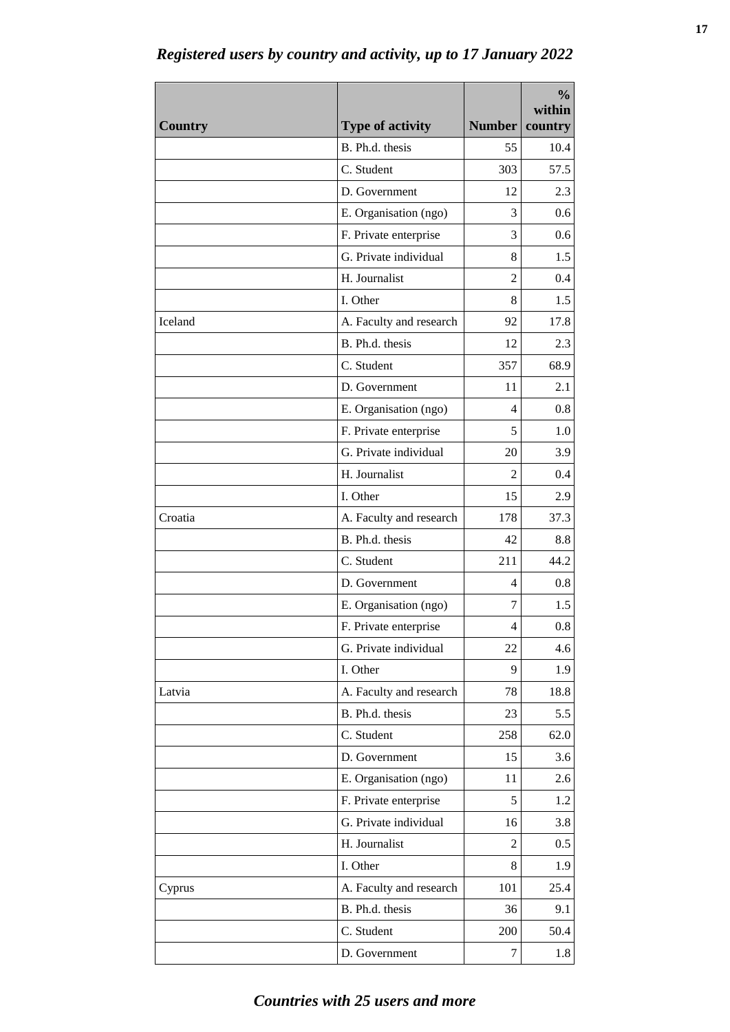*Registered users by country and activity, up to 17 January 2022*

| Country | Type of activity | Number | % within country |
|---|---|---|---|
| | B. Ph.d. thesis | 55 | 10.4 |
| | C. Student | 303 | 57.5 |
| | D. Government | 12 | 2.3 |
| | E. Organisation (ngo) | 3 | 0.6 |
| | F. Private enterprise | 3 | 0.6 |
| | G. Private individual | 8 | 1.5 |
| | H. Journalist | 2 | 0.4 |
| | I. Other | 8 | 1.5 |
| Iceland | A. Faculty and research | 92 | 17.8 |
| | B. Ph.d. thesis | 12 | 2.3 |
| | C. Student | 357 | 68.9 |
| | D. Government | 11 | 2.1 |
| | E. Organisation (ngo) | 4 | 0.8 |
| | F. Private enterprise | 5 | 1.0 |
| | G. Private individual | 20 | 3.9 |
| | H. Journalist | 2 | 0.4 |
| | I. Other | 15 | 2.9 |
| Croatia | A. Faculty and research | 178 | 37.3 |
| | B. Ph.d. thesis | 42 | 8.8 |
| | C. Student | 211 | 44.2 |
| | D. Government | 4 | 0.8 |
| | E. Organisation (ngo) | 7 | 1.5 |
| | F. Private enterprise | 4 | 0.8 |
| | G. Private individual | 22 | 4.6 |
| | I. Other | 9 | 1.9 |
| Latvia | A. Faculty and research | 78 | 18.8 |
| | B. Ph.d. thesis | 23 | 5.5 |
| | C. Student | 258 | 62.0 |
| | D. Government | 15 | 3.6 |
| | E. Organisation (ngo) | 11 | 2.6 |
| | F. Private enterprise | 5 | 1.2 |
| | G. Private individual | 16 | 3.8 |
| | H. Journalist | 2 | 0.5 |
| | I. Other | 8 | 1.9 |
| Cyprus | A. Faculty and research | 101 | 25.4 |
| | B. Ph.d. thesis | 36 | 9.1 |
| | C. Student | 200 | 50.4 |
| | D. Government | 7 | 1.8 |

*Countries with 25 users and more*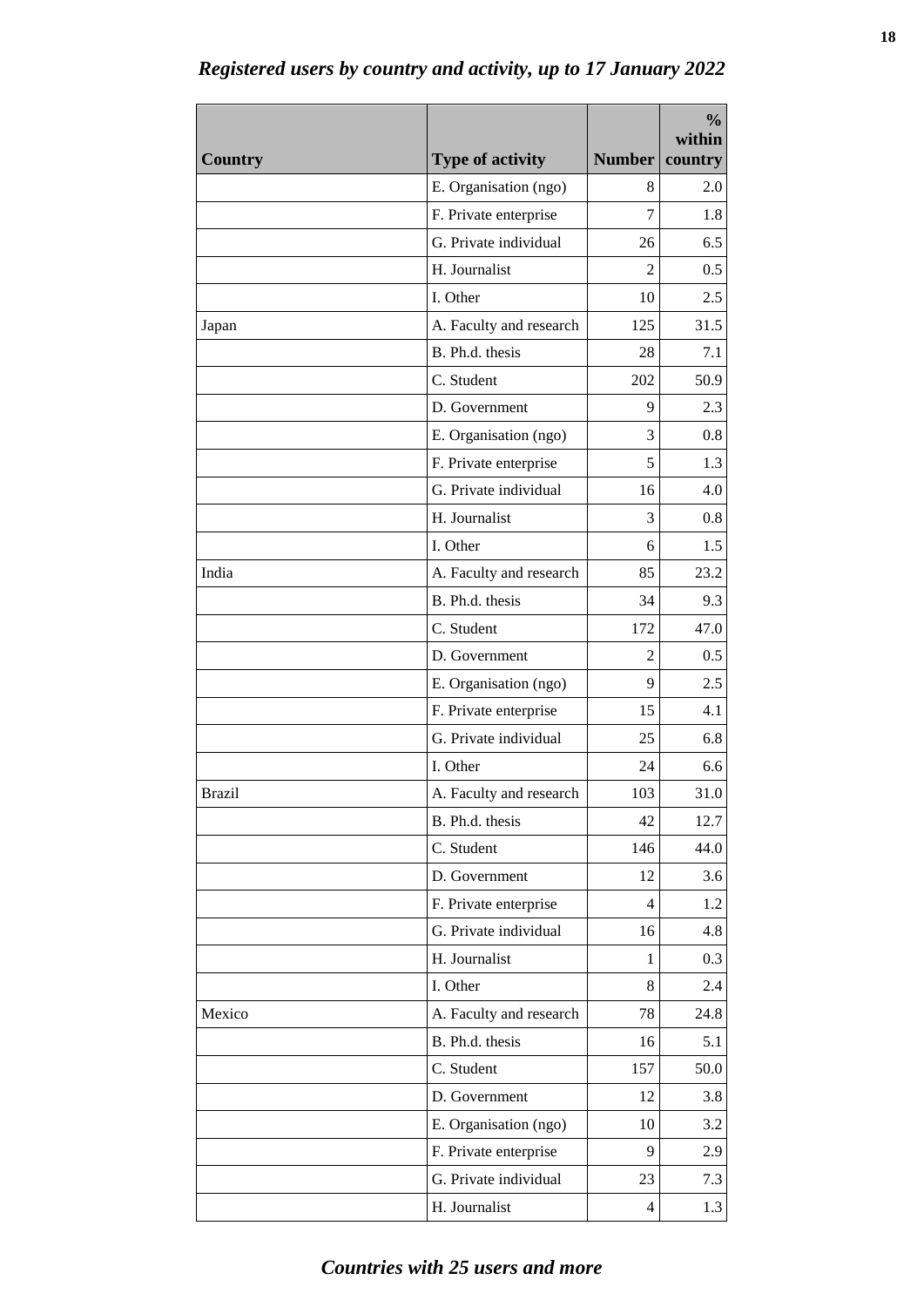*Registered users by country and activity, up to 17 January 2022*

| Country | Type of activity | Number | % within country |
|---|---|---|---|
| | E. Organisation (ngo) | 8 | 2.0 |
| | F. Private enterprise | 7 | 1.8 |
| | G. Private individual | 26 | 6.5 |
| | H. Journalist | 2 | 0.5 |
| | I. Other | 10 | 2.5 |
| Japan | A. Faculty and research | 125 | 31.5 |
| | B. Ph.d. thesis | 28 | 7.1 |
| | C. Student | 202 | 50.9 |
| | D. Government | 9 | 2.3 |
| | E. Organisation (ngo) | 3 | 0.8 |
| | F. Private enterprise | 5 | 1.3 |
| | G. Private individual | 16 | 4.0 |
| | H. Journalist | 3 | 0.8 |
| | I. Other | 6 | 1.5 |
| India | A. Faculty and research | 85 | 23.2 |
| | B. Ph.d. thesis | 34 | 9.3 |
| | C. Student | 172 | 47.0 |
| | D. Government | 2 | 0.5 |
| | E. Organisation (ngo) | 9 | 2.5 |
| | F. Private enterprise | 15 | 4.1 |
| | G. Private individual | 25 | 6.8 |
| | I. Other | 24 | 6.6 |
| Brazil | A. Faculty and research | 103 | 31.0 |
| | B. Ph.d. thesis | 42 | 12.7 |
| | C. Student | 146 | 44.0 |
| | D. Government | 12 | 3.6 |
| | F. Private enterprise | 4 | 1.2 |
| | G. Private individual | 16 | 4.8 |
| | H. Journalist | 1 | 0.3 |
| | I. Other | 8 | 2.4 |
| Mexico | A. Faculty and research | 78 | 24.8 |
| | B. Ph.d. thesis | 16 | 5.1 |
| | C. Student | 157 | 50.0 |
| | D. Government | 12 | 3.8 |
| | E. Organisation (ngo) | 10 | 3.2 |
| | F. Private enterprise | 9 | 2.9 |
| | G. Private individual | 23 | 7.3 |
| | H. Journalist | 4 | 1.3 |

*Countries with 25 users and more*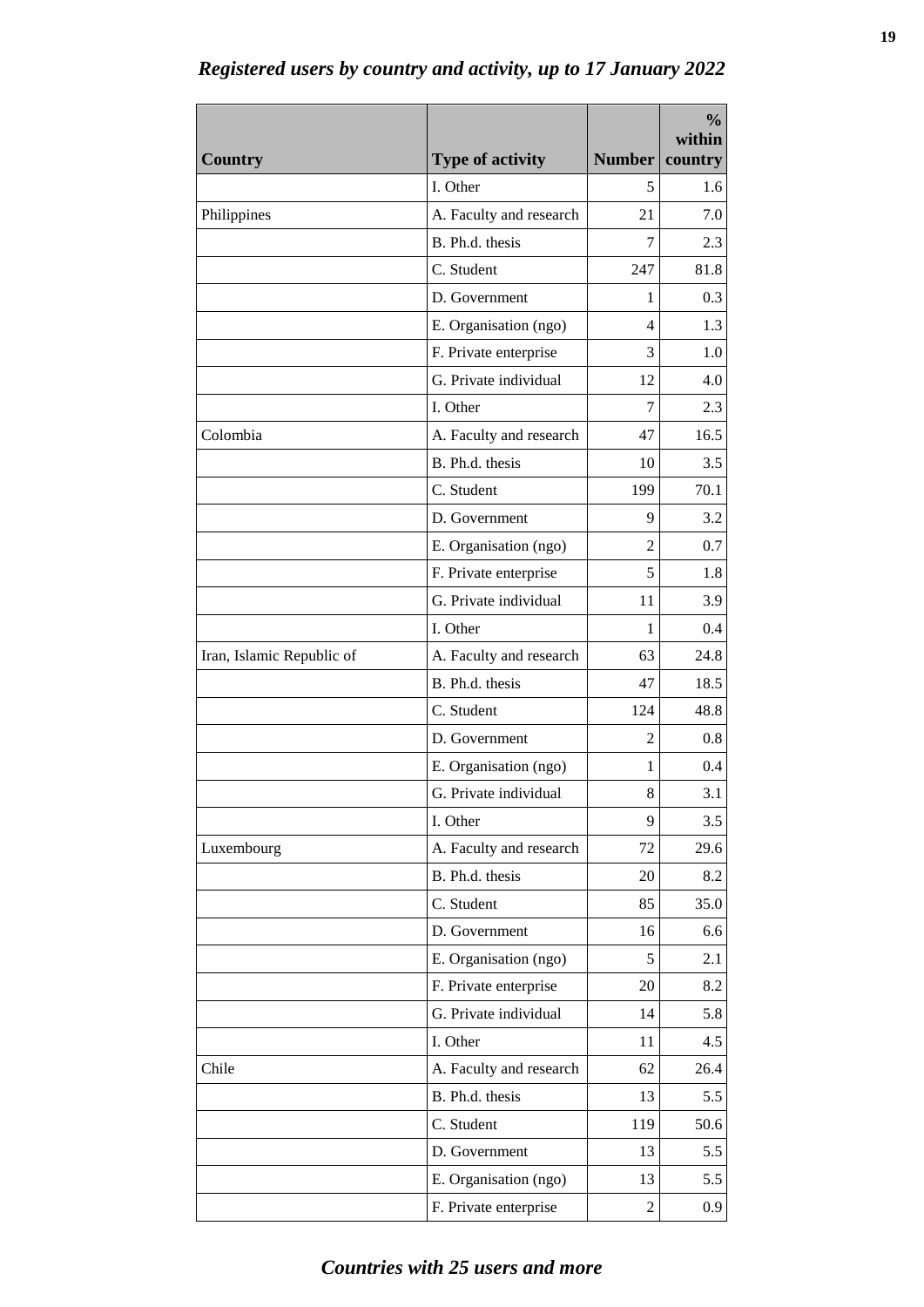## *Registered users by country and activity, up to 17 January 2022*

| Country | Type of activity | Number | % within country |
|---|---|---|---|
| | I. Other | 5 | 1.6 |
| Philippines | A. Faculty and research | 21 | 7.0 |
| | B. Ph.d. thesis | 7 | 2.3 |
| | C. Student | 247 | 81.8 |
| | D. Government | 1 | 0.3 |
| | E. Organisation (ngo) | 4 | 1.3 |
| | F. Private enterprise | 3 | 1.0 |
| | G. Private individual | 12 | 4.0 |
| | I. Other | 7 | 2.3 |
| Colombia | A. Faculty and research | 47 | 16.5 |
| | B. Ph.d. thesis | 10 | 3.5 |
| | C. Student | 199 | 70.1 |
| | D. Government | 9 | 3.2 |
| | E. Organisation (ngo) | 2 | 0.7 |
| | F. Private enterprise | 5 | 1.8 |
| | G. Private individual | 11 | 3.9 |
| | I. Other | 1 | 0.4 |
| Iran, Islamic Republic of | A. Faculty and research | 63 | 24.8 |
| | B. Ph.d. thesis | 47 | 18.5 |
| | C. Student | 124 | 48.8 |
| | D. Government | 2 | 0.8 |
| | E. Organisation (ngo) | 1 | 0.4 |
| | G. Private individual | 8 | 3.1 |
| | I. Other | 9 | 3.5 |
| Luxembourg | A. Faculty and research | 72 | 29.6 |
| | B. Ph.d. thesis | 20 | 8.2 |
| | C. Student | 85 | 35.0 |
| | D. Government | 16 | 6.6 |
| | E. Organisation (ngo) | 5 | 2.1 |
| | F. Private enterprise | 20 | 8.2 |
| | G. Private individual | 14 | 5.8 |
| | I. Other | 11 | 4.5 |
| Chile | A. Faculty and research | 62 | 26.4 |
| | B. Ph.d. thesis | 13 | 5.5 |
| | C. Student | 119 | 50.6 |
| | D. Government | 13 | 5.5 |
| | E. Organisation (ngo) | 13 | 5.5 |
| | F. Private enterprise | 2 | 0.9 |

*Countries with 25 users and more*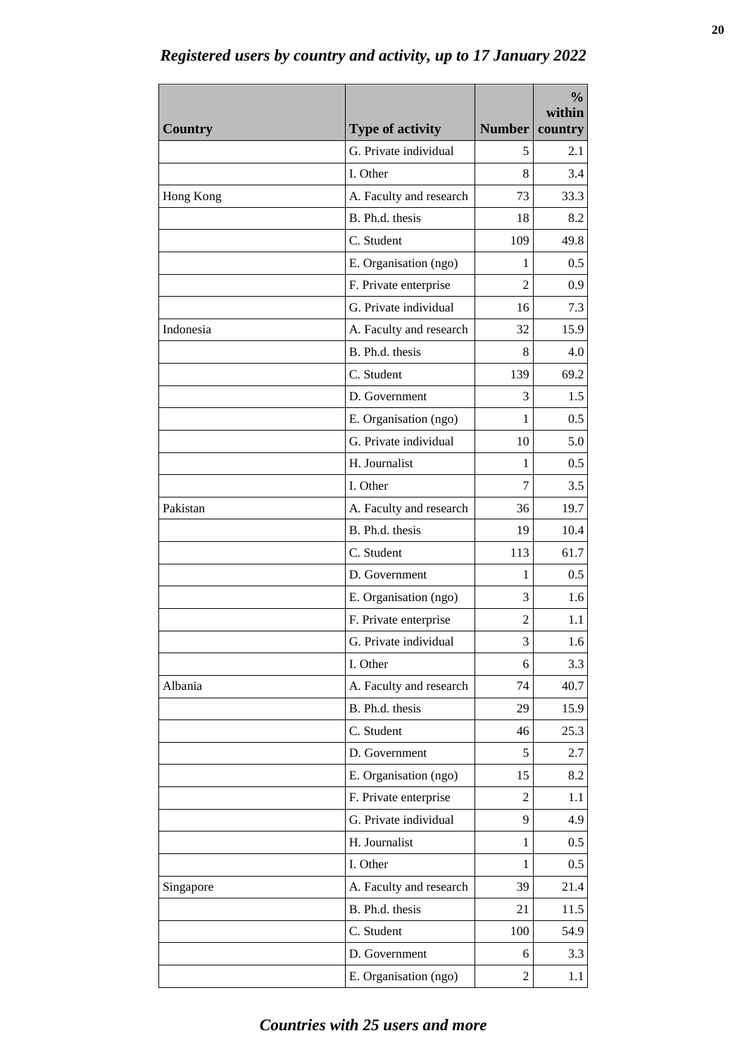## *Registered users by country and activity, up to 17 January 2022*

| Country | Type of activity | Number | % within country |
|---|---|---|---|
| | G. Private individual | 5 | 2.1 |
| | I. Other | 8 | 3.4 |
| Hong Kong | A. Faculty and research | 73 | 33.3 |
| | B. Ph.d. thesis | 18 | 8.2 |
| | C. Student | 109 | 49.8 |
| | E. Organisation (ngo) | 1 | 0.5 |
| | F. Private enterprise | 2 | 0.9 |
| | G. Private individual | 16 | 7.3 |
| Indonesia | A. Faculty and research | 32 | 15.9 |
| | B. Ph.d. thesis | 8 | 4.0 |
| | C. Student | 139 | 69.2 |
| | D. Government | 3 | 1.5 |
| | E. Organisation (ngo) | 1 | 0.5 |
| | G. Private individual | 10 | 5.0 |
| | H. Journalist | 1 | 0.5 |
| | I. Other | 7 | 3.5 |
| Pakistan | A. Faculty and research | 36 | 19.7 |
| | B. Ph.d. thesis | 19 | 10.4 |
| | C. Student | 113 | 61.7 |
| | D. Government | 1 | 0.5 |
| | E. Organisation (ngo) | 3 | 1.6 |
| | F. Private enterprise | 2 | 1.1 |
| | G. Private individual | 3 | 1.6 |
| | I. Other | 6 | 3.3 |
| Albania | A. Faculty and research | 74 | 40.7 |
| | B. Ph.d. thesis | 29 | 15.9 |
| | C. Student | 46 | 25.3 |
| | D. Government | 5 | 2.7 |
| | E. Organisation (ngo) | 15 | 8.2 |
| | F. Private enterprise | 2 | 1.1 |
| | G. Private individual | 9 | 4.9 |
| | H. Journalist | 1 | 0.5 |
| | I. Other | 1 | 0.5 |
| Singapore | A. Faculty and research | 39 | 21.4 |
| | B. Ph.d. thesis | 21 | 11.5 |
| | C. Student | 100 | 54.9 |
| | D. Government | 6 | 3.3 |
| | E. Organisation (ngo) | 2 | 1.1 |

***Countries with 25 users and more***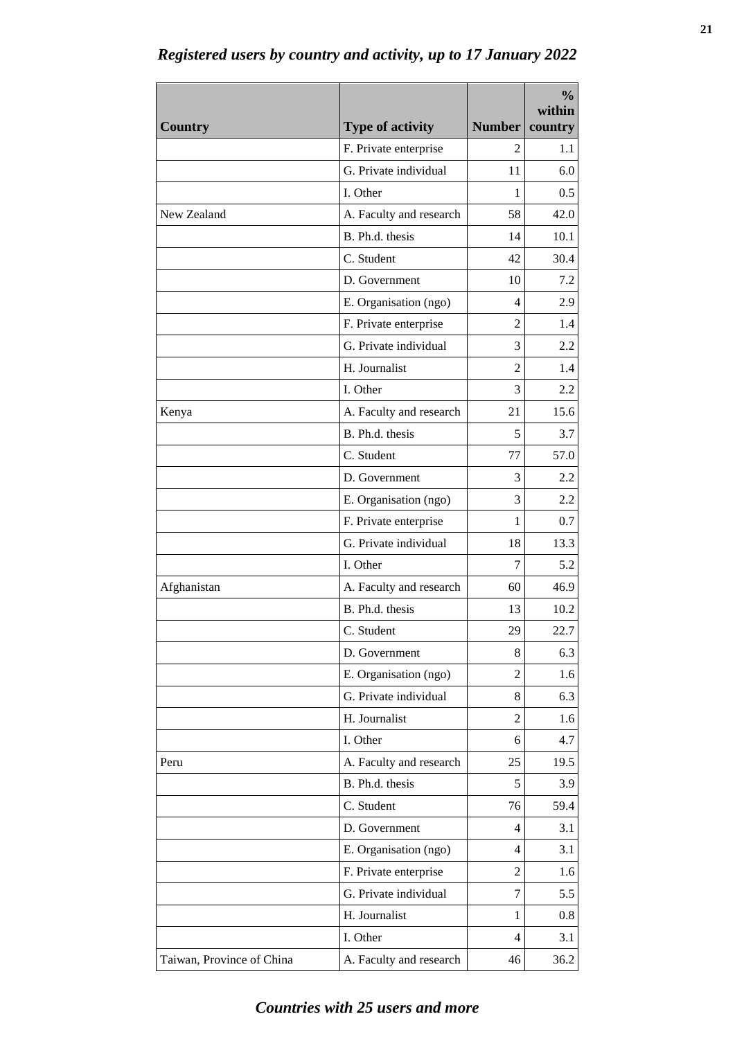## *Registered users by country and activity, up to 17 January 2022*

| Country | Type of activity | Number | % within country |
|---|---|---|---|
| | F. Private enterprise | 2 | 1.1 |
| | G. Private individual | 11 | 6.0 |
| | I. Other | 1 | 0.5 |
| New Zealand | A. Faculty and research | 58 | 42.0 |
| | B. Ph.d. thesis | 14 | 10.1 |
| | C. Student | 42 | 30.4 |
| | D. Government | 10 | 7.2 |
| | E. Organisation (ngo) | 4 | 2.9 |
| | F. Private enterprise | 2 | 1.4 |
| | G. Private individual | 3 | 2.2 |
| | H. Journalist | 2 | 1.4 |
| | I. Other | 3 | 2.2 |
| Kenya | A. Faculty and research | 21 | 15.6 |
| | B. Ph.d. thesis | 5 | 3.7 |
| | C. Student | 77 | 57.0 |
| | D. Government | 3 | 2.2 |
| | E. Organisation (ngo) | 3 | 2.2 |
| | F. Private enterprise | 1 | 0.7 |
| | G. Private individual | 18 | 13.3 |
| | I. Other | 7 | 5.2 |
| Afghanistan | A. Faculty and research | 60 | 46.9 |
| | B. Ph.d. thesis | 13 | 10.2 |
| | C. Student | 29 | 22.7 |
| | D. Government | 8 | 6.3 |
| | E. Organisation (ngo) | 2 | 1.6 |
| | G. Private individual | 8 | 6.3 |
| | H. Journalist | 2 | 1.6 |
| | I. Other | 6 | 4.7 |
| Peru | A. Faculty and research | 25 | 19.5 |
| | B. Ph.d. thesis | 5 | 3.9 |
| | C. Student | 76 | 59.4 |
| | D. Government | 4 | 3.1 |
| | E. Organisation (ngo) | 4 | 3.1 |
| | F. Private enterprise | 2 | 1.6 |
| | G. Private individual | 7 | 5.5 |
| | H. Journalist | 1 | 0.8 |
| | I. Other | 4 | 3.1 |
| Taiwan, Province of China | A. Faculty and research | 46 | 36.2 |

*Countries with 25 users and more*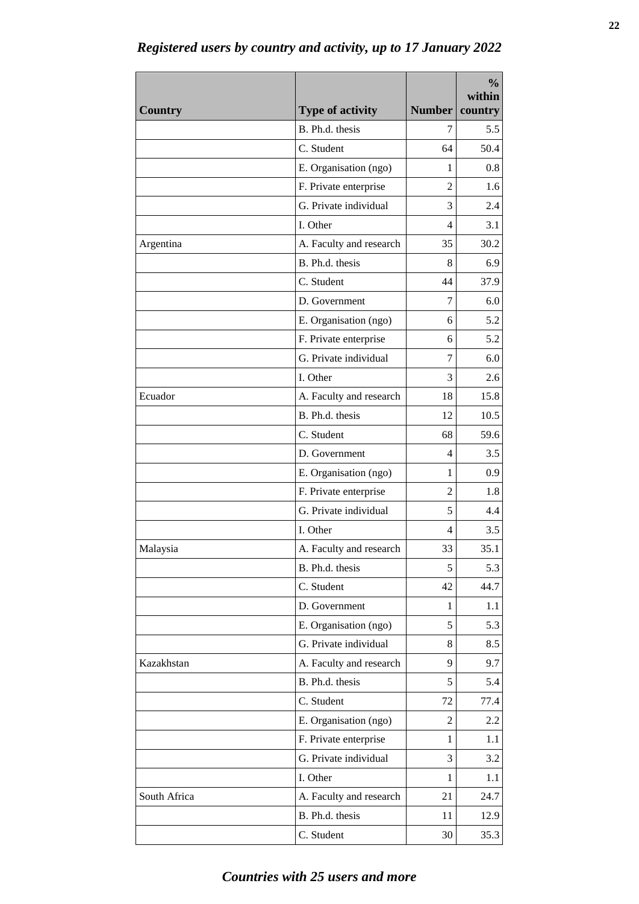*Registered users by country and activity, up to 17 January 2022*

| Country | Type of activity | Number | % within country |
|---|---|---|---|
| | B. Ph.d. thesis | 7 | 5.5 |
| | C. Student | 64 | 50.4 |
| | E. Organisation (ngo) | 1 | 0.8 |
| | F. Private enterprise | 2 | 1.6 |
| | G. Private individual | 3 | 2.4 |
| | I. Other | 4 | 3.1 |
| Argentina | A. Faculty and research | 35 | 30.2 |
| | B. Ph.d. thesis | 8 | 6.9 |
| | C. Student | 44 | 37.9 |
| | D. Government | 7 | 6.0 |
| | E. Organisation (ngo) | 6 | 5.2 |
| | F. Private enterprise | 6 | 5.2 |
| | G. Private individual | 7 | 6.0 |
| | I. Other | 3 | 2.6 |
| Ecuador | A. Faculty and research | 18 | 15.8 |
| | B. Ph.d. thesis | 12 | 10.5 |
| | C. Student | 68 | 59.6 |
| | D. Government | 4 | 3.5 |
| | E. Organisation (ngo) | 1 | 0.9 |
| | F. Private enterprise | 2 | 1.8 |
| | G. Private individual | 5 | 4.4 |
| | I. Other | 4 | 3.5 |
| Malaysia | A. Faculty and research | 33 | 35.1 |
| | B. Ph.d. thesis | 5 | 5.3 |
| | C. Student | 42 | 44.7 |
| | D. Government | 1 | 1.1 |
| | E. Organisation (ngo) | 5 | 5.3 |
| | G. Private individual | 8 | 8.5 |
| Kazakhstan | A. Faculty and research | 9 | 9.7 |
| | B. Ph.d. thesis | 5 | 5.4 |
| | C. Student | 72 | 77.4 |
| | E. Organisation (ngo) | 2 | 2.2 |
| | F. Private enterprise | 1 | 1.1 |
| | G. Private individual | 3 | 3.2 |
| | I. Other | 1 | 1.1 |
| South Africa | A. Faculty and research | 21 | 24.7 |
| | B. Ph.d. thesis | 11 | 12.9 |
| | C. Student | 30 | 35.3 |

*Countries with 25 users and more*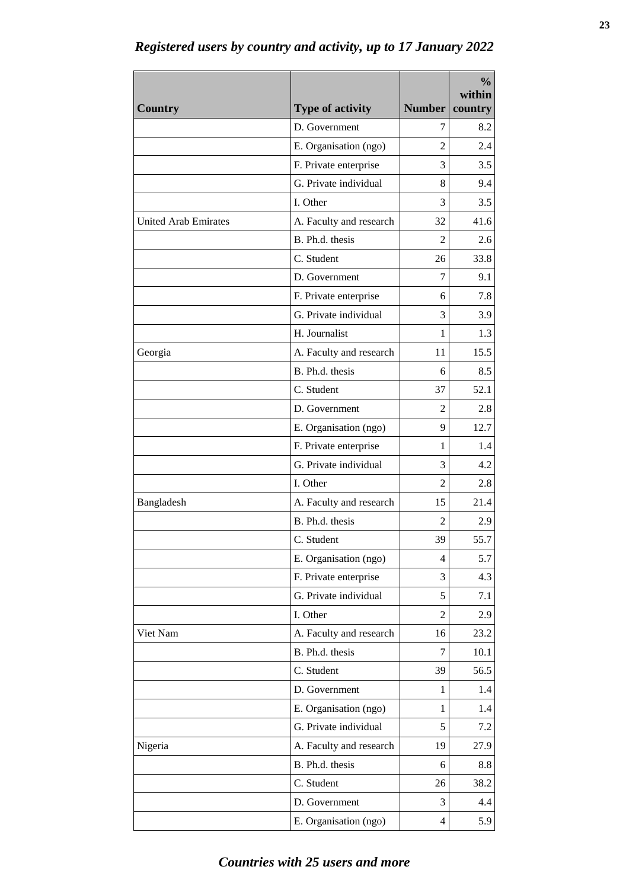*Registered users by country and activity, up to 17 January 2022*

| Country | Type of activity | Number | % within country |
|---|---|---|---|
| | D. Government | 7 | 8.2 |
| | E. Organisation (ngo) | 2 | 2.4 |
| | F. Private enterprise | 3 | 3.5 |
| | G. Private individual | 8 | 9.4 |
| | I. Other | 3 | 3.5 |
| United Arab Emirates | A. Faculty and research | 32 | 41.6 |
| | B. Ph.d. thesis | 2 | 2.6 |
| | C. Student | 26 | 33.8 |
| | D. Government | 7 | 9.1 |
| | F. Private enterprise | 6 | 7.8 |
| | G. Private individual | 3 | 3.9 |
| | H. Journalist | 1 | 1.3 |
| Georgia | A. Faculty and research | 11 | 15.5 |
| | B. Ph.d. thesis | 6 | 8.5 |
| | C. Student | 37 | 52.1 |
| | D. Government | 2 | 2.8 |
| | E. Organisation (ngo) | 9 | 12.7 |
| | F. Private enterprise | 1 | 1.4 |
| | G. Private individual | 3 | 4.2 |
| | I. Other | 2 | 2.8 |
| Bangladesh | A. Faculty and research | 15 | 21.4 |
| | B. Ph.d. thesis | 2 | 2.9 |
| | C. Student | 39 | 55.7 |
| | E. Organisation (ngo) | 4 | 5.7 |
| | F. Private enterprise | 3 | 4.3 |
| | G. Private individual | 5 | 7.1 |
| | I. Other | 2 | 2.9 |
| Viet Nam | A. Faculty and research | 16 | 23.2 |
| | B. Ph.d. thesis | 7 | 10.1 |
| | C. Student | 39 | 56.5 |
| | D. Government | 1 | 1.4 |
| | E. Organisation (ngo) | 1 | 1.4 |
| | G. Private individual | 5 | 7.2 |
| Nigeria | A. Faculty and research | 19 | 27.9 |
| | B. Ph.d. thesis | 6 | 8.8 |
| | C. Student | 26 | 38.2 |
| | D. Government | 3 | 4.4 |
| | E. Organisation (ngo) | 4 | 5.9 |

*Countries with 25 users and more*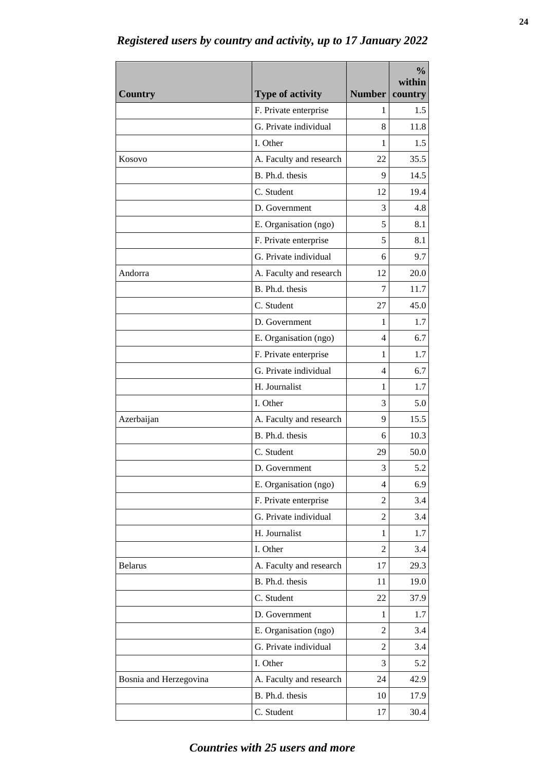## *Registered users by country and activity, up to 17 January 2022*

| Country | Type of activity | Number | % within country |
|---|---|---|---|
| | F. Private enterprise | 1 | 1.5 |
| | G. Private individual | 8 | 11.8 |
| | I. Other | 1 | 1.5 |
| Kosovo | A. Faculty and research | 22 | 35.5 |
| | B. Ph.d. thesis | 9 | 14.5 |
| | C. Student | 12 | 19.4 |
| | D. Government | 3 | 4.8 |
| | E. Organisation (ngo) | 5 | 8.1 |
| | F. Private enterprise | 5 | 8.1 |
| | G. Private individual | 6 | 9.7 |
| Andorra | A. Faculty and research | 12 | 20.0 |
| | B. Ph.d. thesis | 7 | 11.7 |
| | C. Student | 27 | 45.0 |
| | D. Government | 1 | 1.7 |
| | E. Organisation (ngo) | 4 | 6.7 |
| | F. Private enterprise | 1 | 1.7 |
| | G. Private individual | 4 | 6.7 |
| | H. Journalist | 1 | 1.7 |
| | I. Other | 3 | 5.0 |
| Azerbaijan | A. Faculty and research | 9 | 15.5 |
| | B. Ph.d. thesis | 6 | 10.3 |
| | C. Student | 29 | 50.0 |
| | D. Government | 3 | 5.2 |
| | E. Organisation (ngo) | 4 | 6.9 |
| | F. Private enterprise | 2 | 3.4 |
| | G. Private individual | 2 | 3.4 |
| | H. Journalist | 1 | 1.7 |
| | I. Other | 2 | 3.4 |
| Belarus | A. Faculty and research | 17 | 29.3 |
| | B. Ph.d. thesis | 11 | 19.0 |
| | C. Student | 22 | 37.9 |
| | D. Government | 1 | 1.7 |
| | E. Organisation (ngo) | 2 | 3.4 |
| | G. Private individual | 2 | 3.4 |
| | I. Other | 3 | 5.2 |
| Bosnia and Herzegovina | A. Faculty and research | 24 | 42.9 |
| | B. Ph.d. thesis | 10 | 17.9 |
| | C. Student | 17 | 30.4 |

***Countries with 25 users and more***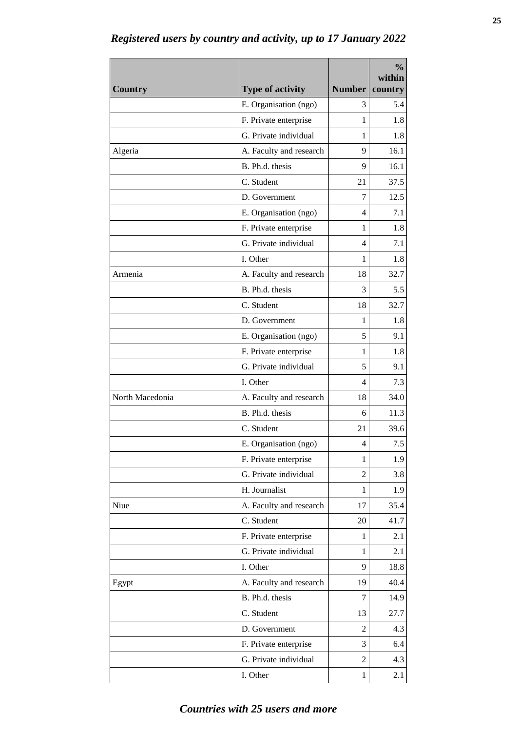## *Registered users by country and activity, up to 17 January 2022*

| Country | Type of activity | Number | % within country |
|---|---|---|---|
| | E. Organisation (ngo) | 3 | 5.4 |
| | F. Private enterprise | 1 | 1.8 |
| | G. Private individual | 1 | 1.8 |
| Algeria | A. Faculty and research | 9 | 16.1 |
| | B. Ph.d. thesis | 9 | 16.1 |
| | C. Student | 21 | 37.5 |
| | D. Government | 7 | 12.5 |
| | E. Organisation (ngo) | 4 | 7.1 |
| | F. Private enterprise | 1 | 1.8 |
| | G. Private individual | 4 | 7.1 |
| | I. Other | 1 | 1.8 |
| Armenia | A. Faculty and research | 18 | 32.7 |
| | B. Ph.d. thesis | 3 | 5.5 |
| | C. Student | 18 | 32.7 |
| | D. Government | 1 | 1.8 |
| | E. Organisation (ngo) | 5 | 9.1 |
| | F. Private enterprise | 1 | 1.8 |
| | G. Private individual | 5 | 9.1 |
| | I. Other | 4 | 7.3 |
| North Macedonia | A. Faculty and research | 18 | 34.0 |
| | B. Ph.d. thesis | 6 | 11.3 |
| | C. Student | 21 | 39.6 |
| | E. Organisation (ngo) | 4 | 7.5 |
| | F. Private enterprise | 1 | 1.9 |
| | G. Private individual | 2 | 3.8 |
| | H. Journalist | 1 | 1.9 |
| Niue | A. Faculty and research | 17 | 35.4 |
| | C. Student | 20 | 41.7 |
| | F. Private enterprise | 1 | 2.1 |
| | G. Private individual | 1 | 2.1 |
| | I. Other | 9 | 18.8 |
| Egypt | A. Faculty and research | 19 | 40.4 |
| | B. Ph.d. thesis | 7 | 14.9 |
| | C. Student | 13 | 27.7 |
| | D. Government | 2 | 4.3 |
| | F. Private enterprise | 3 | 6.4 |
| | G. Private individual | 2 | 4.3 |
| | I. Other | 1 | 2.1 |

## *Countries with 25 users and more*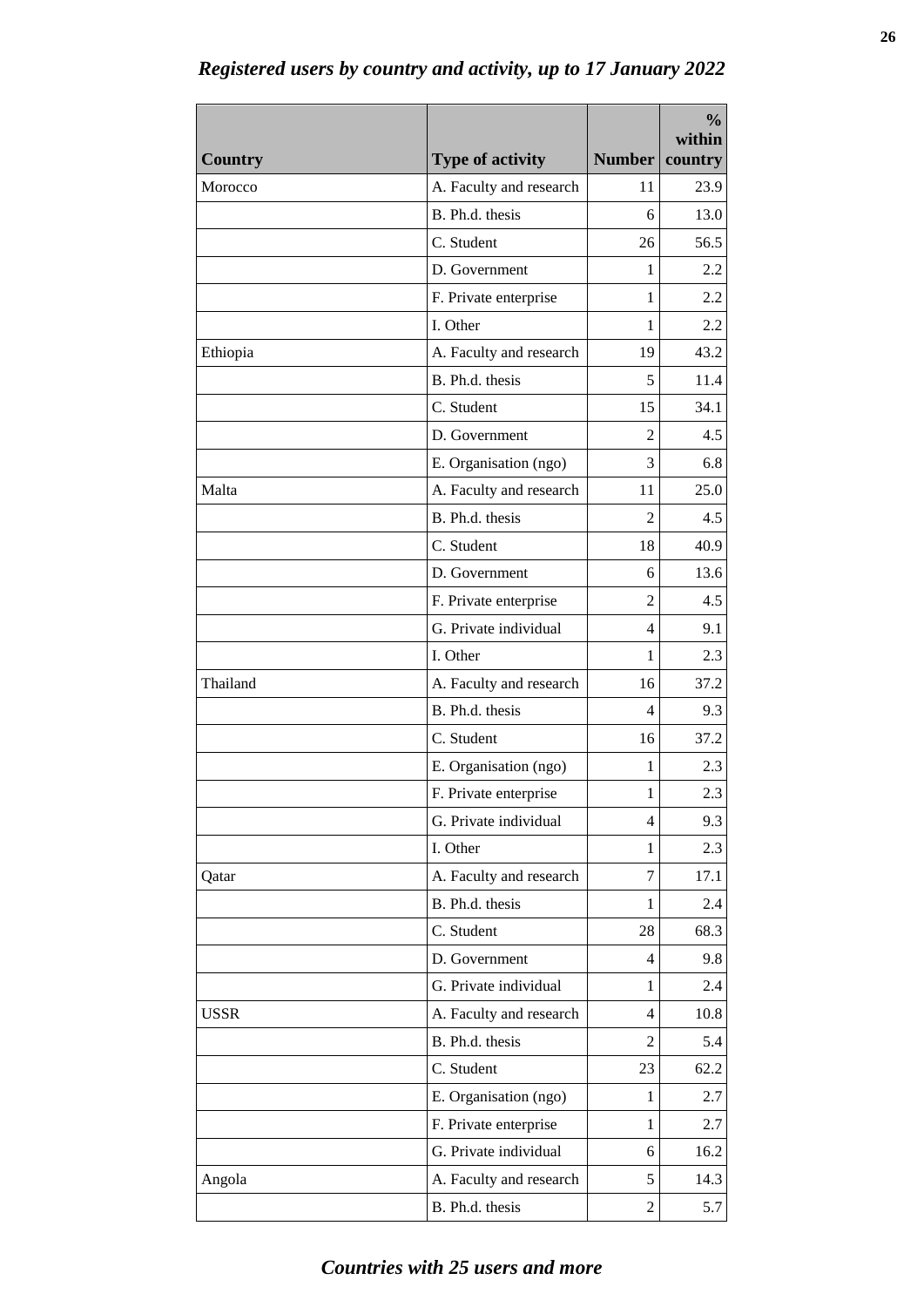## *Registered users by country and activity, up to 17 January 2022*

| Country | Type of activity | Number | % within country |
|---|---|---|---|
| Morocco | A. Faculty and research | 11 | 23.9 |
| | B. Ph.d. thesis | 6 | 13.0 |
| | C. Student | 26 | 56.5 |
| | D. Government | 1 | 2.2 |
| | F. Private enterprise | 1 | 2.2 |
| | I. Other | 1 | 2.2 |
| Ethiopia | A. Faculty and research | 19 | 43.2 |
| | B. Ph.d. thesis | 5 | 11.4 |
| | C. Student | 15 | 34.1 |
| | D. Government | 2 | 4.5 |
| | E. Organisation (ngo) | 3 | 6.8 |
| Malta | A. Faculty and research | 11 | 25.0 |
| | B. Ph.d. thesis | 2 | 4.5 |
| | C. Student | 18 | 40.9 |
| | D. Government | 6 | 13.6 |
| | F. Private enterprise | 2 | 4.5 |
| | G. Private individual | 4 | 9.1 |
| | I. Other | 1 | 2.3 |
| Thailand | A. Faculty and research | 16 | 37.2 |
| | B. Ph.d. thesis | 4 | 9.3 |
| | C. Student | 16 | 37.2 |
| | E. Organisation (ngo) | 1 | 2.3 |
| | F. Private enterprise | 1 | 2.3 |
| | G. Private individual | 4 | 9.3 |
| | I. Other | 1 | 2.3 |
| Qatar | A. Faculty and research | 7 | 17.1 |
| | B. Ph.d. thesis | 1 | 2.4 |
| | C. Student | 28 | 68.3 |
| | D. Government | 4 | 9.8 |
| | G. Private individual | 1 | 2.4 |
| USSR | A. Faculty and research | 4 | 10.8 |
| | B. Ph.d. thesis | 2 | 5.4 |
| | C. Student | 23 | 62.2 |
| | E. Organisation (ngo) | 1 | 2.7 |
| | F. Private enterprise | 1 | 2.7 |
| | G. Private individual | 6 | 16.2 |
| Angola | A. Faculty and research | 5 | 14.3 |
| | B. Ph.d. thesis | 2 | 5.7 |

*Countries with 25 users and more*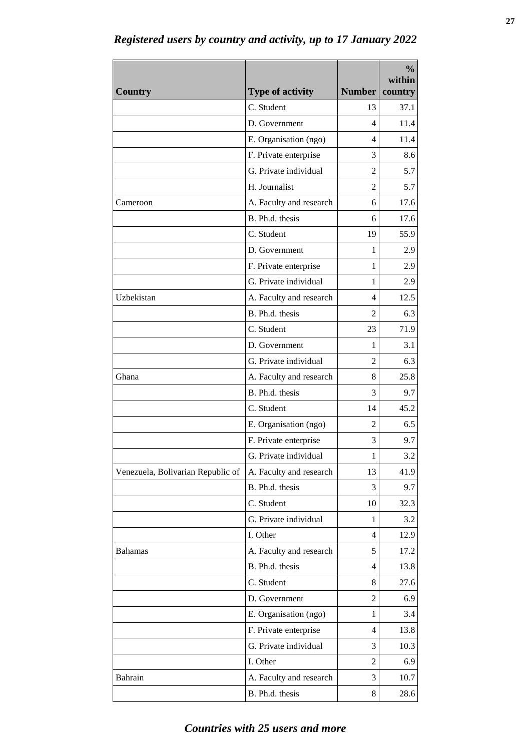## *Registered users by country and activity, up to 17 January 2022*

| Country | Type of activity | Number | % within country |
|---|---|---|---|
| | C. Student | 13 | 37.1 |
| | D. Government | 4 | 11.4 |
| | E. Organisation (ngo) | 4 | 11.4 |
| | F. Private enterprise | 3 | 8.6 |
| | G. Private individual | 2 | 5.7 |
| | H. Journalist | 2 | 5.7 |
| Cameroon | A. Faculty and research | 6 | 17.6 |
| | B. Ph.d. thesis | 6 | 17.6 |
| | C. Student | 19 | 55.9 |
| | D. Government | 1 | 2.9 |
| | F. Private enterprise | 1 | 2.9 |
| | G. Private individual | 1 | 2.9 |
| Uzbekistan | A. Faculty and research | 4 | 12.5 |
| | B. Ph.d. thesis | 2 | 6.3 |
| | C. Student | 23 | 71.9 |
| | D. Government | 1 | 3.1 |
| | G. Private individual | 2 | 6.3 |
| Ghana | A. Faculty and research | 8 | 25.8 |
| | B. Ph.d. thesis | 3 | 9.7 |
| | C. Student | 14 | 45.2 |
| | E. Organisation (ngo) | 2 | 6.5 |
| | F. Private enterprise | 3 | 9.7 |
| | G. Private individual | 1 | 3.2 |
| Venezuela, Bolivarian Republic of | A. Faculty and research | 13 | 41.9 |
| | B. Ph.d. thesis | 3 | 9.7 |
| | C. Student | 10 | 32.3 |
| | G. Private individual | 1 | 3.2 |
| | I. Other | 4 | 12.9 |
| Bahamas | A. Faculty and research | 5 | 17.2 |
| | B. Ph.d. thesis | 4 | 13.8 |
| | C. Student | 8 | 27.6 |
| | D. Government | 2 | 6.9 |
| | E. Organisation (ngo) | 1 | 3.4 |
| | F. Private enterprise | 4 | 13.8 |
| | G. Private individual | 3 | 10.3 |
| | I. Other | 2 | 6.9 |
| Bahrain | A. Faculty and research | 3 | 10.7 |
| | B. Ph.d. thesis | 8 | 28.6 |

*Countries with 25 users and more*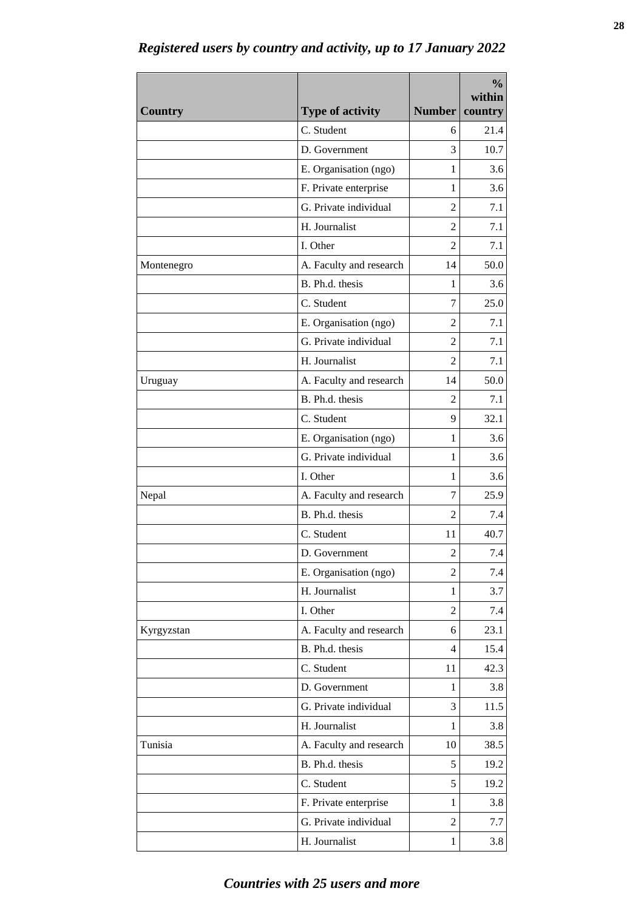## *Registered users by country and activity, up to 17 January 2022*

| Country | Type of activity | Number | % within country |
|---|---|---|---|
| | C. Student | 6 | 21.4 |
| | D. Government | 3 | 10.7 |
| | E. Organisation (ngo) | 1 | 3.6 |
| | F. Private enterprise | 1 | 3.6 |
| | G. Private individual | 2 | 7.1 |
| | H. Journalist | 2 | 7.1 |
| | I. Other | 2 | 7.1 |
| Montenegro | A. Faculty and research | 14 | 50.0 |
| | B. Ph.d. thesis | 1 | 3.6 |
| | C. Student | 7 | 25.0 |
| | E. Organisation (ngo) | 2 | 7.1 |
| | G. Private individual | 2 | 7.1 |
| | H. Journalist | 2 | 7.1 |
| Uruguay | A. Faculty and research | 14 | 50.0 |
| | B. Ph.d. thesis | 2 | 7.1 |
| | C. Student | 9 | 32.1 |
| | E. Organisation (ngo) | 1 | 3.6 |
| | G. Private individual | 1 | 3.6 |
| | I. Other | 1 | 3.6 |
| Nepal | A. Faculty and research | 7 | 25.9 |
| | B. Ph.d. thesis | 2 | 7.4 |
| | C. Student | 11 | 40.7 |
| | D. Government | 2 | 7.4 |
| | E. Organisation (ngo) | 2 | 7.4 |
| | H. Journalist | 1 | 3.7 |
| | I. Other | 2 | 7.4 |
| Kyrgyzstan | A. Faculty and research | 6 | 23.1 |
| | B. Ph.d. thesis | 4 | 15.4 |
| | C. Student | 11 | 42.3 |
| | D. Government | 1 | 3.8 |
| | G. Private individual | 3 | 11.5 |
| | H. Journalist | 1 | 3.8 |
| Tunisia | A. Faculty and research | 10 | 38.5 |
| | B. Ph.d. thesis | 5 | 19.2 |
| | C. Student | 5 | 19.2 |
| | F. Private enterprise | 1 | 3.8 |
| | G. Private individual | 2 | 7.7 |
| | H. Journalist | 1 | 3.8 |

## *Countries with 25 users and more*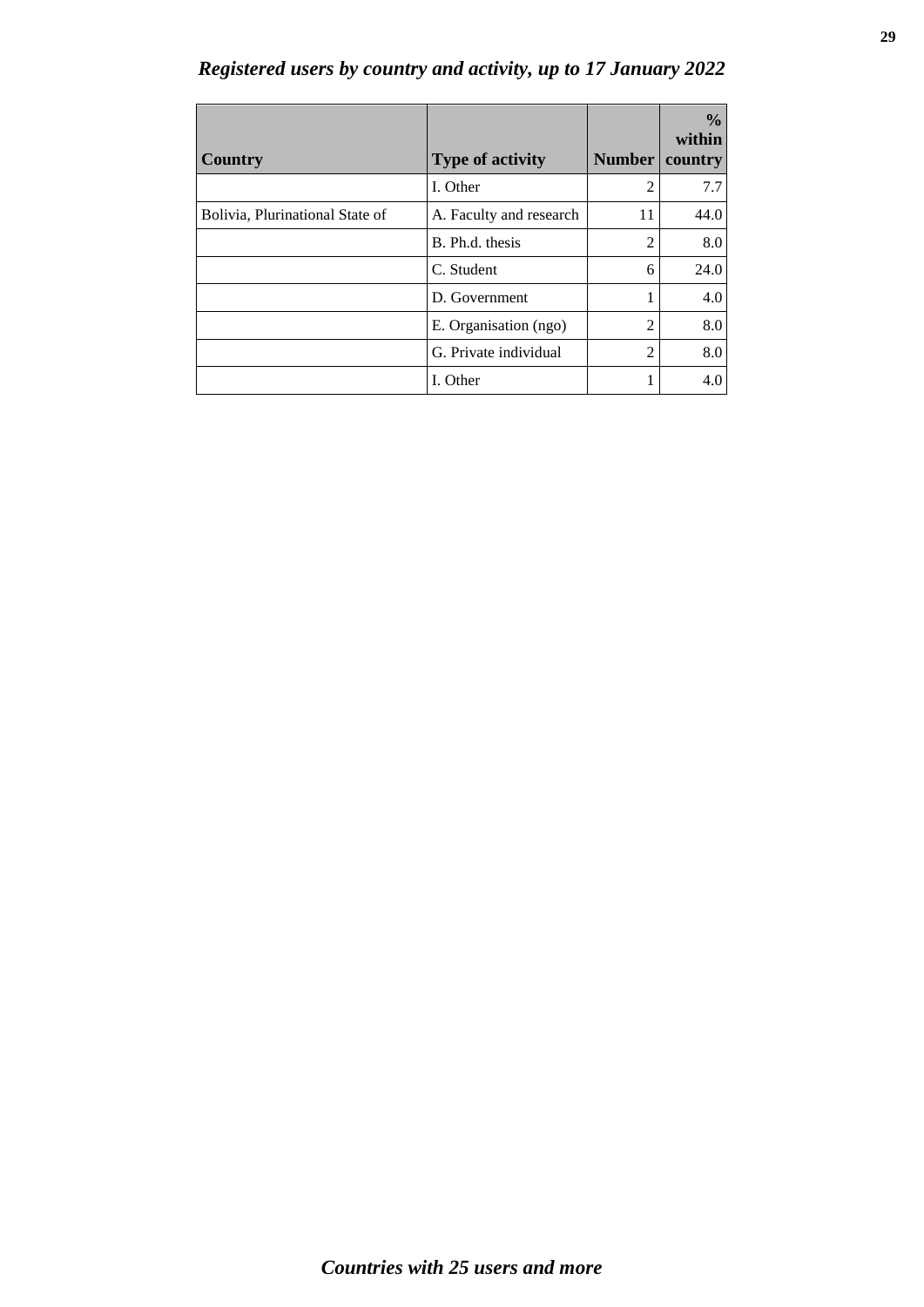## *Registered users by country and activity, up to 17 January 2022*

| Country | Type of activity | Number | % within country |
|---|---|---|---|
| | I. Other | 2 | 7.7 |
| Bolivia, Plurinational State of | A. Faculty and research | 11 | 44.0 |
| | B. Ph.d. thesis | 2 | 8.0 |
| | C. Student | 6 | 24.0 |
| | D. Government | 1 | 4.0 |
| | E. Organisation (ngo) | 2 | 8.0 |
| | G. Private individual | 2 | 8.0 |
| | I. Other | 1 | 4.0 |

***Countries with 25 users and more***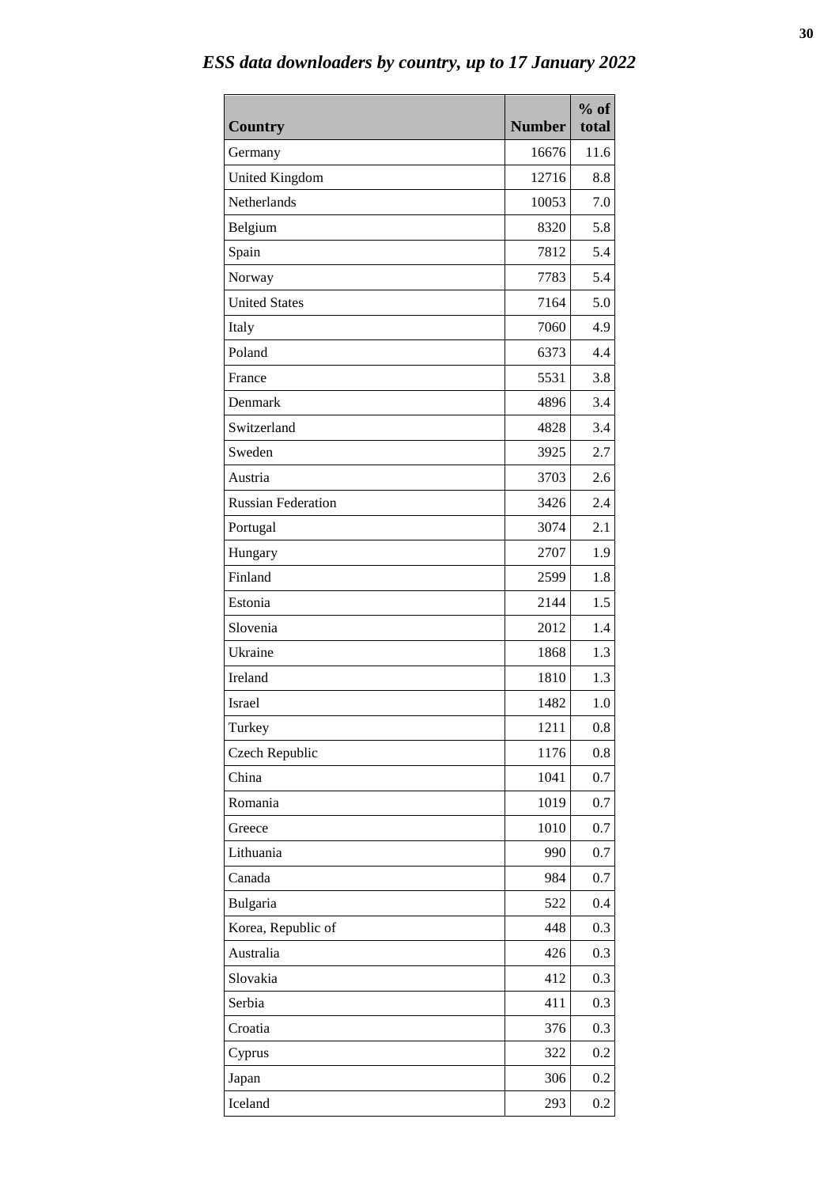## *ESS data downloaders by country, up to 17 January 2022*

| Country | Number | % of total |
|---|---|---|
| Germany | 16676 | 11.6 |
| United Kingdom | 12716 | 8.8 |
| Netherlands | 10053 | 7.0 |
| Belgium | 8320 | 5.8 |
| Spain | 7812 | 5.4 |
| Norway | 7783 | 5.4 |
| United States | 7164 | 5.0 |
| Italy | 7060 | 4.9 |
| Poland | 6373 | 4.4 |
| France | 5531 | 3.8 |
| Denmark | 4896 | 3.4 |
| Switzerland | 4828 | 3.4 |
| Sweden | 3925 | 2.7 |
| Austria | 3703 | 2.6 |
| Russian Federation | 3426 | 2.4 |
| Portugal | 3074 | 2.1 |
| Hungary | 2707 | 1.9 |
| Finland | 2599 | 1.8 |
| Estonia | 2144 | 1.5 |
| Slovenia | 2012 | 1.4 |
| Ukraine | 1868 | 1.3 |
| Ireland | 1810 | 1.3 |
| Israel | 1482 | 1.0 |
| Turkey | 1211 | 0.8 |
| Czech Republic | 1176 | 0.8 |
| China | 1041 | 0.7 |
| Romania | 1019 | 0.7 |
| Greece | 1010 | 0.7 |
| Lithuania | 990 | 0.7 |
| Canada | 984 | 0.7 |
| Bulgaria | 522 | 0.4 |
| Korea, Republic of | 448 | 0.3 |
| Australia | 426 | 0.3 |
| Slovakia | 412 | 0.3 |
| Serbia | 411 | 0.3 |
| Croatia | 376 | 0.3 |
| Cyprus | 322 | 0.2 |
| Japan | 306 | 0.2 |
| Iceland | 293 | 0.2 |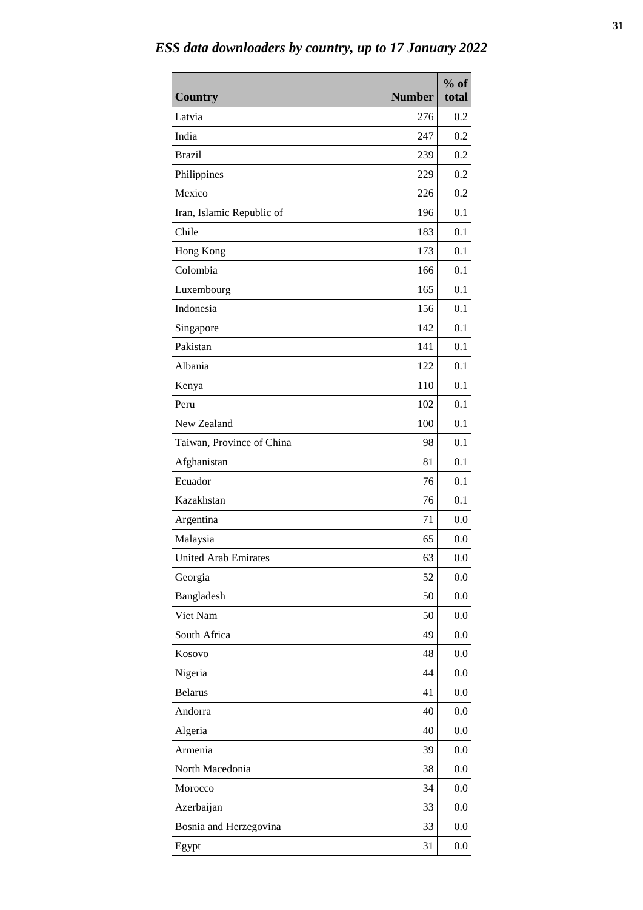*ESS data downloaders by country, up to 17 January 2022*

| Country | Number | % of total |
|---|---|---|
| Latvia | 276 | 0.2 |
| India | 247 | 0.2 |
| Brazil | 239 | 0.2 |
| Philippines | 229 | 0.2 |
| Mexico | 226 | 0.2 |
| Iran, Islamic Republic of | 196 | 0.1 |
| Chile | 183 | 0.1 |
| Hong Kong | 173 | 0.1 |
| Colombia | 166 | 0.1 |
| Luxembourg | 165 | 0.1 |
| Indonesia | 156 | 0.1 |
| Singapore | 142 | 0.1 |
| Pakistan | 141 | 0.1 |
| Albania | 122 | 0.1 |
| Kenya | 110 | 0.1 |
| Peru | 102 | 0.1 |
| New Zealand | 100 | 0.1 |
| Taiwan, Province of China | 98 | 0.1 |
| Afghanistan | 81 | 0.1 |
| Ecuador | 76 | 0.1 |
| Kazakhstan | 76 | 0.1 |
| Argentina | 71 | 0.0 |
| Malaysia | 65 | 0.0 |
| United Arab Emirates | 63 | 0.0 |
| Georgia | 52 | 0.0 |
| Bangladesh | 50 | 0.0 |
| Viet Nam | 50 | 0.0 |
| South Africa | 49 | 0.0 |
| Kosovo | 48 | 0.0 |
| Nigeria | 44 | 0.0 |
| Belarus | 41 | 0.0 |
| Andorra | 40 | 0.0 |
| Algeria | 40 | 0.0 |
| Armenia | 39 | 0.0 |
| North Macedonia | 38 | 0.0 |
| Morocco | 34 | 0.0 |
| Azerbaijan | 33 | 0.0 |
| Bosnia and Herzegovina | 33 | 0.0 |
| Egypt | 31 | 0.0 |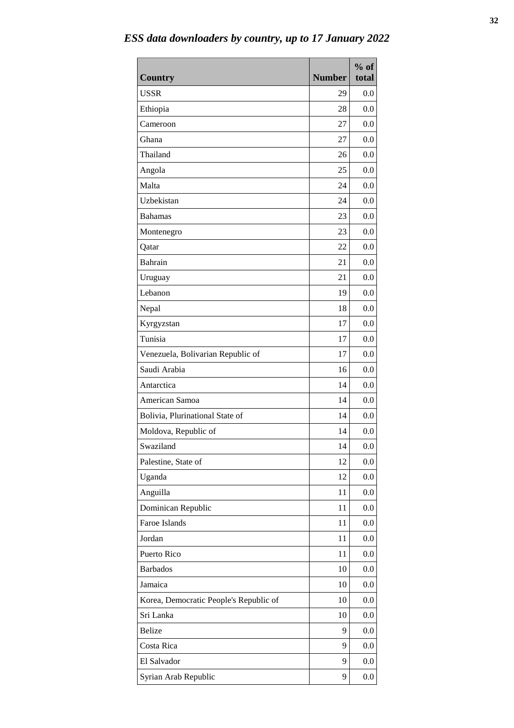### *ESS data downloaders by country, up to 17 January 2022*

| Country | Number | % of total |
|---|---|---|
| USSR | 29 | 0.0 |
| Ethiopia | 28 | 0.0 |
| Cameroon | 27 | 0.0 |
| Ghana | 27 | 0.0 |
| Thailand | 26 | 0.0 |
| Angola | 25 | 0.0 |
| Malta | 24 | 0.0 |
| Uzbekistan | 24 | 0.0 |
| Bahamas | 23 | 0.0 |
| Montenegro | 23 | 0.0 |
| Qatar | 22 | 0.0 |
| Bahrain | 21 | 0.0 |
| Uruguay | 21 | 0.0 |
| Lebanon | 19 | 0.0 |
| Nepal | 18 | 0.0 |
| Kyrgyzstan | 17 | 0.0 |
| Tunisia | 17 | 0.0 |
| Venezuela, Bolivarian Republic of | 17 | 0.0 |
| Saudi Arabia | 16 | 0.0 |
| Antarctica | 14 | 0.0 |
| American Samoa | 14 | 0.0 |
| Bolivia, Plurinational State of | 14 | 0.0 |
| Moldova, Republic of | 14 | 0.0 |
| Swaziland | 14 | 0.0 |
| Palestine, State of | 12 | 0.0 |
| Uganda | 12 | 0.0 |
| Anguilla | 11 | 0.0 |
| Dominican Republic | 11 | 0.0 |
| Faroe Islands | 11 | 0.0 |
| Jordan | 11 | 0.0 |
| Puerto Rico | 11 | 0.0 |
| Barbados | 10 | 0.0 |
| Jamaica | 10 | 0.0 |
| Korea, Democratic People's Republic of | 10 | 0.0 |
| Sri Lanka | 10 | 0.0 |
| Belize | 9 | 0.0 |
| Costa Rica | 9 | 0.0 |
| El Salvador | 9 | 0.0 |
| Syrian Arab Republic | 9 | 0.0 |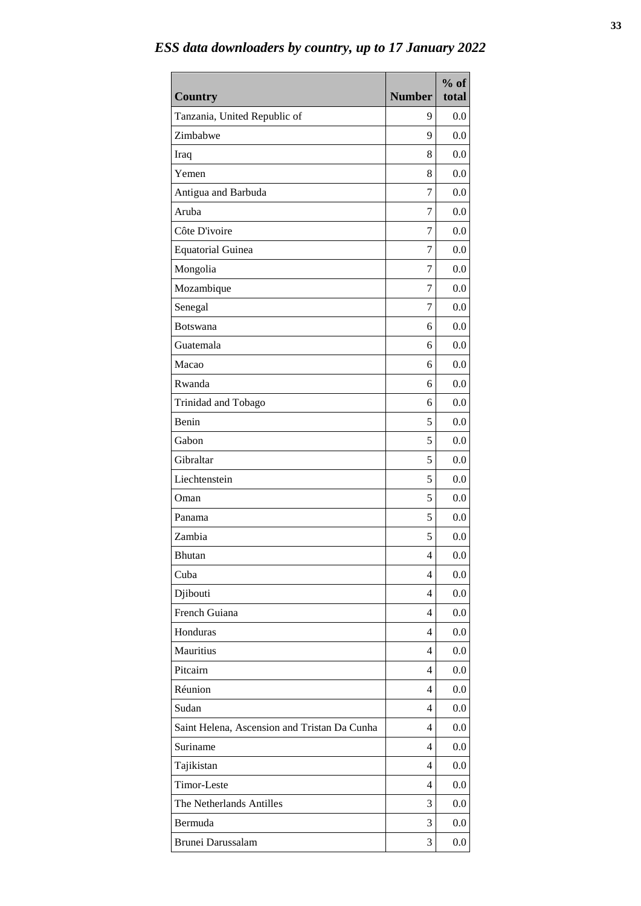# *ESS data downloaders by country, up to 17 January 2022*

| Country | Number | % of total |
|---|---|---|
| Tanzania, United Republic of | 9 | 0.0 |
| Zimbabwe | 9 | 0.0 |
| Iraq | 8 | 0.0 |
| Yemen | 8 | 0.0 |
| Antigua and Barbuda | 7 | 0.0 |
| Aruba | 7 | 0.0 |
| Côte D'ivoire | 7 | 0.0 |
| Equatorial Guinea | 7 | 0.0 |
| Mongolia | 7 | 0.0 |
| Mozambique | 7 | 0.0 |
| Senegal | 7 | 0.0 |
| Botswana | 6 | 0.0 |
| Guatemala | 6 | 0.0 |
| Macao | 6 | 0.0 |
| Rwanda | 6 | 0.0 |
| Trinidad and Tobago | 6 | 0.0 |
| Benin | 5 | 0.0 |
| Gabon | 5 | 0.0 |
| Gibraltar | 5 | 0.0 |
| Liechtenstein | 5 | 0.0 |
| Oman | 5 | 0.0 |
| Panama | 5 | 0.0 |
| Zambia | 5 | 0.0 |
| Bhutan | 4 | 0.0 |
| Cuba | 4 | 0.0 |
| Djibouti | 4 | 0.0 |
| French Guiana | 4 | 0.0 |
| Honduras | 4 | 0.0 |
| Mauritius | 4 | 0.0 |
| Pitcairn | 4 | 0.0 |
| Réunion | 4 | 0.0 |
| Sudan | 4 | 0.0 |
| Saint Helena, Ascension and Tristan Da Cunha | 4 | 0.0 |
| Suriname | 4 | 0.0 |
| Tajikistan | 4 | 0.0 |
| Timor-Leste | 4 | 0.0 |
| The Netherlands Antilles | 3 | 0.0 |
| Bermuda | 3 | 0.0 |
| Brunei Darussalam | 3 | 0.0 |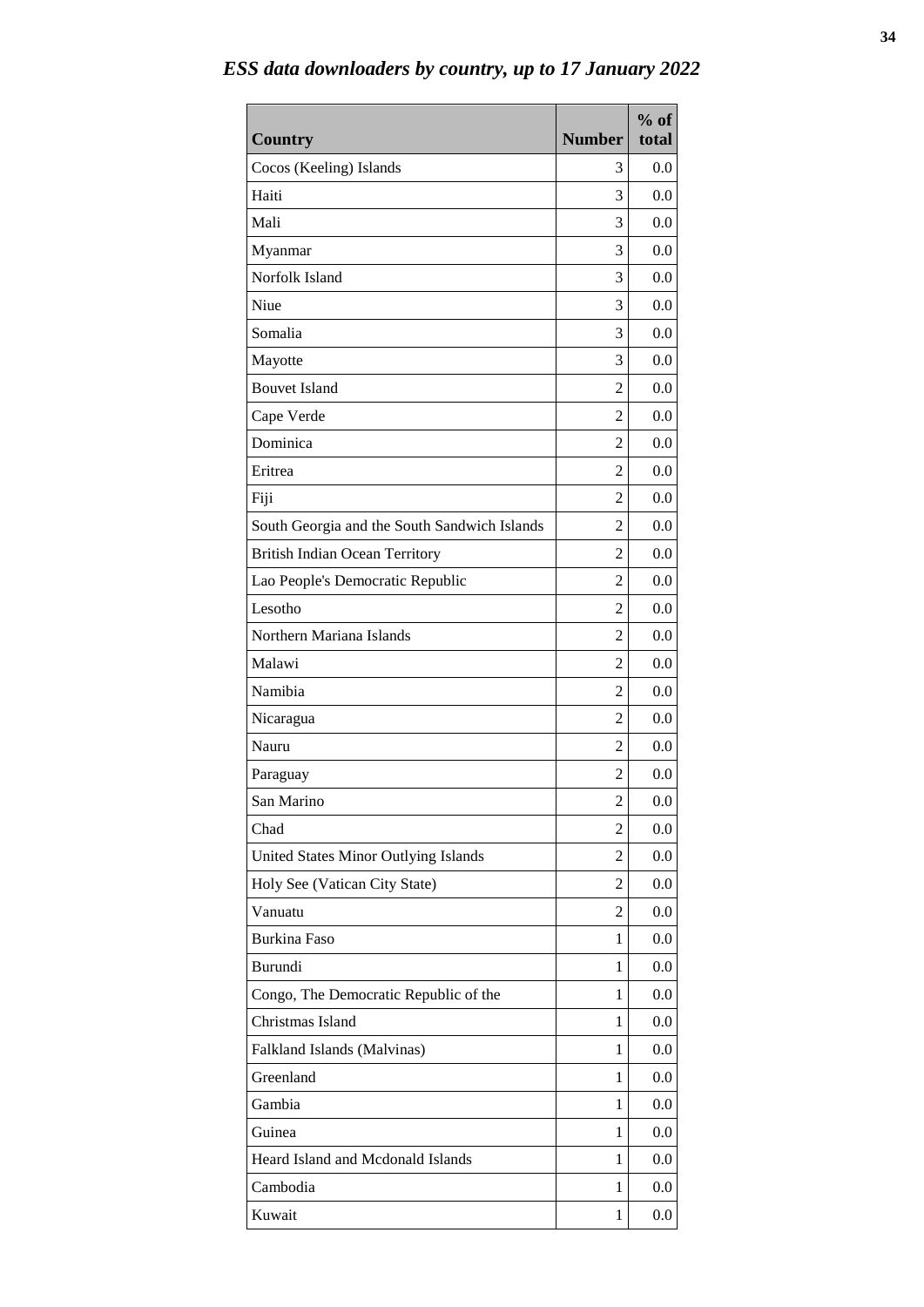## *ESS data downloaders by country, up to 17 January 2022*

| Country | Number | % of total |
|---|---|---|
| Cocos (Keeling) Islands | 3 | 0.0 |
| Haiti | 3 | 0.0 |
| Mali | 3 | 0.0 |
| Myanmar | 3 | 0.0 |
| Norfolk Island | 3 | 0.0 |
| Niue | 3 | 0.0 |
| Somalia | 3 | 0.0 |
| Mayotte | 3 | 0.0 |
| Bouvet Island | 2 | 0.0 |
| Cape Verde | 2 | 0.0 |
| Dominica | 2 | 0.0 |
| Eritrea | 2 | 0.0 |
| Fiji | 2 | 0.0 |
| South Georgia and the South Sandwich Islands | 2 | 0.0 |
| British Indian Ocean Territory | 2 | 0.0 |
| Lao People's Democratic Republic | 2 | 0.0 |
| Lesotho | 2 | 0.0 |
| Northern Mariana Islands | 2 | 0.0 |
| Malawi | 2 | 0.0 |
| Namibia | 2 | 0.0 |
| Nicaragua | 2 | 0.0 |
| Nauru | 2 | 0.0 |
| Paraguay | 2 | 0.0 |
| San Marino | 2 | 0.0 |
| Chad | 2 | 0.0 |
| United States Minor Outlying Islands | 2 | 0.0 |
| Holy See (Vatican City State) | 2 | 0.0 |
| Vanuatu | 2 | 0.0 |
| Burkina Faso | 1 | 0.0 |
| Burundi | 1 | 0.0 |
| Congo, The Democratic Republic of the | 1 | 0.0 |
| Christmas Island | 1 | 0.0 |
| Falkland Islands (Malvinas) | 1 | 0.0 |
| Greenland | 1 | 0.0 |
| Gambia | 1 | 0.0 |
| Guinea | 1 | 0.0 |
| Heard Island and Mcdonald Islands | 1 | 0.0 |
| Cambodia | 1 | 0.0 |
| Kuwait | 1 | 0.0 |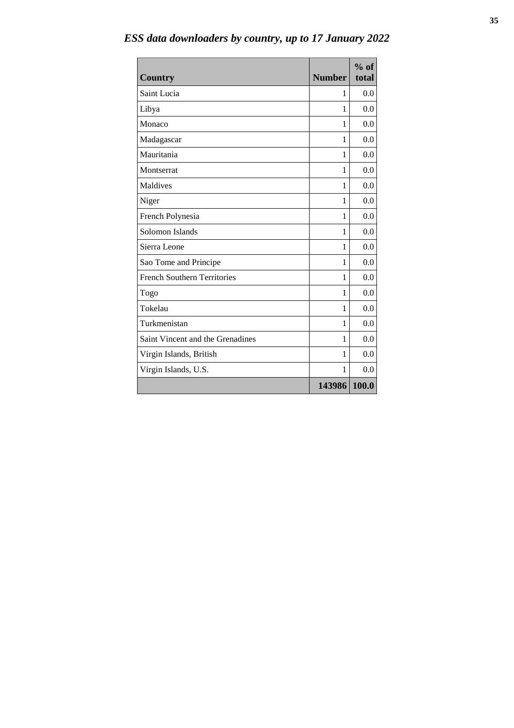*ESS data downloaders by country, up to 17 January 2022*

| Country | Number | % of total |
|---|---|---|
| Saint Lucia | 1 | 0.0 |
| Libya | 1 | 0.0 |
| Monaco | 1 | 0.0 |
| Madagascar | 1 | 0.0 |
| Mauritania | 1 | 0.0 |
| Montserrat | 1 | 0.0 |
| Maldives | 1 | 0.0 |
| Niger | 1 | 0.0 |
| French Polynesia | 1 | 0.0 |
| Solomon Islands | 1 | 0.0 |
| Sierra Leone | 1 | 0.0 |
| Sao Tome and Principe | 1 | 0.0 |
| French Southern Territories | 1 | 0.0 |
| Togo | 1 | 0.0 |
| Tokelau | 1 | 0.0 |
| Turkmenistan | 1 | 0.0 |
| Saint Vincent and the Grenadines | 1 | 0.0 |
| Virgin Islands, British | 1 | 0.0 |
| Virgin Islands, U.S. | 1 | 0.0 |
| | **143986** | **100.0** |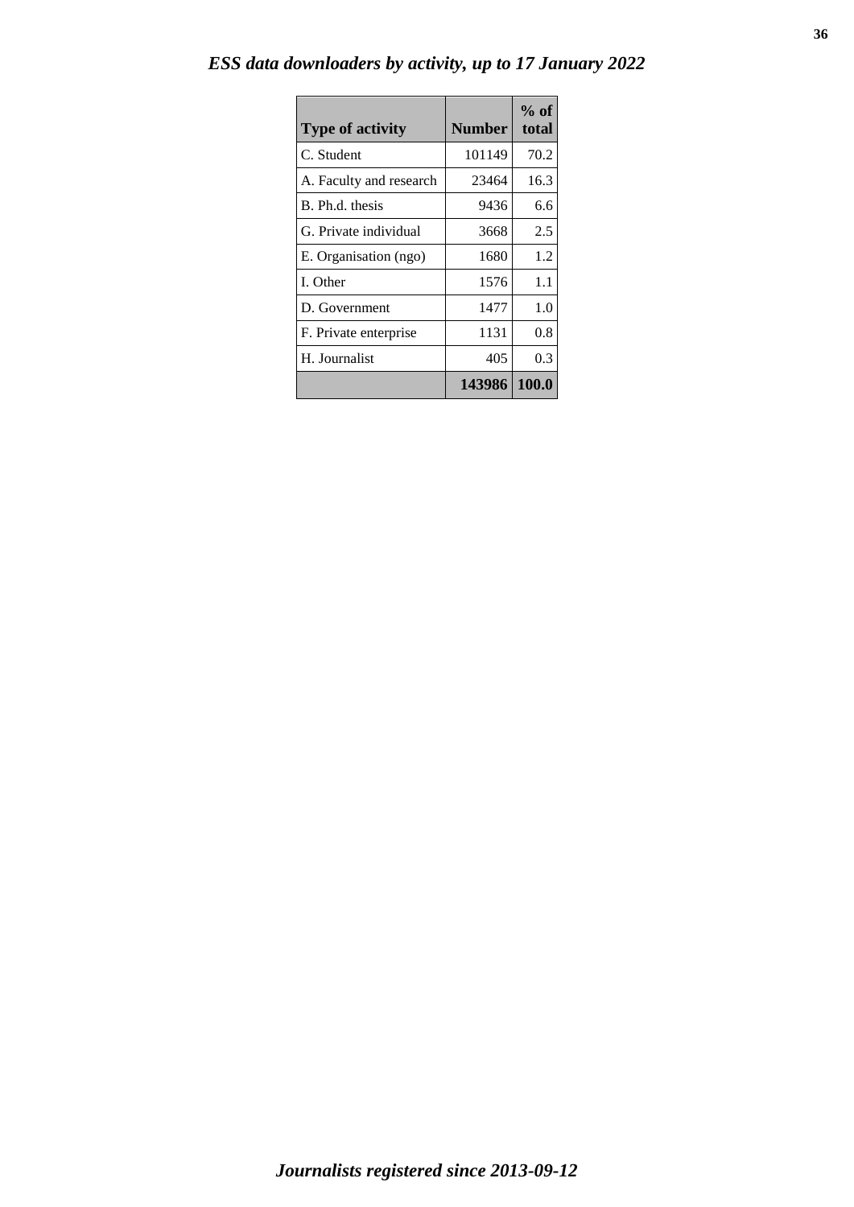## *ESS data downloaders by activity, up to 17 January 2022*

| Type of activity | Number | % of total |
|---|---|---|
| C. Student | 101149 | 70.2 |
| A. Faculty and research | 23464 | 16.3 |
| B. Ph.d. thesis | 9436 | 6.6 |
| G. Private individual | 3668 | 2.5 |
| E. Organisation (ngo) | 1680 | 1.2 |
| I. Other | 1576 | 1.1 |
| D. Government | 1477 | 1.0 |
| F. Private enterprise | 1131 | 0.8 |
| H. Journalist | 405 | 0.3 |
| | **143986** | **100.0** |

***Journalists registered since 2013-09-12***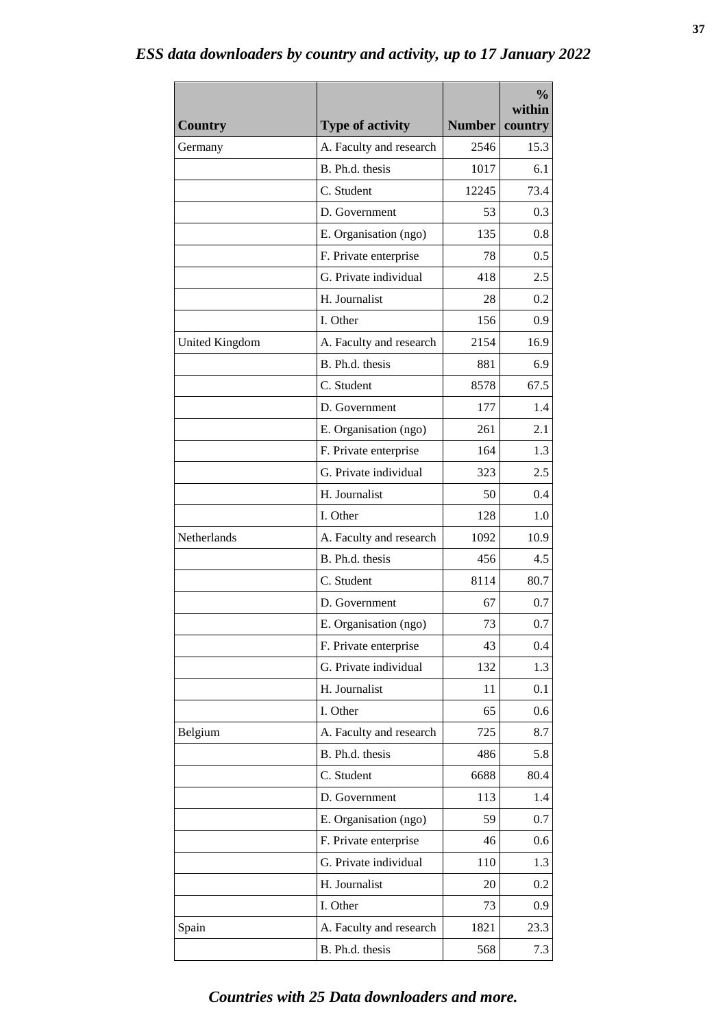## *ESS data downloaders by country and activity, up to 17 January 2022*

| Country | Type of activity | Number | % within country |
|---|---|---|---|
| Germany | A. Faculty and research | 2546 | 15.3 |
| | B. Ph.d. thesis | 1017 | 6.1 |
| | C. Student | 12245 | 73.4 |
| | D. Government | 53 | 0.3 |
| | E. Organisation (ngo) | 135 | 0.8 |
| | F. Private enterprise | 78 | 0.5 |
| | G. Private individual | 418 | 2.5 |
| | H. Journalist | 28 | 0.2 |
| | I. Other | 156 | 0.9 |
| United Kingdom | A. Faculty and research | 2154 | 16.9 |
| | B. Ph.d. thesis | 881 | 6.9 |
| | C. Student | 8578 | 67.5 |
| | D. Government | 177 | 1.4 |
| | E. Organisation (ngo) | 261 | 2.1 |
| | F. Private enterprise | 164 | 1.3 |
| | G. Private individual | 323 | 2.5 |
| | H. Journalist | 50 | 0.4 |
| | I. Other | 128 | 1.0 |
| Netherlands | A. Faculty and research | 1092 | 10.9 |
| | B. Ph.d. thesis | 456 | 4.5 |
| | C. Student | 8114 | 80.7 |
| | D. Government | 67 | 0.7 |
| | E. Organisation (ngo) | 73 | 0.7 |
| | F. Private enterprise | 43 | 0.4 |
| | G. Private individual | 132 | 1.3 |
| | H. Journalist | 11 | 0.1 |
| | I. Other | 65 | 0.6 |
| Belgium | A. Faculty and research | 725 | 8.7 |
| | B. Ph.d. thesis | 486 | 5.8 |
| | C. Student | 6688 | 80.4 |
| | D. Government | 113 | 1.4 |
| | E. Organisation (ngo) | 59 | 0.7 |
| | F. Private enterprise | 46 | 0.6 |
| | G. Private individual | 110 | 1.3 |
| | H. Journalist | 20 | 0.2 |
| | I. Other | 73 | 0.9 |
| Spain | A. Faculty and research | 1821 | 23.3 |
| | B. Ph.d. thesis | 568 | 7.3 |

***Countries with 25 Data downloaders and more.***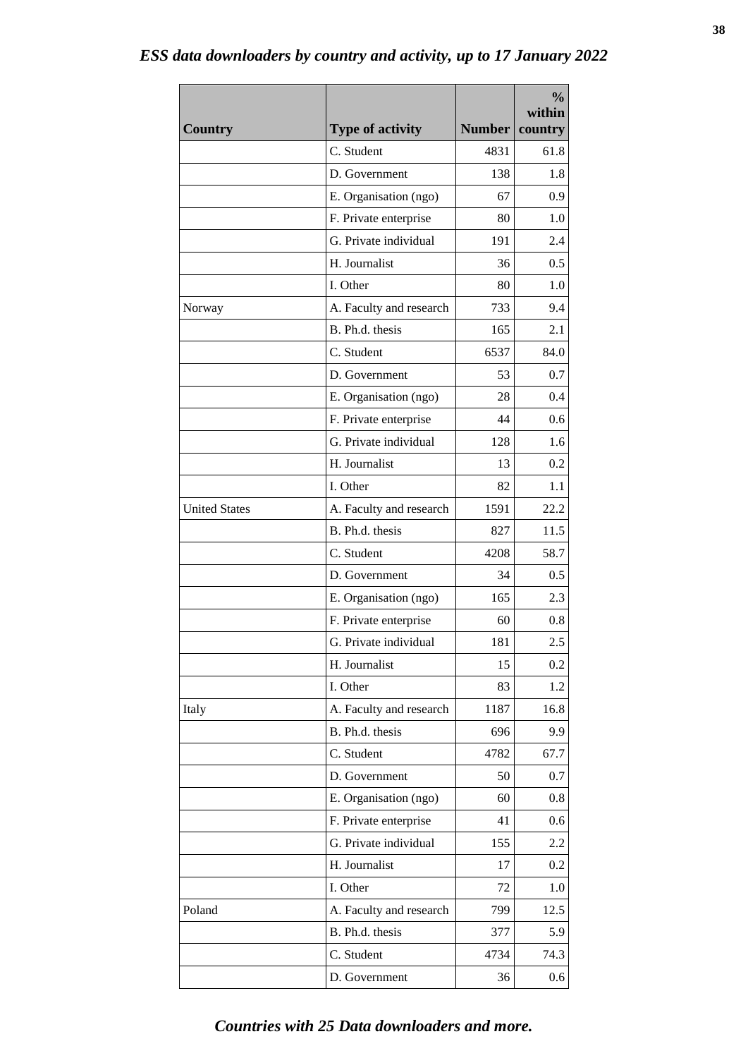*ESS data downloaders by country and activity, up to 17 January 2022*

| Country | Type of activity | Number | % within country |
|---|---|---|---|
| | C. Student | 4831 | 61.8 |
| | D. Government | 138 | 1.8 |
| | E. Organisation (ngo) | 67 | 0.9 |
| | F. Private enterprise | 80 | 1.0 |
| | G. Private individual | 191 | 2.4 |
| | H. Journalist | 36 | 0.5 |
| | I. Other | 80 | 1.0 |
| Norway | A. Faculty and research | 733 | 9.4 |
| | B. Ph.d. thesis | 165 | 2.1 |
| | C. Student | 6537 | 84.0 |
| | D. Government | 53 | 0.7 |
| | E. Organisation (ngo) | 28 | 0.4 |
| | F. Private enterprise | 44 | 0.6 |
| | G. Private individual | 128 | 1.6 |
| | H. Journalist | 13 | 0.2 |
| | I. Other | 82 | 1.1 |
| United States | A. Faculty and research | 1591 | 22.2 |
| | B. Ph.d. thesis | 827 | 11.5 |
| | C. Student | 4208 | 58.7 |
| | D. Government | 34 | 0.5 |
| | E. Organisation (ngo) | 165 | 2.3 |
| | F. Private enterprise | 60 | 0.8 |
| | G. Private individual | 181 | 2.5 |
| | H. Journalist | 15 | 0.2 |
| | I. Other | 83 | 1.2 |
| Italy | A. Faculty and research | 1187 | 16.8 |
| | B. Ph.d. thesis | 696 | 9.9 |
| | C. Student | 4782 | 67.7 |
| | D. Government | 50 | 0.7 |
| | E. Organisation (ngo) | 60 | 0.8 |
| | F. Private enterprise | 41 | 0.6 |
| | G. Private individual | 155 | 2.2 |
| | H. Journalist | 17 | 0.2 |
| | I. Other | 72 | 1.0 |
| Poland | A. Faculty and research | 799 | 12.5 |
| | B. Ph.d. thesis | 377 | 5.9 |
| | C. Student | 4734 | 74.3 |
| | D. Government | 36 | 0.6 |

*Countries with 25 Data downloaders and more.*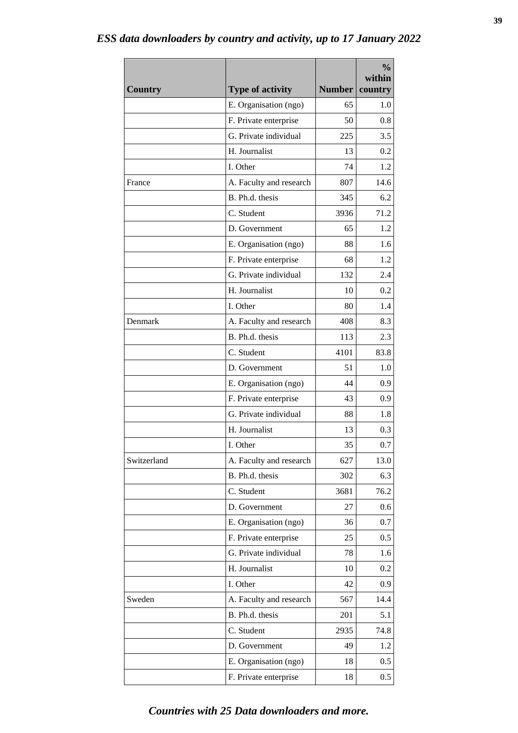*ESS data downloaders by country and activity, up to 17 January 2022*

| Country | Type of activity | Number | % within country |
|---|---|---|---|
| | E. Organisation (ngo) | 65 | 1.0 |
| | F. Private enterprise | 50 | 0.8 |
| | G. Private individual | 225 | 3.5 |
| | H. Journalist | 13 | 0.2 |
| | I. Other | 74 | 1.2 |
| France | A. Faculty and research | 807 | 14.6 |
| | B. Ph.d. thesis | 345 | 6.2 |
| | C. Student | 3936 | 71.2 |
| | D. Government | 65 | 1.2 |
| | E. Organisation (ngo) | 88 | 1.6 |
| | F. Private enterprise | 68 | 1.2 |
| | G. Private individual | 132 | 2.4 |
| | H. Journalist | 10 | 0.2 |
| | I. Other | 80 | 1.4 |
| Denmark | A. Faculty and research | 408 | 8.3 |
| | B. Ph.d. thesis | 113 | 2.3 |
| | C. Student | 4101 | 83.8 |
| | D. Government | 51 | 1.0 |
| | E. Organisation (ngo) | 44 | 0.9 |
| | F. Private enterprise | 43 | 0.9 |
| | G. Private individual | 88 | 1.8 |
| | H. Journalist | 13 | 0.3 |
| | I. Other | 35 | 0.7 |
| Switzerland | A. Faculty and research | 627 | 13.0 |
| | B. Ph.d. thesis | 302 | 6.3 |
| | C. Student | 3681 | 76.2 |
| | D. Government | 27 | 0.6 |
| | E. Organisation (ngo) | 36 | 0.7 |
| | F. Private enterprise | 25 | 0.5 |
| | G. Private individual | 78 | 1.6 |
| | H. Journalist | 10 | 0.2 |
| | I. Other | 42 | 0.9 |
| Sweden | A. Faculty and research | 567 | 14.4 |
| | B. Ph.d. thesis | 201 | 5.1 |
| | C. Student | 2935 | 74.8 |
| | D. Government | 49 | 1.2 |
| | E. Organisation (ngo) | 18 | 0.5 |
| | F. Private enterprise | 18 | 0.5 |

*Countries with 25 Data downloaders and more.*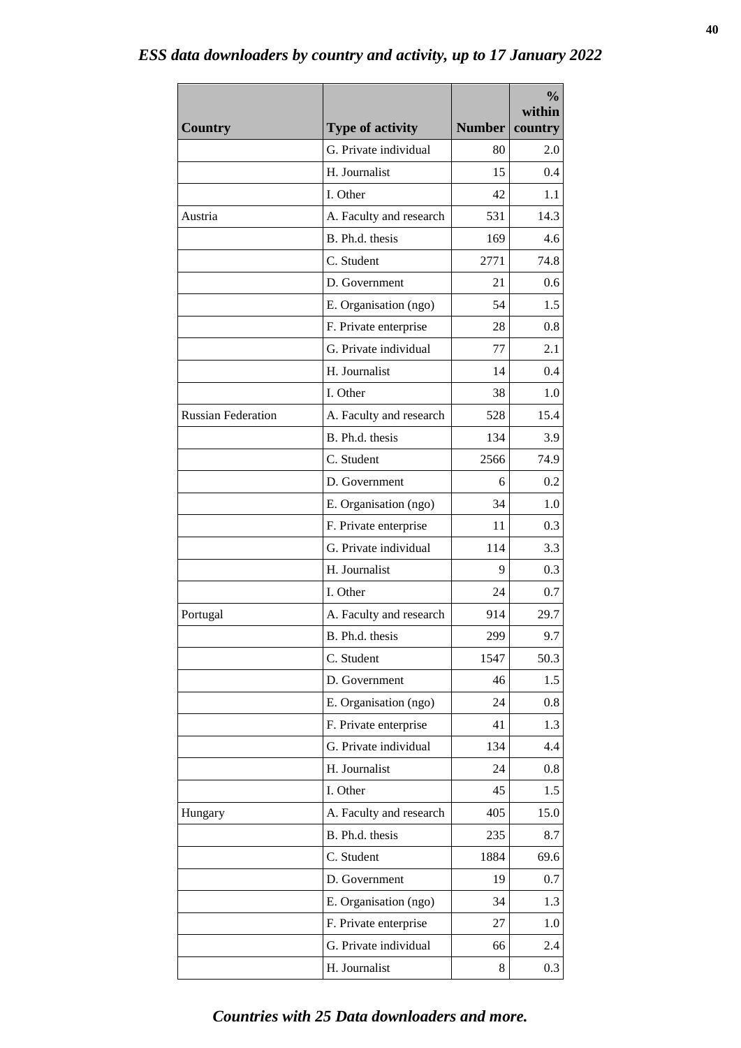*ESS data downloaders by country and activity, up to 17 January 2022*

| Country | Type of activity | Number | % within country |
|---|---|---|---|
| | G. Private individual | 80 | 2.0 |
| | H. Journalist | 15 | 0.4 |
| | I. Other | 42 | 1.1 |
| Austria | A. Faculty and research | 531 | 14.3 |
| | B. Ph.d. thesis | 169 | 4.6 |
| | C. Student | 2771 | 74.8 |
| | D. Government | 21 | 0.6 |
| | E. Organisation (ngo) | 54 | 1.5 |
| | F. Private enterprise | 28 | 0.8 |
| | G. Private individual | 77 | 2.1 |
| | H. Journalist | 14 | 0.4 |
| | I. Other | 38 | 1.0 |
| Russian Federation | A. Faculty and research | 528 | 15.4 |
| | B. Ph.d. thesis | 134 | 3.9 |
| | C. Student | 2566 | 74.9 |
| | D. Government | 6 | 0.2 |
| | E. Organisation (ngo) | 34 | 1.0 |
| | F. Private enterprise | 11 | 0.3 |
| | G. Private individual | 114 | 3.3 |
| | H. Journalist | 9 | 0.3 |
| | I. Other | 24 | 0.7 |
| Portugal | A. Faculty and research | 914 | 29.7 |
| | B. Ph.d. thesis | 299 | 9.7 |
| | C. Student | 1547 | 50.3 |
| | D. Government | 46 | 1.5 |
| | E. Organisation (ngo) | 24 | 0.8 |
| | F. Private enterprise | 41 | 1.3 |
| | G. Private individual | 134 | 4.4 |
| | H. Journalist | 24 | 0.8 |
| | I. Other | 45 | 1.5 |
| Hungary | A. Faculty and research | 405 | 15.0 |
| | B. Ph.d. thesis | 235 | 8.7 |
| | C. Student | 1884 | 69.6 |
| | D. Government | 19 | 0.7 |
| | E. Organisation (ngo) | 34 | 1.3 |
| | F. Private enterprise | 27 | 1.0 |
| | G. Private individual | 66 | 2.4 |
| | H. Journalist | 8 | 0.3 |

***Countries with 25 Data downloaders and more.***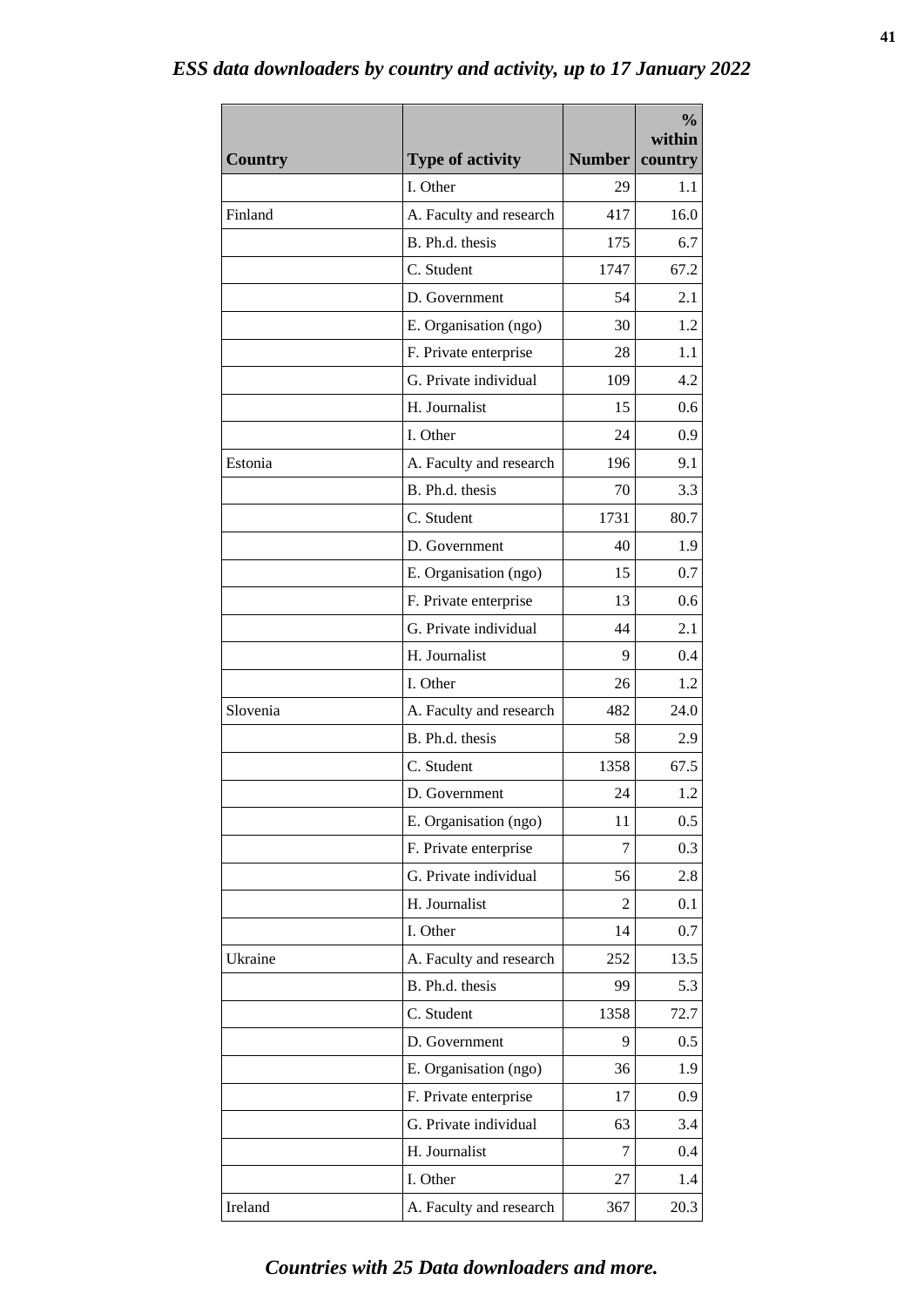*ESS data downloaders by country and activity, up to 17 January 2022*

| Country | Type of activity | Number | % within country |
|---|---|---|---|
| | I. Other | 29 | 1.1 |
| Finland | A. Faculty and research | 417 | 16.0 |
| | B. Ph.d. thesis | 175 | 6.7 |
| | C. Student | 1747 | 67.2 |
| | D. Government | 54 | 2.1 |
| | E. Organisation (ngo) | 30 | 1.2 |
| | F. Private enterprise | 28 | 1.1 |
| | G. Private individual | 109 | 4.2 |
| | H. Journalist | 15 | 0.6 |
| | I. Other | 24 | 0.9 |
| Estonia | A. Faculty and research | 196 | 9.1 |
| | B. Ph.d. thesis | 70 | 3.3 |
| | C. Student | 1731 | 80.7 |
| | D. Government | 40 | 1.9 |
| | E. Organisation (ngo) | 15 | 0.7 |
| | F. Private enterprise | 13 | 0.6 |
| | G. Private individual | 44 | 2.1 |
| | H. Journalist | 9 | 0.4 |
| | I. Other | 26 | 1.2 |
| Slovenia | A. Faculty and research | 482 | 24.0 |
| | B. Ph.d. thesis | 58 | 2.9 |
| | C. Student | 1358 | 67.5 |
| | D. Government | 24 | 1.2 |
| | E. Organisation (ngo) | 11 | 0.5 |
| | F. Private enterprise | 7 | 0.3 |
| | G. Private individual | 56 | 2.8 |
| | H. Journalist | 2 | 0.1 |
| | I. Other | 14 | 0.7 |
| Ukraine | A. Faculty and research | 252 | 13.5 |
| | B. Ph.d. thesis | 99 | 5.3 |
| | C. Student | 1358 | 72.7 |
| | D. Government | 9 | 0.5 |
| | E. Organisation (ngo) | 36 | 1.9 |
| | F. Private enterprise | 17 | 0.9 |
| | G. Private individual | 63 | 3.4 |
| | H. Journalist | 7 | 0.4 |
| | I. Other | 27 | 1.4 |
| Ireland | A. Faculty and research | 367 | 20.3 |

*Countries with 25 Data downloaders and more.*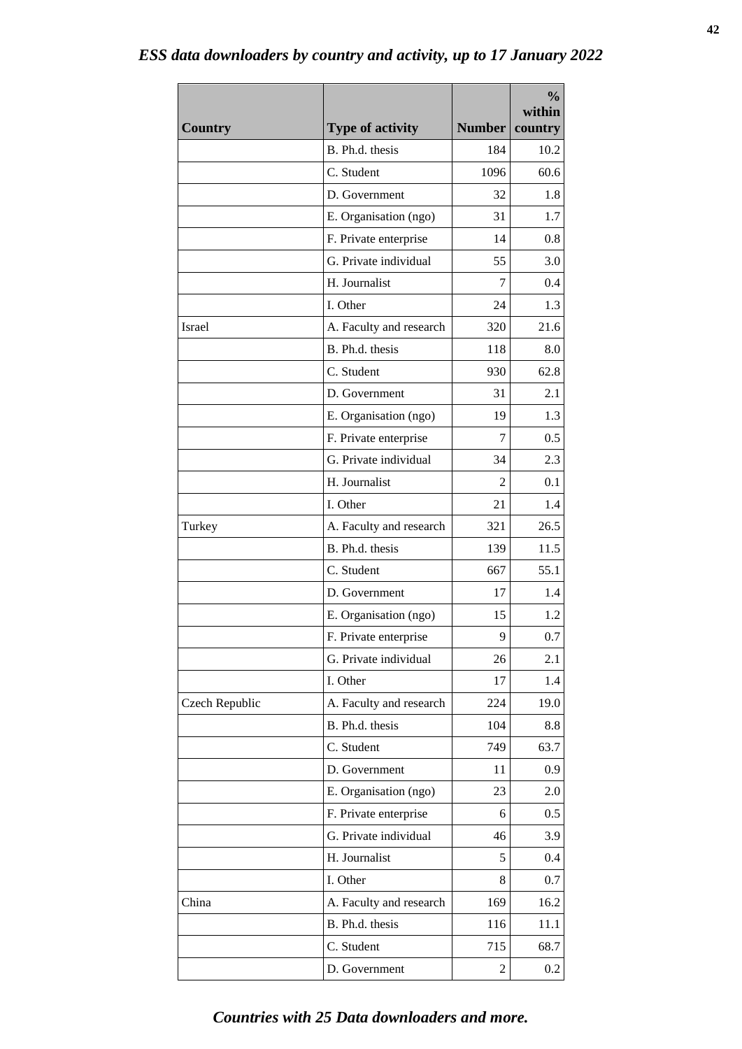## *ESS data downloaders by country and activity, up to 17 January 2022*

| Country | Type of activity | Number | % within country |
|---|---|---|---|
| | B. Ph.d. thesis | 184 | 10.2 |
| | C. Student | 1096 | 60.6 |
| | D. Government | 32 | 1.8 |
| | E. Organisation (ngo) | 31 | 1.7 |
| | F. Private enterprise | 14 | 0.8 |
| | G. Private individual | 55 | 3.0 |
| | H. Journalist | 7 | 0.4 |
| | I. Other | 24 | 1.3 |
| Israel | A. Faculty and research | 320 | 21.6 |
| | B. Ph.d. thesis | 118 | 8.0 |
| | C. Student | 930 | 62.8 |
| | D. Government | 31 | 2.1 |
| | E. Organisation (ngo) | 19 | 1.3 |
| | F. Private enterprise | 7 | 0.5 |
| | G. Private individual | 34 | 2.3 |
| | H. Journalist | 2 | 0.1 |
| | I. Other | 21 | 1.4 |
| Turkey | A. Faculty and research | 321 | 26.5 |
| | B. Ph.d. thesis | 139 | 11.5 |
| | C. Student | 667 | 55.1 |
| | D. Government | 17 | 1.4 |
| | E. Organisation (ngo) | 15 | 1.2 |
| | F. Private enterprise | 9 | 0.7 |
| | G. Private individual | 26 | 2.1 |
| | I. Other | 17 | 1.4 |
| Czech Republic | A. Faculty and research | 224 | 19.0 |
| | B. Ph.d. thesis | 104 | 8.8 |
| | C. Student | 749 | 63.7 |
| | D. Government | 11 | 0.9 |
| | E. Organisation (ngo) | 23 | 2.0 |
| | F. Private enterprise | 6 | 0.5 |
| | G. Private individual | 46 | 3.9 |
| | H. Journalist | 5 | 0.4 |
| | I. Other | 8 | 0.7 |
| China | A. Faculty and research | 169 | 16.2 |
| | B. Ph.d. thesis | 116 | 11.1 |
| | C. Student | 715 | 68.7 |
| | D. Government | 2 | 0.2 |

***Countries with 25 Data downloaders and more.***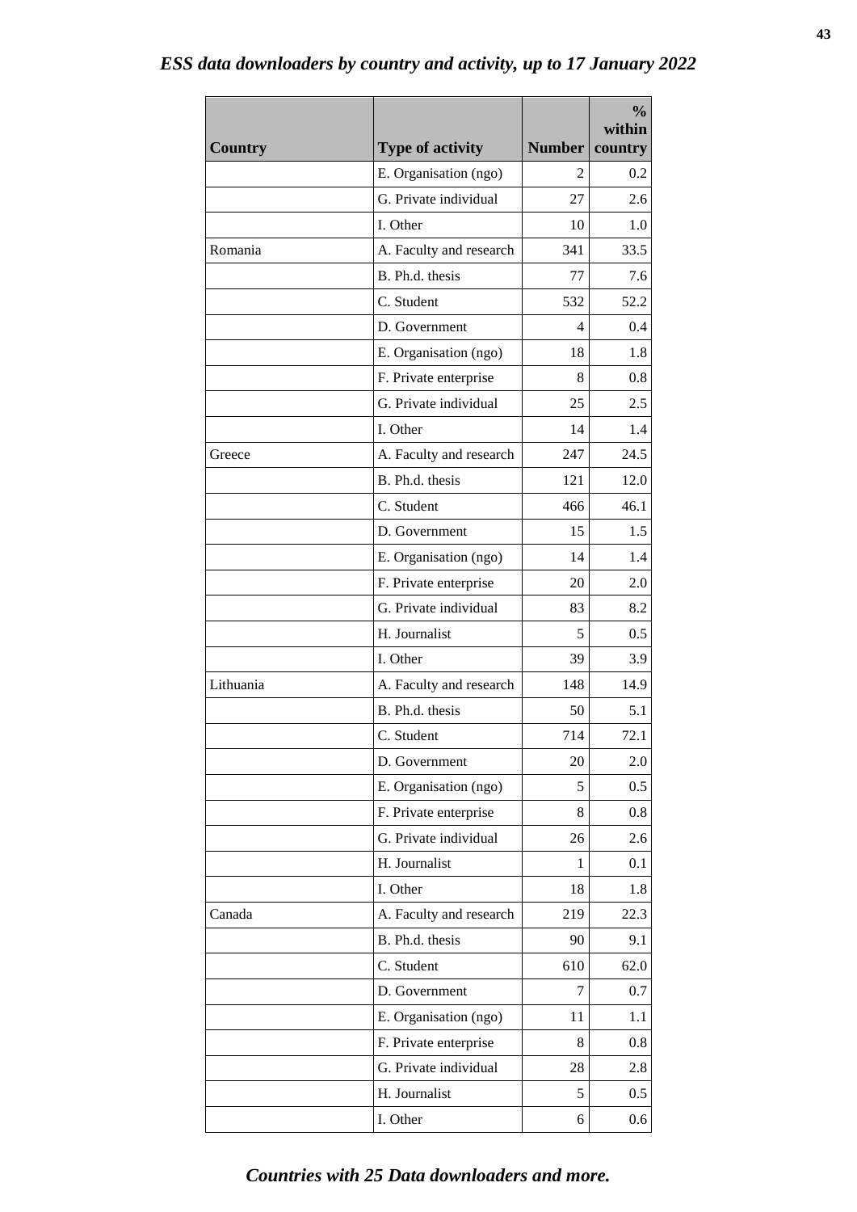## *ESS data downloaders by country and activity, up to 17 January 2022*

| Country | Type of activity | Number | % within country |
|---|---|---|---|
| | E. Organisation (ngo) | 2 | 0.2 |
| | G. Private individual | 27 | 2.6 |
| | I. Other | 10 | 1.0 |
| Romania | A. Faculty and research | 341 | 33.5 |
| | B. Ph.d. thesis | 77 | 7.6 |
| | C. Student | 532 | 52.2 |
| | D. Government | 4 | 0.4 |
| | E. Organisation (ngo) | 18 | 1.8 |
| | F. Private enterprise | 8 | 0.8 |
| | G. Private individual | 25 | 2.5 |
| | I. Other | 14 | 1.4 |
| Greece | A. Faculty and research | 247 | 24.5 |
| | B. Ph.d. thesis | 121 | 12.0 |
| | C. Student | 466 | 46.1 |
| | D. Government | 15 | 1.5 |
| | E. Organisation (ngo) | 14 | 1.4 |
| | F. Private enterprise | 20 | 2.0 |
| | G. Private individual | 83 | 8.2 |
| | H. Journalist | 5 | 0.5 |
| | I. Other | 39 | 3.9 |
| Lithuania | A. Faculty and research | 148 | 14.9 |
| | B. Ph.d. thesis | 50 | 5.1 |
| | C. Student | 714 | 72.1 |
| | D. Government | 20 | 2.0 |
| | E. Organisation (ngo) | 5 | 0.5 |
| | F. Private enterprise | 8 | 0.8 |
| | G. Private individual | 26 | 2.6 |
| | H. Journalist | 1 | 0.1 |
| | I. Other | 18 | 1.8 |
| Canada | A. Faculty and research | 219 | 22.3 |
| | B. Ph.d. thesis | 90 | 9.1 |
| | C. Student | 610 | 62.0 |
| | D. Government | 7 | 0.7 |
| | E. Organisation (ngo) | 11 | 1.1 |
| | F. Private enterprise | 8 | 0.8 |
| | G. Private individual | 28 | 2.8 |
| | H. Journalist | 5 | 0.5 |
| | I. Other | 6 | 0.6 |

***Countries with 25 Data downloaders and more.***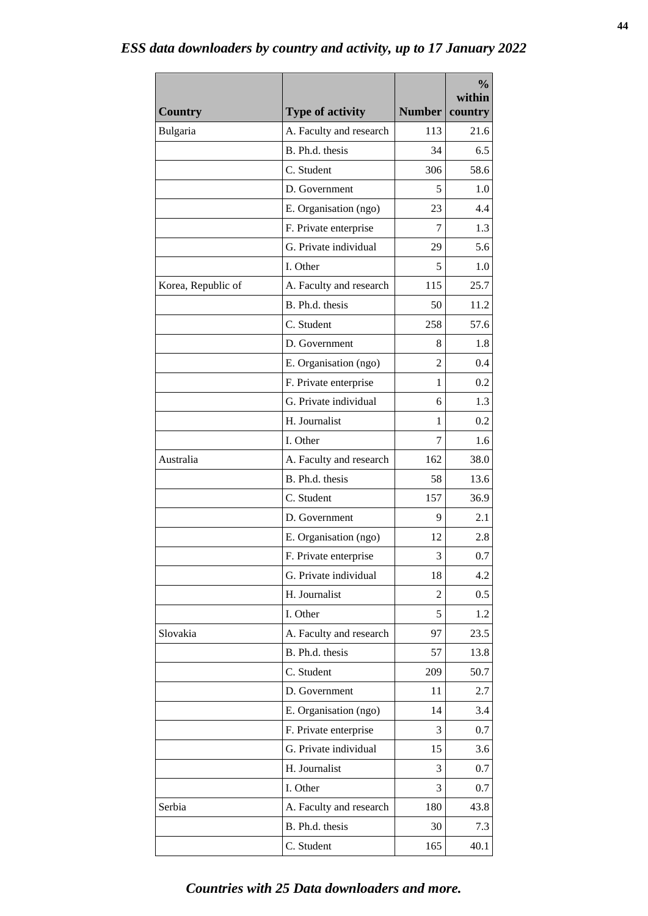*ESS data downloaders by country and activity, up to 17 January 2022*

| Country | Type of activity | Number | % within country |
|---|---|---|---|
| Bulgaria | A. Faculty and research | 113 | 21.6 |
| | B. Ph.d. thesis | 34 | 6.5 |
| | C. Student | 306 | 58.6 |
| | D. Government | 5 | 1.0 |
| | E. Organisation (ngo) | 23 | 4.4 |
| | F. Private enterprise | 7 | 1.3 |
| | G. Private individual | 29 | 5.6 |
| | I. Other | 5 | 1.0 |
| Korea, Republic of | A. Faculty and research | 115 | 25.7 |
| | B. Ph.d. thesis | 50 | 11.2 |
| | C. Student | 258 | 57.6 |
| | D. Government | 8 | 1.8 |
| | E. Organisation (ngo) | 2 | 0.4 |
| | F. Private enterprise | 1 | 0.2 |
| | G. Private individual | 6 | 1.3 |
| | H. Journalist | 1 | 0.2 |
| | I. Other | 7 | 1.6 |
| Australia | A. Faculty and research | 162 | 38.0 |
| | B. Ph.d. thesis | 58 | 13.6 |
| | C. Student | 157 | 36.9 |
| | D. Government | 9 | 2.1 |
| | E. Organisation (ngo) | 12 | 2.8 |
| | F. Private enterprise | 3 | 0.7 |
| | G. Private individual | 18 | 4.2 |
| | H. Journalist | 2 | 0.5 |
| | I. Other | 5 | 1.2 |
| Slovakia | A. Faculty and research | 97 | 23.5 |
| | B. Ph.d. thesis | 57 | 13.8 |
| | C. Student | 209 | 50.7 |
| | D. Government | 11 | 2.7 |
| | E. Organisation (ngo) | 14 | 3.4 |
| | F. Private enterprise | 3 | 0.7 |
| | G. Private individual | 15 | 3.6 |
| | H. Journalist | 3 | 0.7 |
| | I. Other | 3 | 0.7 |
| Serbia | A. Faculty and research | 180 | 43.8 |
| | B. Ph.d. thesis | 30 | 7.3 |
| | C. Student | 165 | 40.1 |

*Countries with 25 Data downloaders and more.*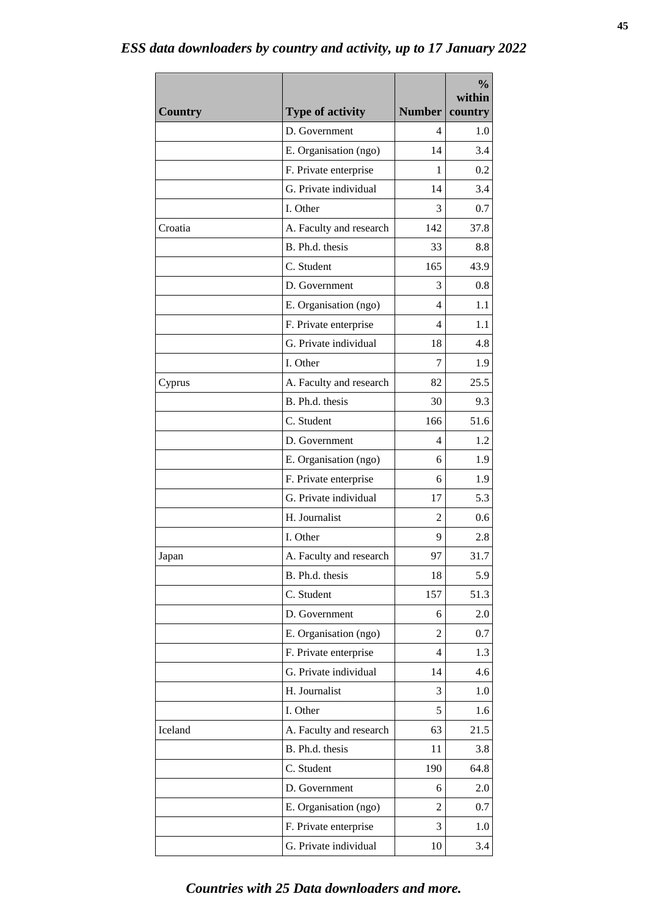# *ESS data downloaders by country and activity, up to 17 January 2022*

| Country | Type of activity | Number | % within country |
|---|---|---|---|
| | D. Government | 4 | 1.0 |
| | E. Organisation (ngo) | 14 | 3.4 |
| | F. Private enterprise | 1 | 0.2 |
| | G. Private individual | 14 | 3.4 |
| | I. Other | 3 | 0.7 |
| Croatia | A. Faculty and research | 142 | 37.8 |
| | B. Ph.d. thesis | 33 | 8.8 |
| | C. Student | 165 | 43.9 |
| | D. Government | 3 | 0.8 |
| | E. Organisation (ngo) | 4 | 1.1 |
| | F. Private enterprise | 4 | 1.1 |
| | G. Private individual | 18 | 4.8 |
| | I. Other | 7 | 1.9 |
| Cyprus | A. Faculty and research | 82 | 25.5 |
| | B. Ph.d. thesis | 30 | 9.3 |
| | C. Student | 166 | 51.6 |
| | D. Government | 4 | 1.2 |
| | E. Organisation (ngo) | 6 | 1.9 |
| | F. Private enterprise | 6 | 1.9 |
| | G. Private individual | 17 | 5.3 |
| | H. Journalist | 2 | 0.6 |
| | I. Other | 9 | 2.8 |
| Japan | A. Faculty and research | 97 | 31.7 |
| | B. Ph.d. thesis | 18 | 5.9 |
| | C. Student | 157 | 51.3 |
| | D. Government | 6 | 2.0 |
| | E. Organisation (ngo) | 2 | 0.7 |
| | F. Private enterprise | 4 | 1.3 |
| | G. Private individual | 14 | 4.6 |
| | H. Journalist | 3 | 1.0 |
| | I. Other | 5 | 1.6 |
| Iceland | A. Faculty and research | 63 | 21.5 |
| | B. Ph.d. thesis | 11 | 3.8 |
| | C. Student | 190 | 64.8 |
| | D. Government | 6 | 2.0 |
| | E. Organisation (ngo) | 2 | 0.7 |
| | F. Private enterprise | 3 | 1.0 |
| | G. Private individual | 10 | 3.4 |

***Countries with 25 Data downloaders and more.***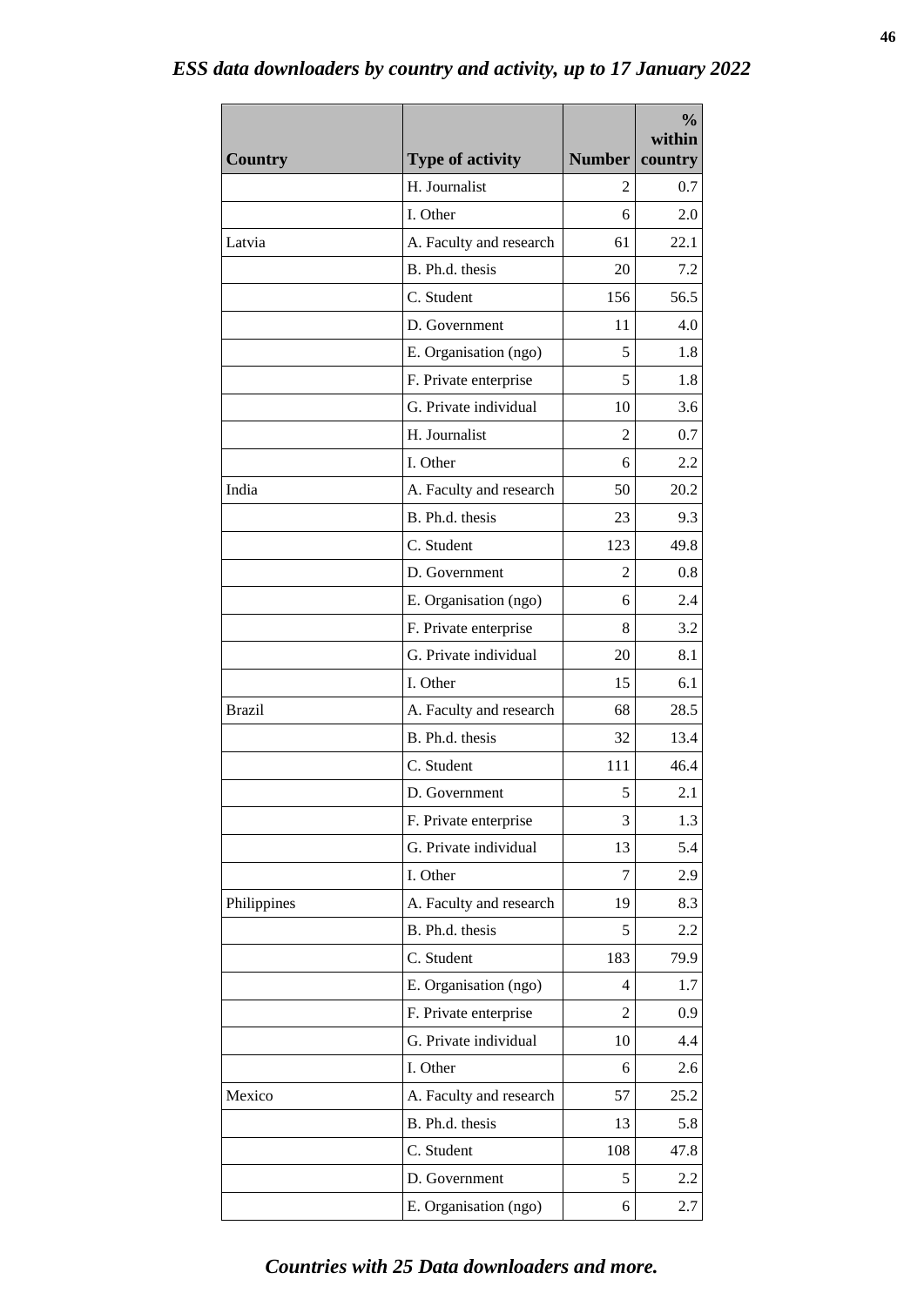*ESS data downloaders by country and activity, up to 17 January 2022*

| Country | Type of activity | Number | % within country |
|---|---|---|---|
| | H. Journalist | 2 | 0.7 |
| | I. Other | 6 | 2.0 |
| Latvia | A. Faculty and research | 61 | 22.1 |
| | B. Ph.d. thesis | 20 | 7.2 |
| | C. Student | 156 | 56.5 |
| | D. Government | 11 | 4.0 |
| | E. Organisation (ngo) | 5 | 1.8 |
| | F. Private enterprise | 5 | 1.8 |
| | G. Private individual | 10 | 3.6 |
| | H. Journalist | 2 | 0.7 |
| | I. Other | 6 | 2.2 |
| India | A. Faculty and research | 50 | 20.2 |
| | B. Ph.d. thesis | 23 | 9.3 |
| | C. Student | 123 | 49.8 |
| | D. Government | 2 | 0.8 |
| | E. Organisation (ngo) | 6 | 2.4 |
| | F. Private enterprise | 8 | 3.2 |
| | G. Private individual | 20 | 8.1 |
| | I. Other | 15 | 6.1 |
| Brazil | A. Faculty and research | 68 | 28.5 |
| | B. Ph.d. thesis | 32 | 13.4 |
| | C. Student | 111 | 46.4 |
| | D. Government | 5 | 2.1 |
| | F. Private enterprise | 3 | 1.3 |
| | G. Private individual | 13 | 5.4 |
| | I. Other | 7 | 2.9 |
| Philippines | A. Faculty and research | 19 | 8.3 |
| | B. Ph.d. thesis | 5 | 2.2 |
| | C. Student | 183 | 79.9 |
| | E. Organisation (ngo) | 4 | 1.7 |
| | F. Private enterprise | 2 | 0.9 |
| | G. Private individual | 10 | 4.4 |
| | I. Other | 6 | 2.6 |
| Mexico | A. Faculty and research | 57 | 25.2 |
| | B. Ph.d. thesis | 13 | 5.8 |
| | C. Student | 108 | 47.8 |
| | D. Government | 5 | 2.2 |
| | E. Organisation (ngo) | 6 | 2.7 |

***Countries with 25 Data downloaders and more.***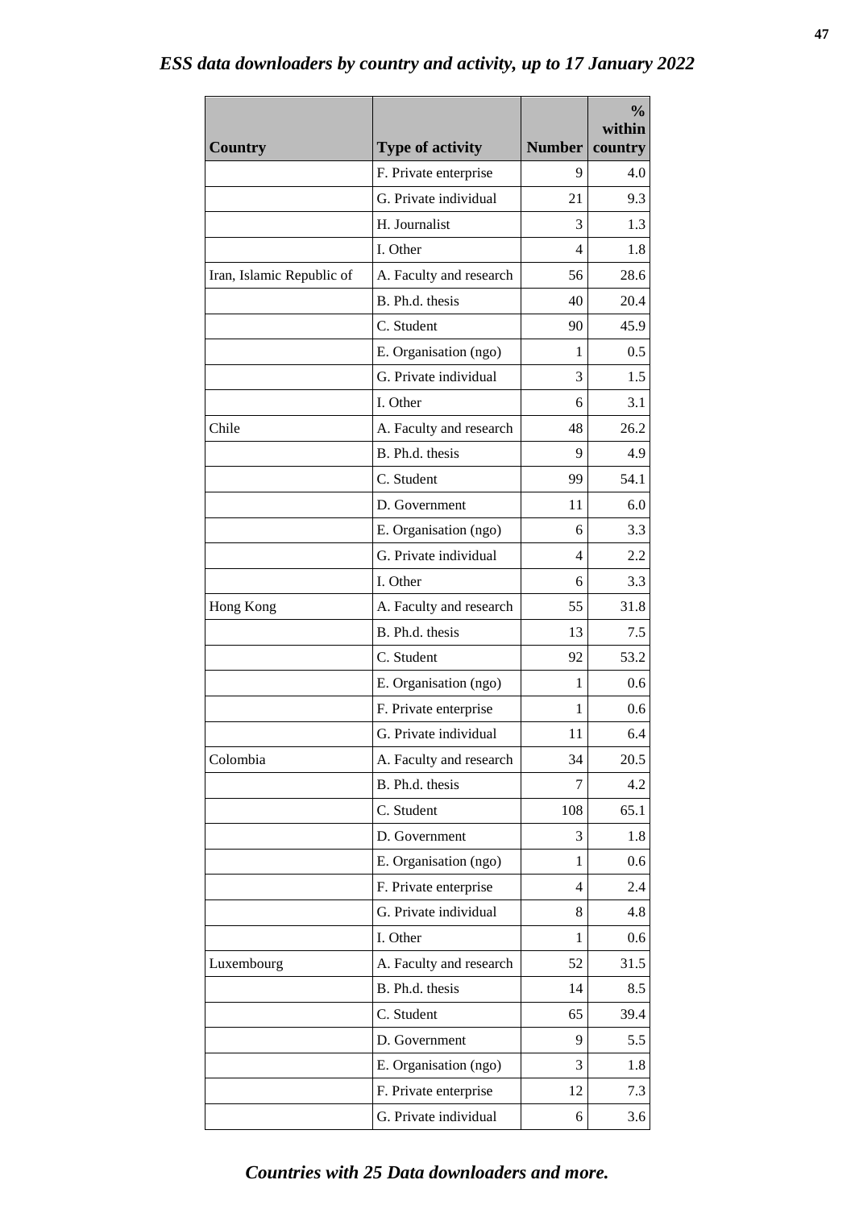## *ESS data downloaders by country and activity, up to 17 January 2022*

| Country | Type of activity | Number | % within country |
|---|---|---|---|
| | F. Private enterprise | 9 | 4.0 |
| | G. Private individual | 21 | 9.3 |
| | H. Journalist | 3 | 1.3 |
| | I. Other | 4 | 1.8 |
| Iran, Islamic Republic of | A. Faculty and research | 56 | 28.6 |
| | B. Ph.d. thesis | 40 | 20.4 |
| | C. Student | 90 | 45.9 |
| | E. Organisation (ngo) | 1 | 0.5 |
| | G. Private individual | 3 | 1.5 |
| | I. Other | 6 | 3.1 |
| Chile | A. Faculty and research | 48 | 26.2 |
| | B. Ph.d. thesis | 9 | 4.9 |
| | C. Student | 99 | 54.1 |
| | D. Government | 11 | 6.0 |
| | E. Organisation (ngo) | 6 | 3.3 |
| | G. Private individual | 4 | 2.2 |
| | I. Other | 6 | 3.3 |
| Hong Kong | A. Faculty and research | 55 | 31.8 |
| | B. Ph.d. thesis | 13 | 7.5 |
| | C. Student | 92 | 53.2 |
| | E. Organisation (ngo) | 1 | 0.6 |
| | F. Private enterprise | 1 | 0.6 |
| | G. Private individual | 11 | 6.4 |
| Colombia | A. Faculty and research | 34 | 20.5 |
| | B. Ph.d. thesis | 7 | 4.2 |
| | C. Student | 108 | 65.1 |
| | D. Government | 3 | 1.8 |
| | E. Organisation (ngo) | 1 | 0.6 |
| | F. Private enterprise | 4 | 2.4 |
| | G. Private individual | 8 | 4.8 |
| | I. Other | 1 | 0.6 |
| Luxembourg | A. Faculty and research | 52 | 31.5 |
| | B. Ph.d. thesis | 14 | 8.5 |
| | C. Student | 65 | 39.4 |
| | D. Government | 9 | 5.5 |
| | E. Organisation (ngo) | 3 | 1.8 |
| | F. Private enterprise | 12 | 7.3 |
| | G. Private individual | 6 | 3.6 |

***Countries with 25 Data downloaders and more.***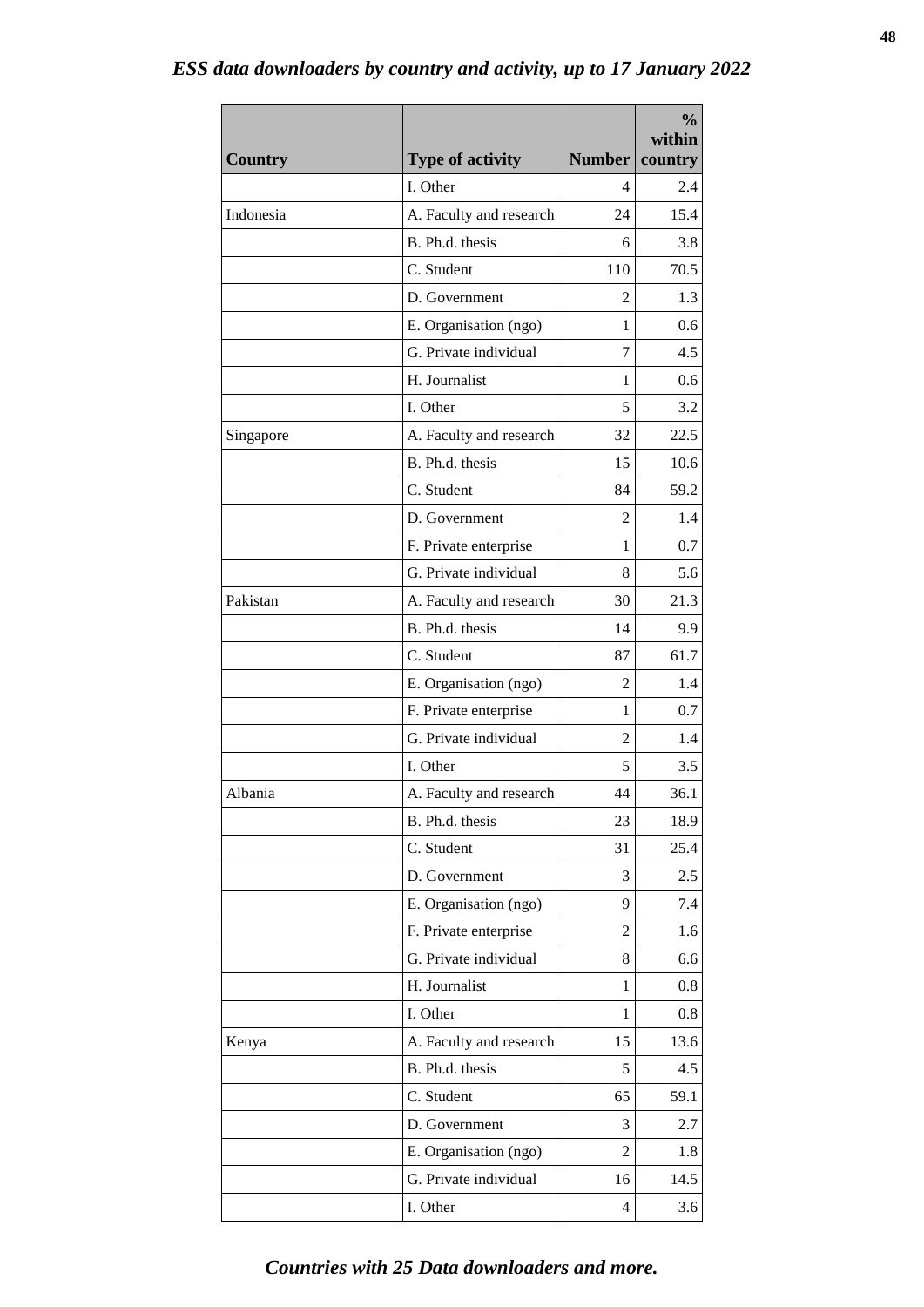## *ESS data downloaders by country and activity, up to 17 January 2022*

| Country | Type of activity | Number | % within country |
|---|---|---|---|
| | I. Other | 4 | 2.4 |
| Indonesia | A. Faculty and research | 24 | 15.4 |
| | B. Ph.d. thesis | 6 | 3.8 |
| | C. Student | 110 | 70.5 |
| | D. Government | 2 | 1.3 |
| | E. Organisation (ngo) | 1 | 0.6 |
| | G. Private individual | 7 | 4.5 |
| | H. Journalist | 1 | 0.6 |
| | I. Other | 5 | 3.2 |
| Singapore | A. Faculty and research | 32 | 22.5 |
| | B. Ph.d. thesis | 15 | 10.6 |
| | C. Student | 84 | 59.2 |
| | D. Government | 2 | 1.4 |
| | F. Private enterprise | 1 | 0.7 |
| | G. Private individual | 8 | 5.6 |
| Pakistan | A. Faculty and research | 30 | 21.3 |
| | B. Ph.d. thesis | 14 | 9.9 |
| | C. Student | 87 | 61.7 |
| | E. Organisation (ngo) | 2 | 1.4 |
| | F. Private enterprise | 1 | 0.7 |
| | G. Private individual | 2 | 1.4 |
| | I. Other | 5 | 3.5 |
| Albania | A. Faculty and research | 44 | 36.1 |
| | B. Ph.d. thesis | 23 | 18.9 |
| | C. Student | 31 | 25.4 |
| | D. Government | 3 | 2.5 |
| | E. Organisation (ngo) | 9 | 7.4 |
| | F. Private enterprise | 2 | 1.6 |
| | G. Private individual | 8 | 6.6 |
| | H. Journalist | 1 | 0.8 |
| | I. Other | 1 | 0.8 |
| Kenya | A. Faculty and research | 15 | 13.6 |
| | B. Ph.d. thesis | 5 | 4.5 |
| | C. Student | 65 | 59.1 |
| | D. Government | 3 | 2.7 |
| | E. Organisation (ngo) | 2 | 1.8 |
| | G. Private individual | 16 | 14.5 |
| | I. Other | 4 | 3.6 |

***Countries with 25 Data downloaders and more.***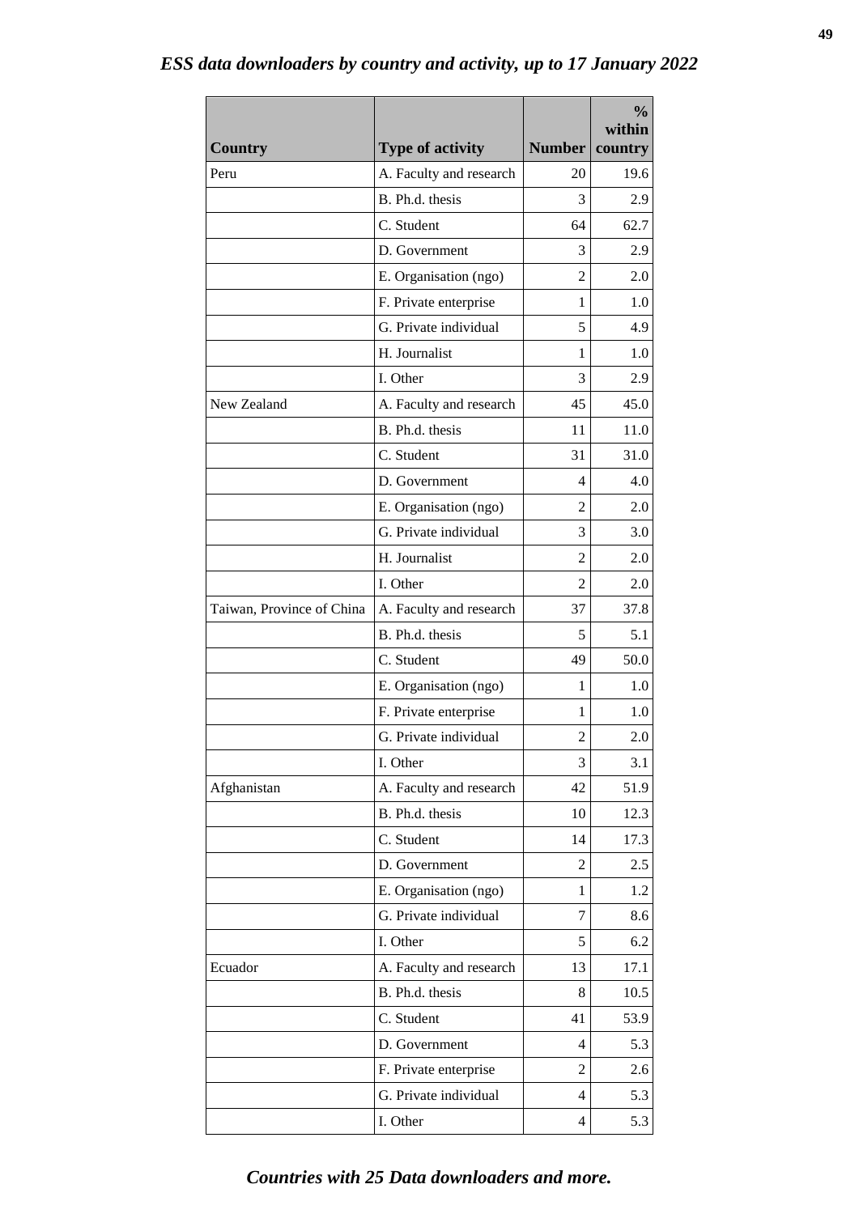## *ESS data downloaders by country and activity, up to 17 January 2022*

| Country | Type of activity | Number | % within country |
|---|---|---|---|
| Peru | A. Faculty and research | 20 | 19.6 |
| | B. Ph.d. thesis | 3 | 2.9 |
| | C. Student | 64 | 62.7 |
| | D. Government | 3 | 2.9 |
| | E. Organisation (ngo) | 2 | 2.0 |
| | F. Private enterprise | 1 | 1.0 |
| | G. Private individual | 5 | 4.9 |
| | H. Journalist | 1 | 1.0 |
| | I. Other | 3 | 2.9 |
| New Zealand | A. Faculty and research | 45 | 45.0 |
| | B. Ph.d. thesis | 11 | 11.0 |
| | C. Student | 31 | 31.0 |
| | D. Government | 4 | 4.0 |
| | E. Organisation (ngo) | 2 | 2.0 |
| | G. Private individual | 3 | 3.0 |
| | H. Journalist | 2 | 2.0 |
| | I. Other | 2 | 2.0 |
| Taiwan, Province of China | A. Faculty and research | 37 | 37.8 |
| | B. Ph.d. thesis | 5 | 5.1 |
| | C. Student | 49 | 50.0 |
| | E. Organisation (ngo) | 1 | 1.0 |
| | F. Private enterprise | 1 | 1.0 |
| | G. Private individual | 2 | 2.0 |
| | I. Other | 3 | 3.1 |
| Afghanistan | A. Faculty and research | 42 | 51.9 |
| | B. Ph.d. thesis | 10 | 12.3 |
| | C. Student | 14 | 17.3 |
| | D. Government | 2 | 2.5 |
| | E. Organisation (ngo) | 1 | 1.2 |
| | G. Private individual | 7 | 8.6 |
| | I. Other | 5 | 6.2 |
| Ecuador | A. Faculty and research | 13 | 17.1 |
| | B. Ph.d. thesis | 8 | 10.5 |
| | C. Student | 41 | 53.9 |
| | D. Government | 4 | 5.3 |
| | F. Private enterprise | 2 | 2.6 |
| | G. Private individual | 4 | 5.3 |
| | I. Other | 4 | 5.3 |

***Countries with 25 Data downloaders and more.***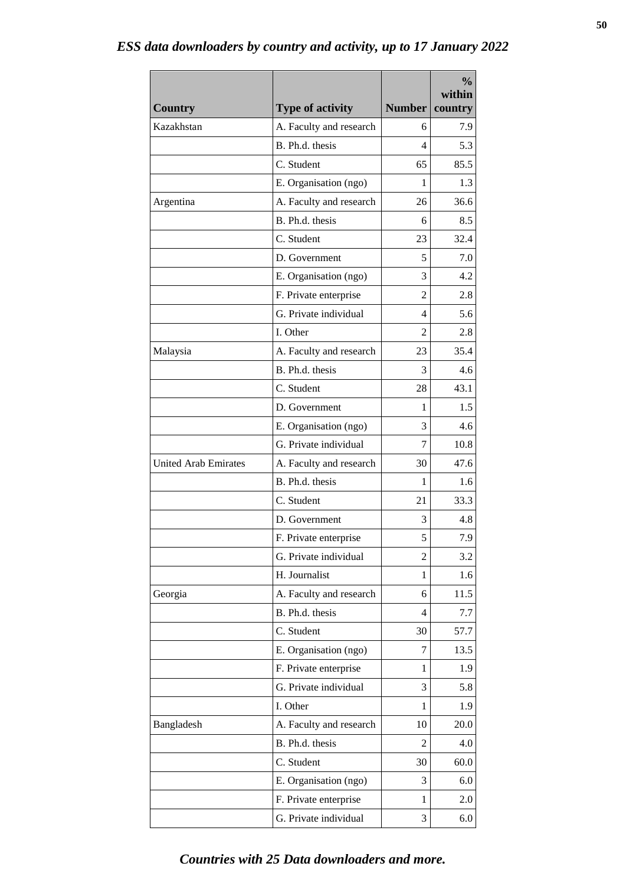*ESS data downloaders by country and activity, up to 17 January 2022*

| Country | Type of activity | Number | % within country |
|---|---|---|---|
| Kazakhstan | A. Faculty and research | 6 | 7.9 |
| | B. Ph.d. thesis | 4 | 5.3 |
| | C. Student | 65 | 85.5 |
| | E. Organisation (ngo) | 1 | 1.3 |
| Argentina | A. Faculty and research | 26 | 36.6 |
| | B. Ph.d. thesis | 6 | 8.5 |
| | C. Student | 23 | 32.4 |
| | D. Government | 5 | 7.0 |
| | E. Organisation (ngo) | 3 | 4.2 |
| | F. Private enterprise | 2 | 2.8 |
| | G. Private individual | 4 | 5.6 |
| | I. Other | 2 | 2.8 |
| Malaysia | A. Faculty and research | 23 | 35.4 |
| | B. Ph.d. thesis | 3 | 4.6 |
| | C. Student | 28 | 43.1 |
| | D. Government | 1 | 1.5 |
| | E. Organisation (ngo) | 3 | 4.6 |
| | G. Private individual | 7 | 10.8 |
| United Arab Emirates | A. Faculty and research | 30 | 47.6 |
| | B. Ph.d. thesis | 1 | 1.6 |
| | C. Student | 21 | 33.3 |
| | D. Government | 3 | 4.8 |
| | F. Private enterprise | 5 | 7.9 |
| | G. Private individual | 2 | 3.2 |
| | H. Journalist | 1 | 1.6 |
| Georgia | A. Faculty and research | 6 | 11.5 |
| | B. Ph.d. thesis | 4 | 7.7 |
| | C. Student | 30 | 57.7 |
| | E. Organisation (ngo) | 7 | 13.5 |
| | F. Private enterprise | 1 | 1.9 |
| | G. Private individual | 3 | 5.8 |
| | I. Other | 1 | 1.9 |
| Bangladesh | A. Faculty and research | 10 | 20.0 |
| | B. Ph.d. thesis | 2 | 4.0 |
| | C. Student | 30 | 60.0 |
| | E. Organisation (ngo) | 3 | 6.0 |
| | F. Private enterprise | 1 | 2.0 |
| | G. Private individual | 3 | 6.0 |

***Countries with 25 Data downloaders and more.***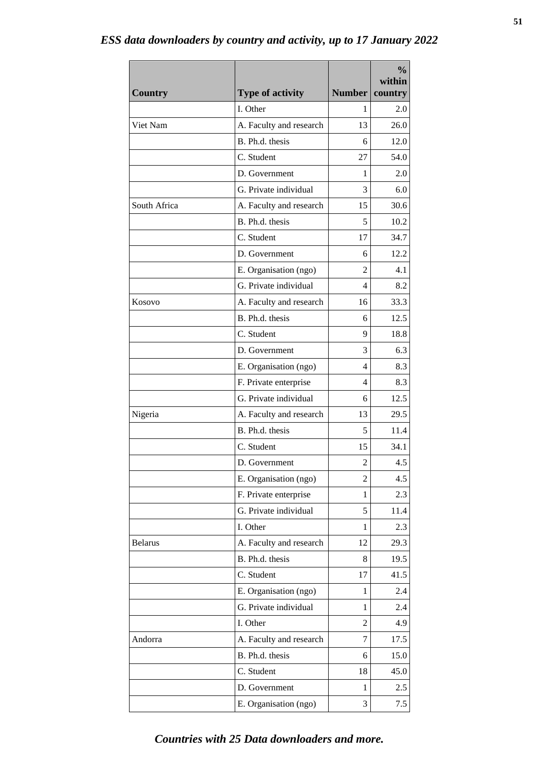## *ESS data downloaders by country and activity, up to 17 January 2022*

| Country | Type of activity | Number | % within country |
|---|---|---|---|
| | I. Other | 1 | 2.0 |
| Viet Nam | A. Faculty and research | 13 | 26.0 |
| | B. Ph.d. thesis | 6 | 12.0 |
| | C. Student | 27 | 54.0 |
| | D. Government | 1 | 2.0 |
| | G. Private individual | 3 | 6.0 |
| South Africa | A. Faculty and research | 15 | 30.6 |
| | B. Ph.d. thesis | 5 | 10.2 |
| | C. Student | 17 | 34.7 |
| | D. Government | 6 | 12.2 |
| | E. Organisation (ngo) | 2 | 4.1 |
| | G. Private individual | 4 | 8.2 |
| Kosovo | A. Faculty and research | 16 | 33.3 |
| | B. Ph.d. thesis | 6 | 12.5 |
| | C. Student | 9 | 18.8 |
| | D. Government | 3 | 6.3 |
| | E. Organisation (ngo) | 4 | 8.3 |
| | F. Private enterprise | 4 | 8.3 |
| | G. Private individual | 6 | 12.5 |
| Nigeria | A. Faculty and research | 13 | 29.5 |
| | B. Ph.d. thesis | 5 | 11.4 |
| | C. Student | 15 | 34.1 |
| | D. Government | 2 | 4.5 |
| | E. Organisation (ngo) | 2 | 4.5 |
| | F. Private enterprise | 1 | 2.3 |
| | G. Private individual | 5 | 11.4 |
| | I. Other | 1 | 2.3 |
| Belarus | A. Faculty and research | 12 | 29.3 |
| | B. Ph.d. thesis | 8 | 19.5 |
| | C. Student | 17 | 41.5 |
| | E. Organisation (ngo) | 1 | 2.4 |
| | G. Private individual | 1 | 2.4 |
| | I. Other | 2 | 4.9 |
| Andorra | A. Faculty and research | 7 | 17.5 |
| | B. Ph.d. thesis | 6 | 15.0 |
| | C. Student | 18 | 45.0 |
| | D. Government | 1 | 2.5 |
| | E. Organisation (ngo) | 3 | 7.5 |

***Countries with 25 Data downloaders and more.***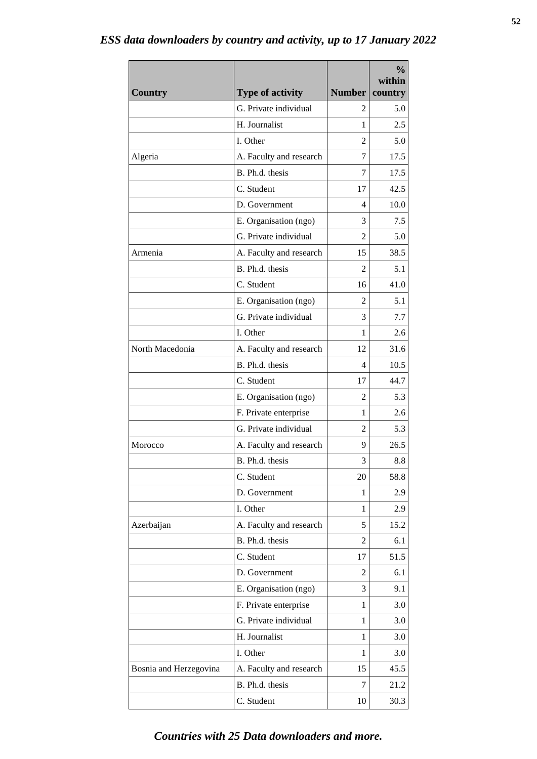## *ESS data downloaders by country and activity, up to 17 January 2022*

| Country | Type of activity | Number | % within country |
|---|---|---|---|
| | G. Private individual | 2 | 5.0 |
| | H. Journalist | 1 | 2.5 |
| | I. Other | 2 | 5.0 |
| Algeria | A. Faculty and research | 7 | 17.5 |
| | B. Ph.d. thesis | 7 | 17.5 |
| | C. Student | 17 | 42.5 |
| | D. Government | 4 | 10.0 |
| | E. Organisation (ngo) | 3 | 7.5 |
| | G. Private individual | 2 | 5.0 |
| Armenia | A. Faculty and research | 15 | 38.5 |
| | B. Ph.d. thesis | 2 | 5.1 |
| | C. Student | 16 | 41.0 |
| | E. Organisation (ngo) | 2 | 5.1 |
| | G. Private individual | 3 | 7.7 |
| | I. Other | 1 | 2.6 |
| North Macedonia | A. Faculty and research | 12 | 31.6 |
| | B. Ph.d. thesis | 4 | 10.5 |
| | C. Student | 17 | 44.7 |
| | E. Organisation (ngo) | 2 | 5.3 |
| | F. Private enterprise | 1 | 2.6 |
| | G. Private individual | 2 | 5.3 |
| Morocco | A. Faculty and research | 9 | 26.5 |
| | B. Ph.d. thesis | 3 | 8.8 |
| | C. Student | 20 | 58.8 |
| | D. Government | 1 | 2.9 |
| | I. Other | 1 | 2.9 |
| Azerbaijan | A. Faculty and research | 5 | 15.2 |
| | B. Ph.d. thesis | 2 | 6.1 |
| | C. Student | 17 | 51.5 |
| | D. Government | 2 | 6.1 |
| | E. Organisation (ngo) | 3 | 9.1 |
| | F. Private enterprise | 1 | 3.0 |
| | G. Private individual | 1 | 3.0 |
| | H. Journalist | 1 | 3.0 |
| | I. Other | 1 | 3.0 |
| Bosnia and Herzegovina | A. Faculty and research | 15 | 45.5 |
| | B. Ph.d. thesis | 7 | 21.2 |
| | C. Student | 10 | 30.3 |

***Countries with 25 Data downloaders and more.***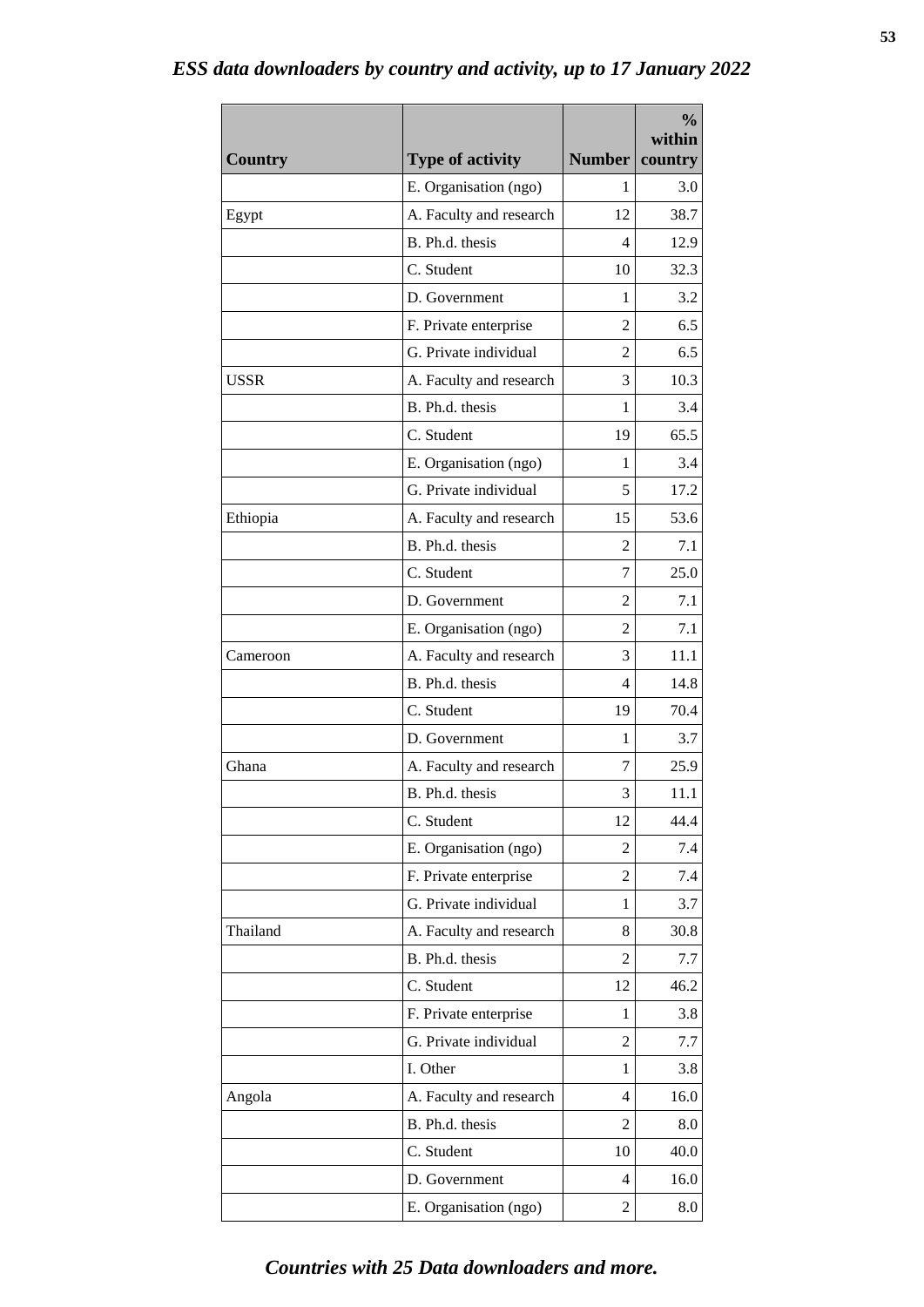### *ESS data downloaders by country and activity, up to 17 January 2022*

| Country | Type of activity | Number | % within country |
|---|---|---|---|
| | E. Organisation (ngo) | 1 | 3.0 |
| Egypt | A. Faculty and research | 12 | 38.7 |
| | B. Ph.d. thesis | 4 | 12.9 |
| | C. Student | 10 | 32.3 |
| | D. Government | 1 | 3.2 |
| | F. Private enterprise | 2 | 6.5 |
| | G. Private individual | 2 | 6.5 |
| USSR | A. Faculty and research | 3 | 10.3 |
| | B. Ph.d. thesis | 1 | 3.4 |
| | C. Student | 19 | 65.5 |
| | E. Organisation (ngo) | 1 | 3.4 |
| | G. Private individual | 5 | 17.2 |
| Ethiopia | A. Faculty and research | 15 | 53.6 |
| | B. Ph.d. thesis | 2 | 7.1 |
| | C. Student | 7 | 25.0 |
| | D. Government | 2 | 7.1 |
| | E. Organisation (ngo) | 2 | 7.1 |
| Cameroon | A. Faculty and research | 3 | 11.1 |
| | B. Ph.d. thesis | 4 | 14.8 |
| | C. Student | 19 | 70.4 |
| | D. Government | 1 | 3.7 |
| Ghana | A. Faculty and research | 7 | 25.9 |
| | B. Ph.d. thesis | 3 | 11.1 |
| | C. Student | 12 | 44.4 |
| | E. Organisation (ngo) | 2 | 7.4 |
| | F. Private enterprise | 2 | 7.4 |
| | G. Private individual | 1 | 3.7 |
| Thailand | A. Faculty and research | 8 | 30.8 |
| | B. Ph.d. thesis | 2 | 7.7 |
| | C. Student | 12 | 46.2 |
| | F. Private enterprise | 1 | 3.8 |
| | G. Private individual | 2 | 7.7 |
| | I. Other | 1 | 3.8 |
| Angola | A. Faculty and research | 4 | 16.0 |
| | B. Ph.d. thesis | 2 | 8.0 |
| | C. Student | 10 | 40.0 |
| | D. Government | 4 | 16.0 |
| | E. Organisation (ngo) | 2 | 8.0 |

***Countries with 25 Data downloaders and more.***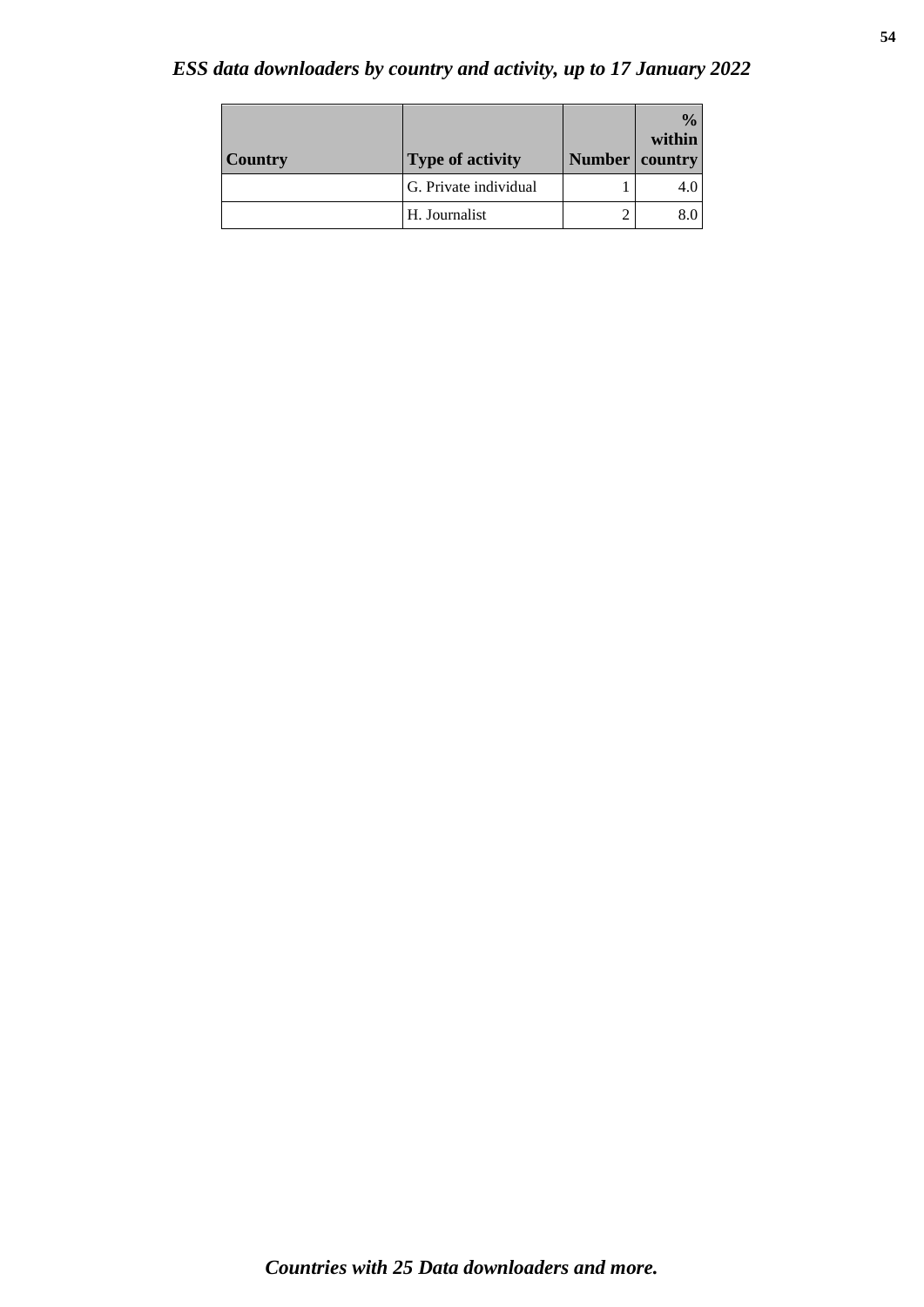*ESS data downloaders by country and activity, up to 17 January 2022*

| Country | Type of activity | Number | % within country |
|---|---|---|---|
| | G. Private individual | 1 | 4.0 |
| | H. Journalist | 2 | 8.0 |

***Countries with 25 Data downloaders and more.***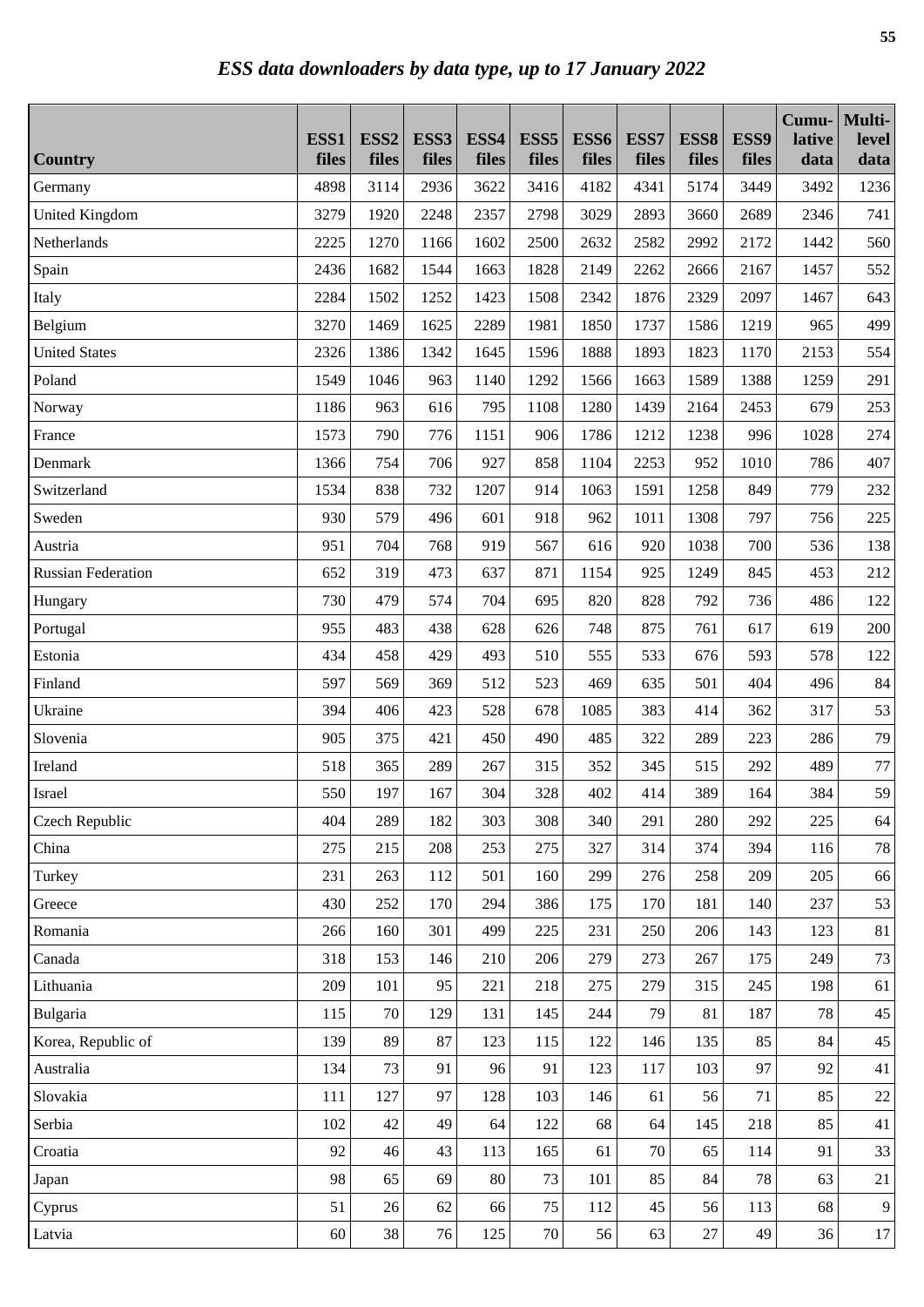# *ESS data downloaders by data type, up to 17 January 2022*

| Country | ESS1 files | ESS2 files | ESS3 files | ESS4 files | ESS5 files | ESS6 files | ESS7 files | ESS8 files | ESS9 files | Cumu-lative data | Multi-level data |
|---|---|---|---|---|---|---|---|---|---|---|---|
| Germany | 4898 | 3114 | 2936 | 3622 | 3416 | 4182 | 4341 | 5174 | 3449 | 3492 | 1236 |
| United Kingdom | 3279 | 1920 | 2248 | 2357 | 2798 | 3029 | 2893 | 3660 | 2689 | 2346 | 741 |
| Netherlands | 2225 | 1270 | 1166 | 1602 | 2500 | 2632 | 2582 | 2992 | 2172 | 1442 | 560 |
| Spain | 2436 | 1682 | 1544 | 1663 | 1828 | 2149 | 2262 | 2666 | 2167 | 1457 | 552 |
| Italy | 2284 | 1502 | 1252 | 1423 | 1508 | 2342 | 1876 | 2329 | 2097 | 1467 | 643 |
| Belgium | 3270 | 1469 | 1625 | 2289 | 1981 | 1850 | 1737 | 1586 | 1219 | 965 | 499 |
| United States | 2326 | 1386 | 1342 | 1645 | 1596 | 1888 | 1893 | 1823 | 1170 | 2153 | 554 |
| Poland | 1549 | 1046 | 963 | 1140 | 1292 | 1566 | 1663 | 1589 | 1388 | 1259 | 291 |
| Norway | 1186 | 963 | 616 | 795 | 1108 | 1280 | 1439 | 2164 | 2453 | 679 | 253 |
| France | 1573 | 790 | 776 | 1151 | 906 | 1786 | 1212 | 1238 | 996 | 1028 | 274 |
| Denmark | 1366 | 754 | 706 | 927 | 858 | 1104 | 2253 | 952 | 1010 | 786 | 407 |
| Switzerland | 1534 | 838 | 732 | 1207 | 914 | 1063 | 1591 | 1258 | 849 | 779 | 232 |
| Sweden | 930 | 579 | 496 | 601 | 918 | 962 | 1011 | 1308 | 797 | 756 | 225 |
| Austria | 951 | 704 | 768 | 919 | 567 | 616 | 920 | 1038 | 700 | 536 | 138 |
| Russian Federation | 652 | 319 | 473 | 637 | 871 | 1154 | 925 | 1249 | 845 | 453 | 212 |
| Hungary | 730 | 479 | 574 | 704 | 695 | 820 | 828 | 792 | 736 | 486 | 122 |
| Portugal | 955 | 483 | 438 | 628 | 626 | 748 | 875 | 761 | 617 | 619 | 200 |
| Estonia | 434 | 458 | 429 | 493 | 510 | 555 | 533 | 676 | 593 | 578 | 122 |
| Finland | 597 | 569 | 369 | 512 | 523 | 469 | 635 | 501 | 404 | 496 | 84 |
| Ukraine | 394 | 406 | 423 | 528 | 678 | 1085 | 383 | 414 | 362 | 317 | 53 |
| Slovenia | 905 | 375 | 421 | 450 | 490 | 485 | 322 | 289 | 223 | 286 | 79 |
| Ireland | 518 | 365 | 289 | 267 | 315 | 352 | 345 | 515 | 292 | 489 | 77 |
| Israel | 550 | 197 | 167 | 304 | 328 | 402 | 414 | 389 | 164 | 384 | 59 |
| Czech Republic | 404 | 289 | 182 | 303 | 308 | 340 | 291 | 280 | 292 | 225 | 64 |
| China | 275 | 215 | 208 | 253 | 275 | 327 | 314 | 374 | 394 | 116 | 78 |
| Turkey | 231 | 263 | 112 | 501 | 160 | 299 | 276 | 258 | 209 | 205 | 66 |
| Greece | 430 | 252 | 170 | 294 | 386 | 175 | 170 | 181 | 140 | 237 | 53 |
| Romania | 266 | 160 | 301 | 499 | 225 | 231 | 250 | 206 | 143 | 123 | 81 |
| Canada | 318 | 153 | 146 | 210 | 206 | 279 | 273 | 267 | 175 | 249 | 73 |
| Lithuania | 209 | 101 | 95 | 221 | 218 | 275 | 279 | 315 | 245 | 198 | 61 |
| Bulgaria | 115 | 70 | 129 | 131 | 145 | 244 | 79 | 81 | 187 | 78 | 45 |
| Korea, Republic of | 139 | 89 | 87 | 123 | 115 | 122 | 146 | 135 | 85 | 84 | 45 |
| Australia | 134 | 73 | 91 | 96 | 91 | 123 | 117 | 103 | 97 | 92 | 41 |
| Slovakia | 111 | 127 | 97 | 128 | 103 | 146 | 61 | 56 | 71 | 85 | 22 |
| Serbia | 102 | 42 | 49 | 64 | 122 | 68 | 64 | 145 | 218 | 85 | 41 |
| Croatia | 92 | 46 | 43 | 113 | 165 | 61 | 70 | 65 | 114 | 91 | 33 |
| Japan | 98 | 65 | 69 | 80 | 73 | 101 | 85 | 84 | 78 | 63 | 21 |
| Cyprus | 51 | 26 | 62 | 66 | 75 | 112 | 45 | 56 | 113 | 68 | 9 |
| Latvia | 60 | 38 | 76 | 125 | 70 | 56 | 63 | 27 | 49 | 36 | 17 |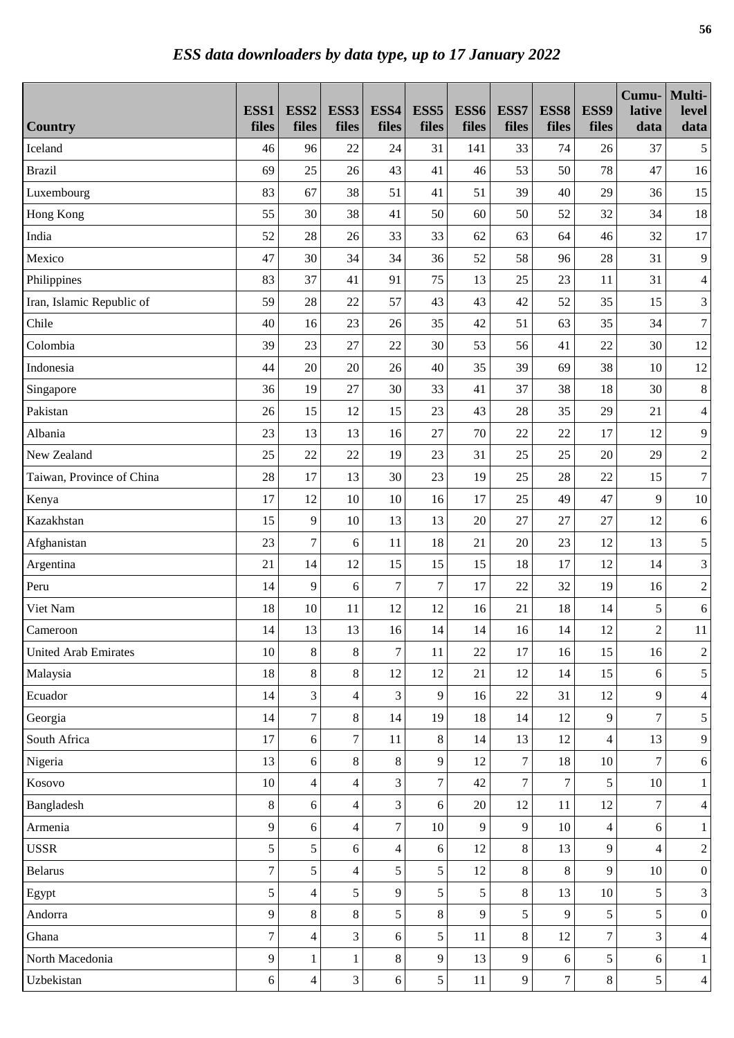## *ESS data downloaders by data type, up to 17 January 2022*

| Country | ESS1 files | ESS2 files | ESS3 files | ESS4 files | ESS5 files | ESS6 files | ESS7 files | ESS8 files | ESS9 files | Cumu-lative data | Multi-level data |
|---|---|---|---|---|---|---|---|---|---|---|---|
| Iceland | 46 | 96 | 22 | 24 | 31 | 141 | 33 | 74 | 26 | 37 | 5 |
| Brazil | 69 | 25 | 26 | 43 | 41 | 46 | 53 | 50 | 78 | 47 | 16 |
| Luxembourg | 83 | 67 | 38 | 51 | 41 | 51 | 39 | 40 | 29 | 36 | 15 |
| Hong Kong | 55 | 30 | 38 | 41 | 50 | 60 | 50 | 52 | 32 | 34 | 18 |
| India | 52 | 28 | 26 | 33 | 33 | 62 | 63 | 64 | 46 | 32 | 17 |
| Mexico | 47 | 30 | 34 | 34 | 36 | 52 | 58 | 96 | 28 | 31 | 9 |
| Philippines | 83 | 37 | 41 | 91 | 75 | 13 | 25 | 23 | 11 | 31 | 4 |
| Iran, Islamic Republic of | 59 | 28 | 22 | 57 | 43 | 43 | 42 | 52 | 35 | 15 | 3 |
| Chile | 40 | 16 | 23 | 26 | 35 | 42 | 51 | 63 | 35 | 34 | 7 |
| Colombia | 39 | 23 | 27 | 22 | 30 | 53 | 56 | 41 | 22 | 30 | 12 |
| Indonesia | 44 | 20 | 20 | 26 | 40 | 35 | 39 | 69 | 38 | 10 | 12 |
| Singapore | 36 | 19 | 27 | 30 | 33 | 41 | 37 | 38 | 18 | 30 | 8 |
| Pakistan | 26 | 15 | 12 | 15 | 23 | 43 | 28 | 35 | 29 | 21 | 4 |
| Albania | 23 | 13 | 13 | 16 | 27 | 70 | 22 | 22 | 17 | 12 | 9 |
| New Zealand | 25 | 22 | 22 | 19 | 23 | 31 | 25 | 25 | 20 | 29 | 2 |
| Taiwan, Province of China | 28 | 17 | 13 | 30 | 23 | 19 | 25 | 28 | 22 | 15 | 7 |
| Kenya | 17 | 12 | 10 | 10 | 16 | 17 | 25 | 49 | 47 | 9 | 10 |
| Kazakhstan | 15 | 9 | 10 | 13 | 13 | 20 | 27 | 27 | 27 | 12 | 6 |
| Afghanistan | 23 | 7 | 6 | 11 | 18 | 21 | 20 | 23 | 12 | 13 | 5 |
| Argentina | 21 | 14 | 12 | 15 | 15 | 15 | 18 | 17 | 12 | 14 | 3 |
| Peru | 14 | 9 | 6 | 7 | 7 | 17 | 22 | 32 | 19 | 16 | 2 |
| Viet Nam | 18 | 10 | 11 | 12 | 12 | 16 | 21 | 18 | 14 | 5 | 6 |
| Cameroon | 14 | 13 | 13 | 16 | 14 | 14 | 16 | 14 | 12 | 2 | 11 |
| United Arab Emirates | 10 | 8 | 8 | 7 | 11 | 22 | 17 | 16 | 15 | 16 | 2 |
| Malaysia | 18 | 8 | 8 | 12 | 12 | 21 | 12 | 14 | 15 | 6 | 5 |
| Ecuador | 14 | 3 | 4 | 3 | 9 | 16 | 22 | 31 | 12 | 9 | 4 |
| Georgia | 14 | 7 | 8 | 14 | 19 | 18 | 14 | 12 | 9 | 7 | 5 |
| South Africa | 17 | 6 | 7 | 11 | 8 | 14 | 13 | 12 | 4 | 13 | 9 |
| Nigeria | 13 | 6 | 8 | 8 | 9 | 12 | 7 | 18 | 10 | 7 | 6 |
| Kosovo | 10 | 4 | 4 | 3 | 7 | 42 | 7 | 7 | 5 | 10 | 1 |
| Bangladesh | 8 | 6 | 4 | 3 | 6 | 20 | 12 | 11 | 12 | 7 | 4 |
| Armenia | 9 | 6 | 4 | 7 | 10 | 9 | 9 | 10 | 4 | 6 | 1 |
| USSR | 5 | 5 | 6 | 4 | 6 | 12 | 8 | 13 | 9 | 4 | 2 |
| Belarus | 7 | 5 | 4 | 5 | 5 | 12 | 8 | 8 | 9 | 10 | 0 |
| Egypt | 5 | 4 | 5 | 9 | 5 | 5 | 8 | 13 | 10 | 5 | 3 |
| Andorra | 9 | 8 | 8 | 5 | 8 | 9 | 5 | 9 | 5 | 5 | 0 |
| Ghana | 7 | 4 | 3 | 6 | 5 | 11 | 8 | 12 | 7 | 3 | 4 |
| North Macedonia | 9 | 1 | 1 | 8 | 9 | 13 | 9 | 6 | 5 | 6 | 1 |
| Uzbekistan | 6 | 4 | 3 | 6 | 5 | 11 | 9 | 7 | 8 | 5 | 4 |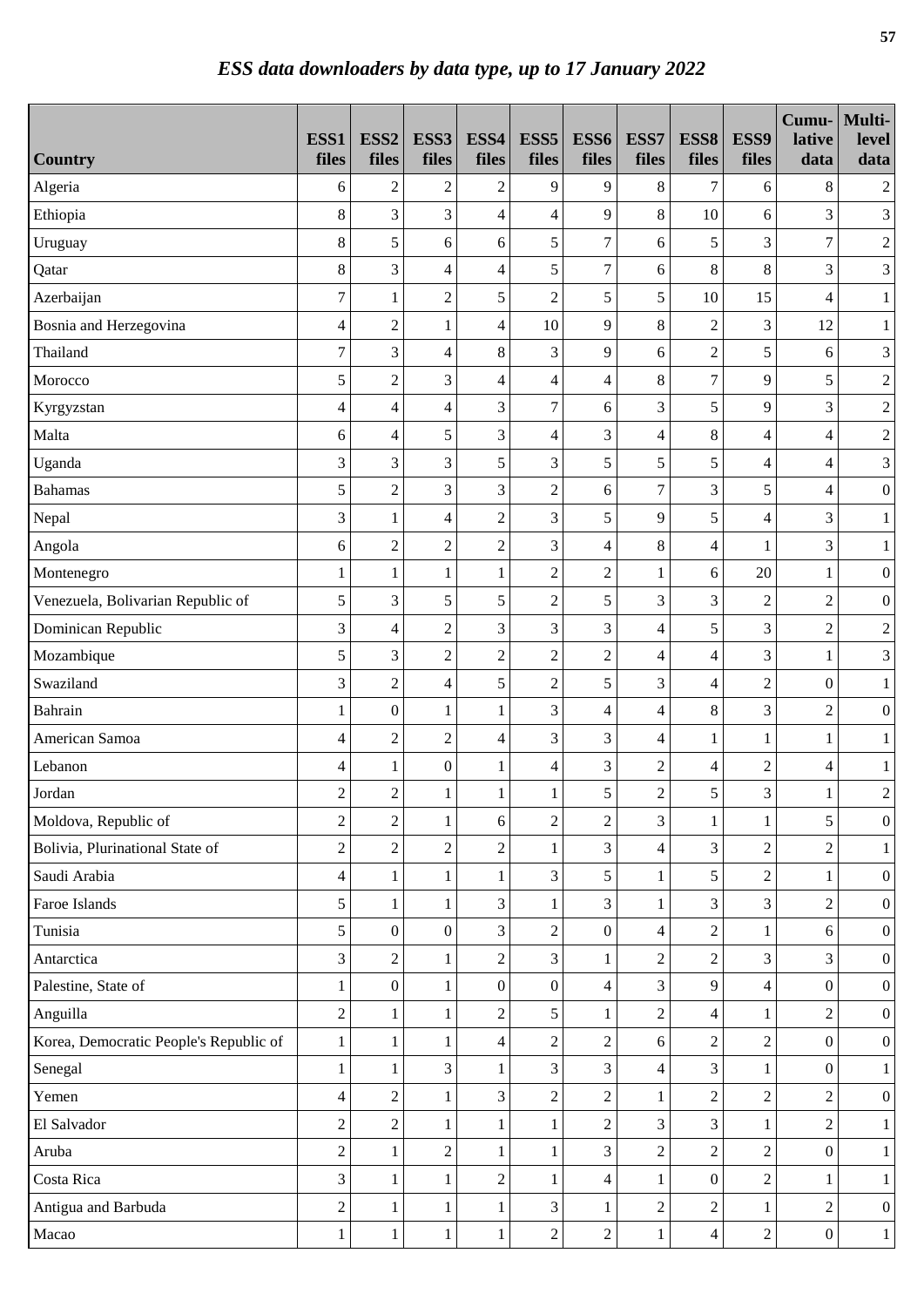## *ESS data downloaders by data type, up to 17 January 2022*

| Country | ESS1 files | ESS2 files | ESS3 files | ESS4 files | ESS5 files | ESS6 files | ESS7 files | ESS8 files | ESS9 files | Cumu-lative data | Multi-level data |
|---|---|---|---|---|---|---|---|---|---|---|---|
| Algeria | 6 | 2 | 2 | 2 | 9 | 9 | 8 | 7 | 6 | 8 | 2 |
| Ethiopia | 8 | 3 | 3 | 4 | 4 | 9 | 8 | 10 | 6 | 3 | 3 |
| Uruguay | 8 | 5 | 6 | 6 | 5 | 7 | 6 | 5 | 3 | 7 | 2 |
| Qatar | 8 | 3 | 4 | 4 | 5 | 7 | 6 | 8 | 8 | 3 | 3 |
| Azerbaijan | 7 | 1 | 2 | 5 | 2 | 5 | 5 | 10 | 15 | 4 | 1 |
| Bosnia and Herzegovina | 4 | 2 | 1 | 4 | 10 | 9 | 8 | 2 | 3 | 12 | 1 |
| Thailand | 7 | 3 | 4 | 8 | 3 | 9 | 6 | 2 | 5 | 6 | 3 |
| Morocco | 5 | 2 | 3 | 4 | 4 | 4 | 8 | 7 | 9 | 5 | 2 |
| Kyrgyzstan | 4 | 4 | 4 | 3 | 7 | 6 | 3 | 5 | 9 | 3 | 2 |
| Malta | 6 | 4 | 5 | 3 | 4 | 3 | 4 | 8 | 4 | 4 | 2 |
| Uganda | 3 | 3 | 3 | 5 | 3 | 5 | 5 | 5 | 4 | 4 | 3 |
| Bahamas | 5 | 2 | 3 | 3 | 2 | 6 | 7 | 3 | 5 | 4 | 0 |
| Nepal | 3 | 1 | 4 | 2 | 3 | 5 | 9 | 5 | 4 | 3 | 1 |
| Angola | 6 | 2 | 2 | 2 | 3 | 4 | 8 | 4 | 1 | 3 | 1 |
| Montenegro | 1 | 1 | 1 | 1 | 2 | 2 | 1 | 6 | 20 | 1 | 0 |
| Venezuela, Bolivarian Republic of | 5 | 3 | 5 | 5 | 2 | 5 | 3 | 3 | 2 | 2 | 0 |
| Dominican Republic | 3 | 4 | 2 | 3 | 3 | 3 | 4 | 5 | 3 | 2 | 2 |
| Mozambique | 5 | 3 | 2 | 2 | 2 | 2 | 4 | 4 | 3 | 1 | 3 |
| Swaziland | 3 | 2 | 4 | 5 | 2 | 5 | 3 | 4 | 2 | 0 | 1 |
| Bahrain | 1 | 0 | 1 | 1 | 3 | 4 | 4 | 8 | 3 | 2 | 0 |
| American Samoa | 4 | 2 | 2 | 4 | 3 | 3 | 4 | 1 | 1 | 1 | 1 |
| Lebanon | 4 | 1 | 0 | 1 | 4 | 3 | 2 | 4 | 2 | 4 | 1 |
| Jordan | 2 | 2 | 1 | 1 | 1 | 5 | 2 | 5 | 3 | 1 | 2 |
| Moldova, Republic of | 2 | 2 | 1 | 6 | 2 | 2 | 3 | 1 | 1 | 5 | 0 |
| Bolivia, Plurinational State of | 2 | 2 | 2 | 2 | 1 | 3 | 4 | 3 | 2 | 2 | 1 |
| Saudi Arabia | 4 | 1 | 1 | 1 | 3 | 5 | 1 | 5 | 2 | 1 | 0 |
| Faroe Islands | 5 | 1 | 1 | 3 | 1 | 3 | 1 | 3 | 3 | 2 | 0 |
| Tunisia | 5 | 0 | 0 | 3 | 2 | 0 | 4 | 2 | 1 | 6 | 0 |
| Antarctica | 3 | 2 | 1 | 2 | 3 | 1 | 2 | 2 | 3 | 3 | 0 |
| Palestine, State of | 1 | 0 | 1 | 0 | 0 | 4 | 3 | 9 | 4 | 0 | 0 |
| Anguilla | 2 | 1 | 1 | 2 | 5 | 1 | 2 | 4 | 1 | 2 | 0 |
| Korea, Democratic People's Republic of | 1 | 1 | 1 | 4 | 2 | 2 | 6 | 2 | 2 | 0 | 0 |
| Senegal | 1 | 1 | 3 | 1 | 3 | 3 | 4 | 3 | 1 | 0 | 1 |
| Yemen | 4 | 2 | 1 | 3 | 2 | 2 | 1 | 2 | 2 | 2 | 0 |
| El Salvador | 2 | 2 | 1 | 1 | 1 | 2 | 3 | 3 | 1 | 2 | 1 |
| Aruba | 2 | 1 | 2 | 1 | 1 | 3 | 2 | 2 | 2 | 0 | 1 |
| Costa Rica | 3 | 1 | 1 | 2 | 1 | 4 | 1 | 0 | 2 | 1 | 1 |
| Antigua and Barbuda | 2 | 1 | 1 | 1 | 3 | 1 | 2 | 2 | 1 | 2 | 0 |
| Macao | 1 | 1 | 1 | 1 | 2 | 2 | 1 | 4 | 2 | 0 | 1 |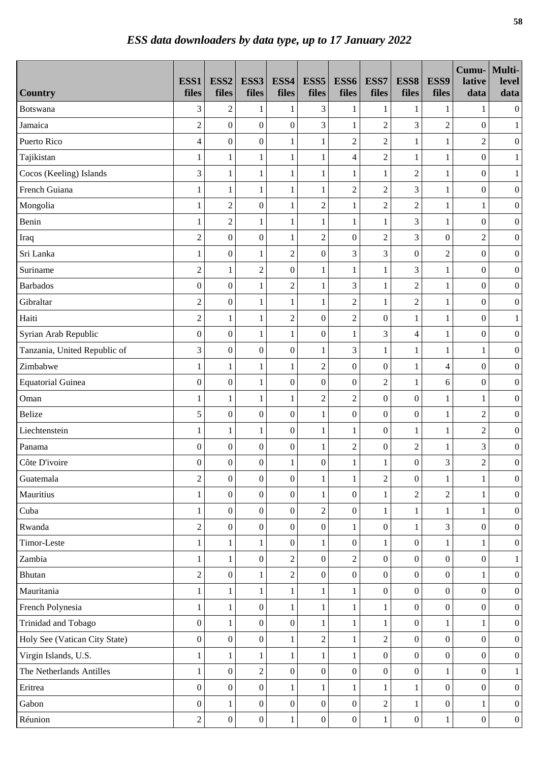# *ESS data downloaders by data type, up to 17 January 2022*

| Country | ESS1 files | ESS2 files | ESS3 files | ESS4 files | ESS5 files | ESS6 files | ESS7 files | ESS8 files | ESS9 files | Cumu-lative data | Multi-level data |
|---|---|---|---|---|---|---|---|---|---|---|---|
| Botswana | 3 | 2 | 1 | 1 | 3 | 1 | 1 | 1 | 1 | 1 | 0 |
| Jamaica | 2 | 0 | 0 | 0 | 3 | 1 | 2 | 3 | 2 | 0 | 1 |
| Puerto Rico | 4 | 0 | 0 | 1 | 1 | 2 | 2 | 1 | 1 | 2 | 0 |
| Tajikistan | 1 | 1 | 1 | 1 | 1 | 4 | 2 | 1 | 1 | 0 | 1 |
| Cocos (Keeling) Islands | 3 | 1 | 1 | 1 | 1 | 1 | 1 | 2 | 1 | 0 | 1 |
| French Guiana | 1 | 1 | 1 | 1 | 1 | 2 | 2 | 3 | 1 | 0 | 0 |
| Mongolia | 1 | 2 | 0 | 1 | 2 | 1 | 2 | 2 | 1 | 1 | 0 |
| Benin | 1 | 2 | 1 | 1 | 1 | 1 | 1 | 3 | 1 | 0 | 0 |
| Iraq | 2 | 0 | 0 | 1 | 2 | 0 | 2 | 3 | 0 | 2 | 0 |
| Sri Lanka | 1 | 0 | 1 | 2 | 0 | 3 | 3 | 0 | 2 | 0 | 0 |
| Suriname | 2 | 1 | 2 | 0 | 1 | 1 | 1 | 3 | 1 | 0 | 0 |
| Barbados | 0 | 0 | 1 | 2 | 1 | 3 | 1 | 2 | 1 | 0 | 0 |
| Gibraltar | 2 | 0 | 1 | 1 | 1 | 2 | 1 | 2 | 1 | 0 | 0 |
| Haiti | 2 | 1 | 1 | 2 | 0 | 2 | 0 | 1 | 1 | 0 | 1 |
| Syrian Arab Republic | 0 | 0 | 1 | 1 | 0 | 1 | 3 | 4 | 1 | 0 | 0 |
| Tanzania, United Republic of | 3 | 0 | 0 | 0 | 1 | 3 | 1 | 1 | 1 | 1 | 0 |
| Zimbabwe | 1 | 1 | 1 | 1 | 2 | 0 | 0 | 1 | 4 | 0 | 0 |
| Equatorial Guinea | 0 | 0 | 1 | 0 | 0 | 0 | 2 | 1 | 6 | 0 | 0 |
| Oman | 1 | 1 | 1 | 1 | 2 | 2 | 0 | 0 | 1 | 1 | 0 |
| Belize | 5 | 0 | 0 | 0 | 1 | 0 | 0 | 0 | 1 | 2 | 0 |
| Liechtenstein | 1 | 1 | 1 | 0 | 1 | 1 | 0 | 1 | 1 | 2 | 0 |
| Panama | 0 | 0 | 0 | 0 | 1 | 2 | 0 | 2 | 1 | 3 | 0 |
| Côte D'ivoire | 0 | 0 | 0 | 1 | 0 | 1 | 1 | 0 | 3 | 2 | 0 |
| Guatemala | 2 | 0 | 0 | 0 | 1 | 1 | 2 | 0 | 1 | 1 | 0 |
| Mauritius | 1 | 0 | 0 | 0 | 1 | 0 | 1 | 2 | 2 | 1 | 0 |
| Cuba | 1 | 0 | 0 | 0 | 2 | 0 | 1 | 1 | 1 | 1 | 0 |
| Rwanda | 2 | 0 | 0 | 0 | 0 | 1 | 0 | 1 | 3 | 0 | 0 |
| Timor-Leste | 1 | 1 | 1 | 0 | 1 | 0 | 1 | 0 | 1 | 1 | 0 |
| Zambia | 1 | 1 | 0 | 2 | 0 | 2 | 0 | 0 | 0 | 0 | 1 |
| Bhutan | 2 | 0 | 1 | 2 | 0 | 0 | 0 | 0 | 0 | 1 | 0 |
| Mauritania | 1 | 1 | 1 | 1 | 1 | 1 | 0 | 0 | 0 | 0 | 0 |
| French Polynesia | 1 | 1 | 0 | 1 | 1 | 1 | 1 | 0 | 0 | 0 | 0 |
| Trinidad and Tobago | 0 | 1 | 0 | 0 | 1 | 1 | 1 | 0 | 1 | 1 | 0 |
| Holy See (Vatican City State) | 0 | 0 | 0 | 1 | 2 | 1 | 2 | 0 | 0 | 0 | 0 |
| Virgin Islands, U.S. | 1 | 1 | 1 | 1 | 1 | 1 | 0 | 0 | 0 | 0 | 0 |
| The Netherlands Antilles | 1 | 0 | 2 | 0 | 0 | 0 | 0 | 0 | 1 | 0 | 1 |
| Eritrea | 0 | 0 | 0 | 1 | 1 | 1 | 1 | 1 | 0 | 0 | 0 |
| Gabon | 0 | 1 | 0 | 0 | 0 | 0 | 2 | 1 | 0 | 1 | 0 |
| Réunion | 2 | 0 | 0 | 1 | 0 | 0 | 1 | 0 | 1 | 0 | 0 |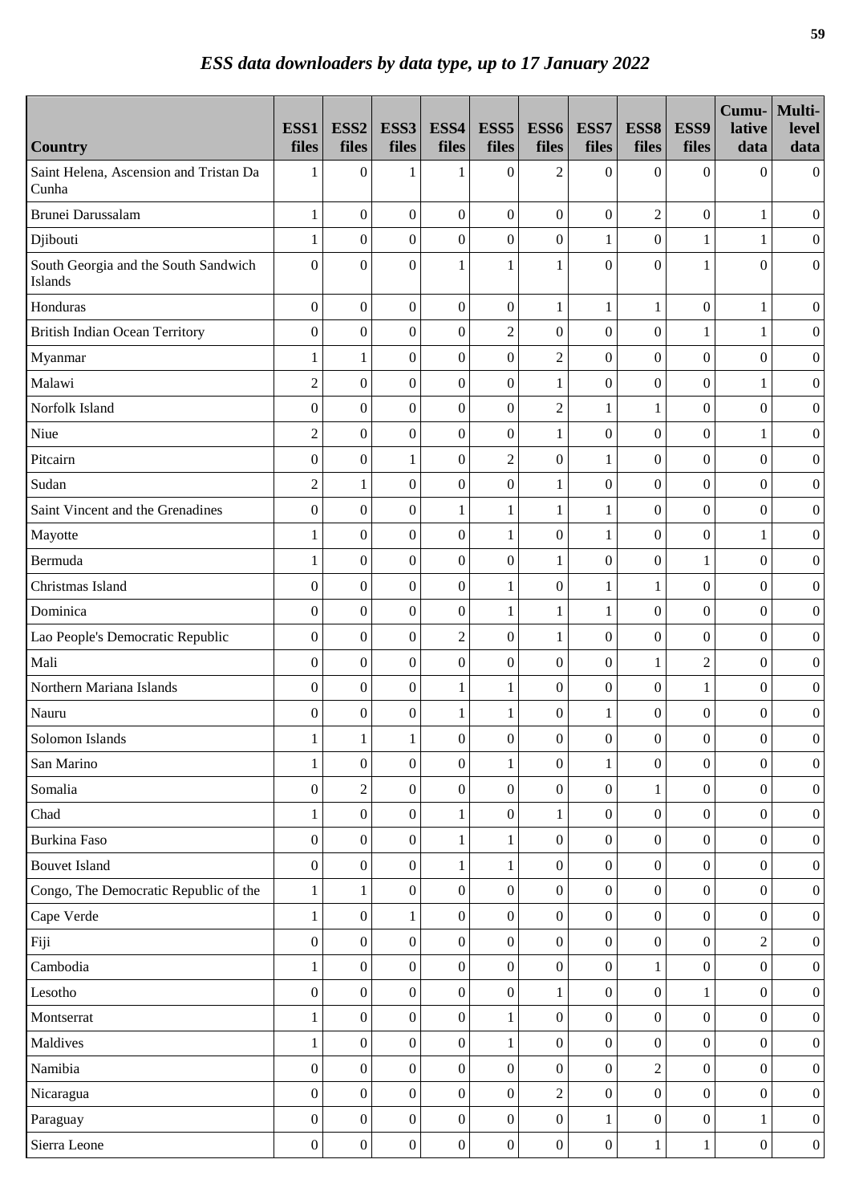## *ESS data downloaders by data type, up to 17 January 2022*

| Country | ESS1 files | ESS2 files | ESS3 files | ESS4 files | ESS5 files | ESS6 files | ESS7 files | ESS8 files | ESS9 files | Cumu-lative data | Multi-level data |
|---|---|---|---|---|---|---|---|---|---|---|---|
| Saint Helena, Ascension and Tristan Da Cunha | 1 | 0 | 1 | 1 | 0 | 2 | 0 | 0 | 0 | 0 | 0 |
| Brunei Darussalam | 1 | 0 | 0 | 0 | 0 | 0 | 0 | 2 | 0 | 1 | 0 |
| Djibouti | 1 | 0 | 0 | 0 | 0 | 0 | 1 | 0 | 1 | 1 | 0 |
| South Georgia and the South Sandwich Islands | 0 | 0 | 0 | 1 | 1 | 1 | 0 | 0 | 1 | 0 | 0 |
| Honduras | 0 | 0 | 0 | 0 | 0 | 1 | 1 | 1 | 0 | 1 | 0 |
| British Indian Ocean Territory | 0 | 0 | 0 | 0 | 2 | 0 | 0 | 0 | 1 | 1 | 0 |
| Myanmar | 1 | 1 | 0 | 0 | 0 | 2 | 0 | 0 | 0 | 0 | 0 |
| Malawi | 2 | 0 | 0 | 0 | 0 | 1 | 0 | 0 | 0 | 1 | 0 |
| Norfolk Island | 0 | 0 | 0 | 0 | 0 | 2 | 1 | 1 | 0 | 0 | 0 |
| Niue | 2 | 0 | 0 | 0 | 0 | 1 | 0 | 0 | 0 | 1 | 0 |
| Pitcairn | 0 | 0 | 1 | 0 | 2 | 0 | 1 | 0 | 0 | 0 | 0 |
| Sudan | 2 | 1 | 0 | 0 | 0 | 1 | 0 | 0 | 0 | 0 | 0 |
| Saint Vincent and the Grenadines | 0 | 0 | 0 | 1 | 1 | 1 | 1 | 0 | 0 | 0 | 0 |
| Mayotte | 1 | 0 | 0 | 0 | 1 | 0 | 1 | 0 | 0 | 1 | 0 |
| Bermuda | 1 | 0 | 0 | 0 | 0 | 1 | 0 | 0 | 1 | 0 | 0 |
| Christmas Island | 0 | 0 | 0 | 0 | 1 | 0 | 1 | 1 | 0 | 0 | 0 |
| Dominica | 0 | 0 | 0 | 0 | 1 | 1 | 1 | 0 | 0 | 0 | 0 |
| Lao People's Democratic Republic | 0 | 0 | 0 | 2 | 0 | 1 | 0 | 0 | 0 | 0 | 0 |
| Mali | 0 | 0 | 0 | 0 | 0 | 0 | 0 | 1 | 2 | 0 | 0 |
| Northern Mariana Islands | 0 | 0 | 0 | 1 | 1 | 0 | 0 | 0 | 1 | 0 | 0 |
| Nauru | 0 | 0 | 0 | 1 | 1 | 0 | 1 | 0 | 0 | 0 | 0 |
| Solomon Islands | 1 | 1 | 1 | 0 | 0 | 0 | 0 | 0 | 0 | 0 | 0 |
| San Marino | 1 | 0 | 0 | 0 | 1 | 0 | 1 | 0 | 0 | 0 | 0 |
| Somalia | 0 | 2 | 0 | 0 | 0 | 0 | 0 | 1 | 0 | 0 | 0 |
| Chad | 1 | 0 | 0 | 1 | 0 | 1 | 0 | 0 | 0 | 0 | 0 |
| Burkina Faso | 0 | 0 | 0 | 1 | 1 | 0 | 0 | 0 | 0 | 0 | 0 |
| Bouvet Island | 0 | 0 | 0 | 1 | 1 | 0 | 0 | 0 | 0 | 0 | 0 |
| Congo, The Democratic Republic of the | 1 | 1 | 0 | 0 | 0 | 0 | 0 | 0 | 0 | 0 | 0 |
| Cape Verde | 1 | 0 | 1 | 0 | 0 | 0 | 0 | 0 | 0 | 0 | 0 |
| Fiji | 0 | 0 | 0 | 0 | 0 | 0 | 0 | 0 | 0 | 2 | 0 |
| Cambodia | 1 | 0 | 0 | 0 | 0 | 0 | 0 | 1 | 0 | 0 | 0 |
| Lesotho | 0 | 0 | 0 | 0 | 0 | 1 | 0 | 0 | 1 | 0 | 0 |
| Montserrat | 1 | 0 | 0 | 0 | 1 | 0 | 0 | 0 | 0 | 0 | 0 |
| Maldives | 1 | 0 | 0 | 0 | 1 | 0 | 0 | 0 | 0 | 0 | 0 |
| Namibia | 0 | 0 | 0 | 0 | 0 | 0 | 0 | 2 | 0 | 0 | 0 |
| Nicaragua | 0 | 0 | 0 | 0 | 0 | 2 | 0 | 0 | 0 | 0 | 0 |
| Paraguay | 0 | 0 | 0 | 0 | 0 | 0 | 1 | 0 | 0 | 1 | 0 |
| Sierra Leone | 0 | 0 | 0 | 0 | 0 | 0 | 0 | 1 | 1 | 0 | 0 |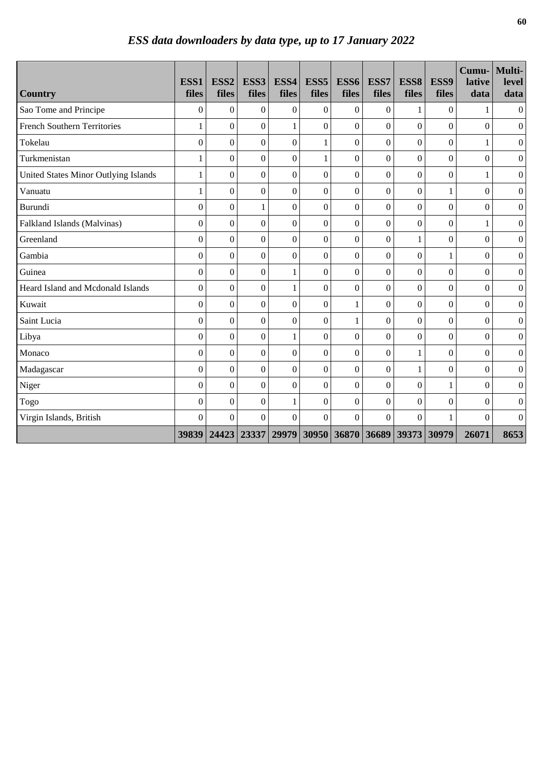## *ESS data downloaders by data type, up to 17 January 2022*

| Country | ESS1 files | ESS2 files | ESS3 files | ESS4 files | ESS5 files | ESS6 files | ESS7 files | ESS8 files | ESS9 files | Cumu-lative data | Multi-level data |
|---|---|---|---|---|---|---|---|---|---|---|---|
| Sao Tome and Principe | 0 | 0 | 0 | 0 | 0 | 0 | 0 | 1 | 0 | 1 | 0 |
| French Southern Territories | 1 | 0 | 0 | 1 | 0 | 0 | 0 | 0 | 0 | 0 | 0 |
| Tokelau | 0 | 0 | 0 | 0 | 1 | 0 | 0 | 0 | 0 | 1 | 0 |
| Turkmenistan | 1 | 0 | 0 | 0 | 1 | 0 | 0 | 0 | 0 | 0 | 0 |
| United States Minor Outlying Islands | 1 | 0 | 0 | 0 | 0 | 0 | 0 | 0 | 0 | 1 | 0 |
| Vanuatu | 1 | 0 | 0 | 0 | 0 | 0 | 0 | 0 | 1 | 0 | 0 |
| Burundi | 0 | 0 | 1 | 0 | 0 | 0 | 0 | 0 | 0 | 0 | 0 |
| Falkland Islands (Malvinas) | 0 | 0 | 0 | 0 | 0 | 0 | 0 | 0 | 0 | 1 | 0 |
| Greenland | 0 | 0 | 0 | 0 | 0 | 0 | 0 | 1 | 0 | 0 | 0 |
| Gambia | 0 | 0 | 0 | 0 | 0 | 0 | 0 | 0 | 1 | 0 | 0 |
| Guinea | 0 | 0 | 0 | 1 | 0 | 0 | 0 | 0 | 0 | 0 | 0 |
| Heard Island and Mcdonald Islands | 0 | 0 | 0 | 1 | 0 | 0 | 0 | 0 | 0 | 0 | 0 |
| Kuwait | 0 | 0 | 0 | 0 | 0 | 1 | 0 | 0 | 0 | 0 | 0 |
| Saint Lucia | 0 | 0 | 0 | 0 | 0 | 1 | 0 | 0 | 0 | 0 | 0 |
| Libya | 0 | 0 | 0 | 1 | 0 | 0 | 0 | 0 | 0 | 0 | 0 |
| Monaco | 0 | 0 | 0 | 0 | 0 | 0 | 0 | 1 | 0 | 0 | 0 |
| Madagascar | 0 | 0 | 0 | 0 | 0 | 0 | 0 | 1 | 0 | 0 | 0 |
| Niger | 0 | 0 | 0 | 0 | 0 | 0 | 0 | 0 | 1 | 0 | 0 |
| Togo | 0 | 0 | 0 | 1 | 0 | 0 | 0 | 0 | 0 | 0 | 0 |
| Virgin Islands, British | 0 | 0 | 0 | 0 | 0 | 0 | 0 | 0 | 1 | 0 | 0 |
| | **39839** | **24423** | **23337** | **29979** | **30950** | **36870** | **36689** | **39373** | **30979** | **26071** | **8653** |